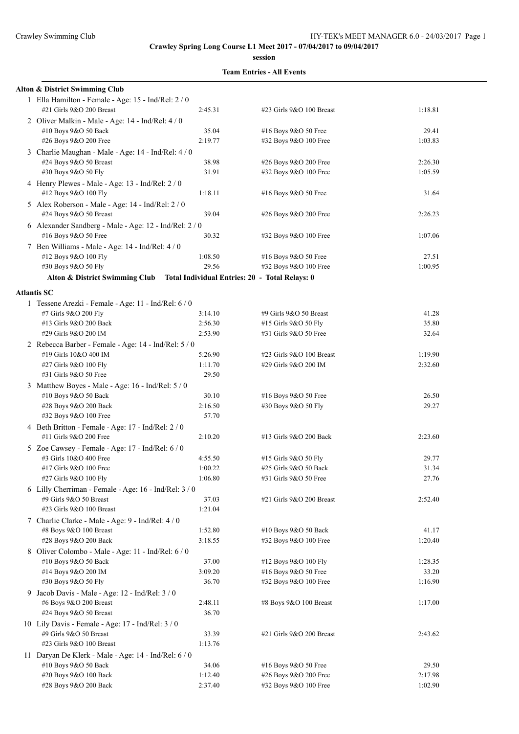**Crawley Spring Long Course L1 Meet 2017 - 07/04/2017 to 09/04/2017**

**session**

**Team Entries - All Events**

### Alton & District Swimming Club

1 Ella Hamilton - Female - Age: 15 - Ind/Rel: 2 / 0

| | | | |
|---|---|---|---|
| #21 Girls 9&O 200 Breast | 2:45.31 | #23 Girls 9&O 100 Breast | 1:18.81 |

2 Oliver Malkin - Male - Age: 14 - Ind/Rel: 4 / 0

| | | | |
|---|---|---|---|
| #10 Boys 9&O 50 Back | 35.04 | #16 Boys 9&O 50 Free | 29.41 |
| #26 Boys 9&O 200 Free | 2:19.77 | #32 Boys 9&O 100 Free | 1:03.83 |

3 Charlie Maughan - Male - Age: 14 - Ind/Rel: 4 / 0

| | | | |
|---|---|---|---|
| #24 Boys 9&O 50 Breast | 38.98 | #26 Boys 9&O 200 Free | 2:26.30 |
| #30 Boys 9&O 50 Fly | 31.91 | #32 Boys 9&O 100 Free | 1:05.59 |

4 Henry Plewes - Male - Age: 13 - Ind/Rel: 2 / 0

| | | | |
|---|---|---|---|
| #12 Boys 9&O 100 Fly | 1:18.11 | #16 Boys 9&O 50 Free | 31.64 |

5 Alex Roberson - Male - Age: 14 - Ind/Rel: 2 / 0

| | | | |
|---|---|---|---|
| #24 Boys 9&O 50 Breast | 39.04 | #26 Boys 9&O 200 Free | 2:26.23 |

6 Alexander Sandberg - Male - Age: 12 - Ind/Rel: 2 / 0

| | | | |
|---|---|---|---|
| #16 Boys 9&O 50 Free | 30.32 | #32 Boys 9&O 100 Free | 1:07.06 |

7 Ben Williams - Male - Age: 14 - Ind/Rel: 4 / 0

| | | | |
|---|---|---|---|
| #12 Boys 9&O 100 Fly | 1:08.50 | #16 Boys 9&O 50 Free | 27.51 |
| #30 Boys 9&O 50 Fly | 29.56 | #32 Boys 9&O 100 Free | 1:00.95 |

**Alton & District Swimming Club Total Individual Entries: 20 - Total Relays: 0**

### Atlantis SC

1 Tessene Arezki - Female - Age: 11 - Ind/Rel: 6 / 0

| | | | |
|---|---|---|---|
| #7 Girls 9&O 200 Fly | 3:14.10 | #9 Girls 9&O 50 Breast | 41.28 |
| #13 Girls 9&O 200 Back | 2:56.30 | #15 Girls 9&O 50 Fly | 35.80 |
| #29 Girls 9&O 200 IM | 2:53.90 | #31 Girls 9&O 50 Free | 32.64 |

2 Rebecca Barber - Female - Age: 14 - Ind/Rel: 5 / 0

| | | | |
|---|---|---|---|
| #19 Girls 10&O 400 IM | 5:26.90 | #23 Girls 9&O 100 Breast | 1:19.90 |
| #27 Girls 9&O 100 Fly | 1:11.70 | #29 Girls 9&O 200 IM | 2:32.60 |
| #31 Girls 9&O 50 Free | 29.50 | | |

3 Matthew Boyes - Male - Age: 16 - Ind/Rel: 5 / 0

| | | | |
|---|---|---|---|
| #10 Boys 9&O 50 Back | 30.10 | #16 Boys 9&O 50 Free | 26.50 |
| #28 Boys 9&O 200 Back | 2:16.50 | #30 Boys 9&O 50 Fly | 29.27 |
| #32 Boys 9&O 100 Free | 57.70 | | |

4 Beth Britton - Female - Age: 17 - Ind/Rel: 2 / 0

| | | | |
|---|---|---|---|
| #11 Girls 9&O 200 Free | 2:10.20 | #13 Girls 9&O 200 Back | 2:23.60 |

5 Zoe Cawsey - Female - Age: 17 - Ind/Rel: 6 / 0

| | | | |
|---|---|---|---|
| #3 Girls 10&O 400 Free | 4:55.50 | #15 Girls 9&O 50 Fly | 29.77 |
| #17 Girls 9&O 100 Free | 1:00.22 | #25 Girls 9&O 50 Back | 31.34 |
| #27 Girls 9&O 100 Fly | 1:06.80 | #31 Girls 9&O 50 Free | 27.76 |

6 Lilly Cherriman - Female - Age: 16 - Ind/Rel: 3 / 0

| | | | |
|---|---|---|---|
| #9 Girls 9&O 50 Breast | 37.03 | #21 Girls 9&O 200 Breast | 2:52.40 |
| #23 Girls 9&O 100 Breast | 1:21.04 | | |

7 Charlie Clarke - Male - Age: 9 - Ind/Rel: 4 / 0

| | | | |
|---|---|---|---|
| #8 Boys 9&O 100 Breast | 1:52.80 | #10 Boys 9&O 50 Back | 41.17 |
| #28 Boys 9&O 200 Back | 3:18.55 | #32 Boys 9&O 100 Free | 1:20.40 |

8 Oliver Colombo - Male - Age: 11 - Ind/Rel: 6 / 0

| | | | |
|---|---|---|---|
| #10 Boys 9&O 50 Back | 37.00 | #12 Boys 9&O 100 Fly | 1:28.35 |
| #14 Boys 9&O 200 IM | 3:09.20 | #16 Boys 9&O 50 Free | 33.20 |
| #30 Boys 9&O 50 Fly | 36.70 | #32 Boys 9&O 100 Free | 1:16.90 |

9 Jacob Davis - Male - Age: 12 - Ind/Rel: 3 / 0

| | | | |
|---|---|---|---|
| #6 Boys 9&O 200 Breast | 2:48.11 | #8 Boys 9&O 100 Breast | 1:17.00 |
| #24 Boys 9&O 50 Breast | 36.70 | | |

10 Lily Davis - Female - Age: 17 - Ind/Rel: 3 / 0

| | | | |
|---|---|---|---|
| #9 Girls 9&O 50 Breast | 33.39 | #21 Girls 9&O 200 Breast | 2:43.62 |
| #23 Girls 9&O 100 Breast | 1:13.76 | | |

11 Daryan De Klerk - Male - Age: 14 - Ind/Rel: 6 / 0

| | | | |
|---|---|---|---|
| #10 Boys 9&O 50 Back | 34.06 | #16 Boys 9&O 50 Free | 29.50 |
| #20 Boys 9&O 100 Back | 1:12.40 | #26 Boys 9&O 200 Free | 2:17.98 |
| #28 Boys 9&O 200 Back | 2:37.40 | #32 Boys 9&O 100 Free | 1:02.90 |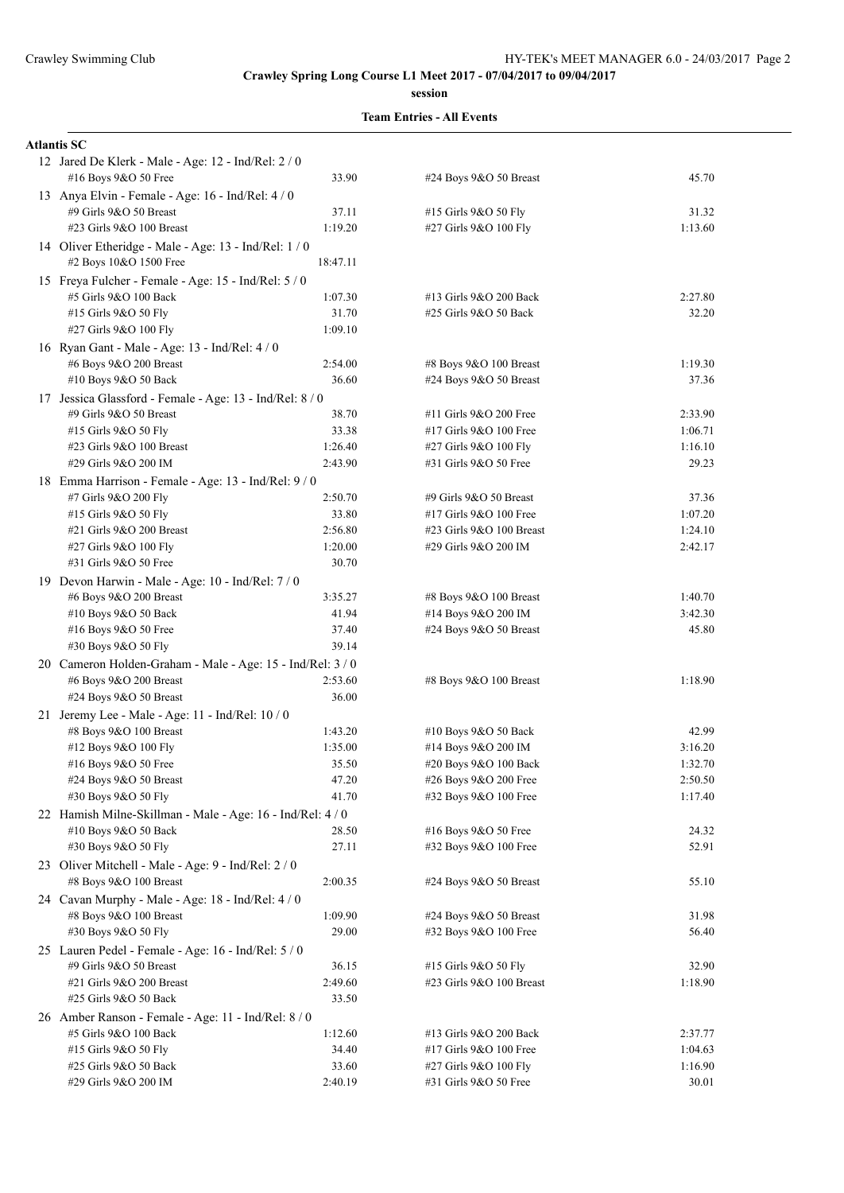**Crawley Spring Long Course L1 Meet 2017 - 07/04/2017 to 09/04/2017**

**session**

**Team Entries - All Events**

**Atlantis SC**

12 Jared De Klerk - Male - Age: 12 - Ind/Rel: 2 / 0

| Event | Time | Event | Time |
|---|---|---|---|
| #16 Boys 9&O 50 Free | 33.90 | #24 Boys 9&O 50 Breast | 45.70 |

13 Anya Elvin - Female - Age: 16 - Ind/Rel: 4 / 0

| Event | Time | Event | Time |
|---|---|---|---|
| #9 Girls 9&O 50 Breast | 37.11 | #15 Girls 9&O 50 Fly | 31.32 |
| #23 Girls 9&O 100 Breast | 1:19.20 | #27 Girls 9&O 100 Fly | 1:13.60 |

14 Oliver Etheridge - Male - Age: 13 - Ind/Rel: 1 / 0

| Event | Time | Event | Time |
|---|---|---|---|
| #2 Boys 10&O 1500 Free | 18:47.11 | | |

15 Freya Fulcher - Female - Age: 15 - Ind/Rel: 5 / 0

| Event | Time | Event | Time |
|---|---|---|---|
| #5 Girls 9&O 100 Back | 1:07.30 | #13 Girls 9&O 200 Back | 2:27.80 |
| #15 Girls 9&O 50 Fly | 31.70 | #25 Girls 9&O 50 Back | 32.20 |
| #27 Girls 9&O 100 Fly | 1:09.10 | | |

16 Ryan Gant - Male - Age: 13 - Ind/Rel: 4 / 0

| Event | Time | Event | Time |
|---|---|---|---|
| #6 Boys 9&O 200 Breast | 2:54.00 | #8 Boys 9&O 100 Breast | 1:19.30 |
| #10 Boys 9&O 50 Back | 36.60 | #24 Boys 9&O 50 Breast | 37.36 |

17 Jessica Glassford - Female - Age: 13 - Ind/Rel: 8 / 0

| Event | Time | Event | Time |
|---|---|---|---|
| #9 Girls 9&O 50 Breast | 38.70 | #11 Girls 9&O 200 Free | 2:33.90 |
| #15 Girls 9&O 50 Fly | 33.38 | #17 Girls 9&O 100 Free | 1:06.71 |
| #23 Girls 9&O 100 Breast | 1:26.40 | #27 Girls 9&O 100 Fly | 1:16.10 |
| #29 Girls 9&O 200 IM | 2:43.90 | #31 Girls 9&O 50 Free | 29.23 |

18 Emma Harrison - Female - Age: 13 - Ind/Rel: 9 / 0

| Event | Time | Event | Time |
|---|---|---|---|
| #7 Girls 9&O 200 Fly | 2:50.70 | #9 Girls 9&O 50 Breast | 37.36 |
| #15 Girls 9&O 50 Fly | 33.80 | #17 Girls 9&O 100 Free | 1:07.20 |
| #21 Girls 9&O 200 Breast | 2:56.80 | #23 Girls 9&O 100 Breast | 1:24.10 |
| #27 Girls 9&O 100 Fly | 1:20.00 | #29 Girls 9&O 200 IM | 2:42.17 |
| #31 Girls 9&O 50 Free | 30.70 | | |

19 Devon Harwin - Male - Age: 10 - Ind/Rel: 7 / 0

| Event | Time | Event | Time |
|---|---|---|---|
| #6 Boys 9&O 200 Breast | 3:35.27 | #8 Boys 9&O 100 Breast | 1:40.70 |
| #10 Boys 9&O 50 Back | 41.94 | #14 Boys 9&O 200 IM | 3:42.30 |
| #16 Boys 9&O 50 Free | 37.40 | #24 Boys 9&O 50 Breast | 45.80 |
| #30 Boys 9&O 50 Fly | 39.14 | | |

20 Cameron Holden-Graham - Male - Age: 15 - Ind/Rel: 3 / 0

| Event | Time | Event | Time |
|---|---|---|---|
| #6 Boys 9&O 200 Breast | 2:53.60 | #8 Boys 9&O 100 Breast | 1:18.90 |
| #24 Boys 9&O 50 Breast | 36.00 | | |

21 Jeremy Lee - Male - Age: 11 - Ind/Rel: 10 / 0

| Event | Time | Event | Time |
|---|---|---|---|
| #8 Boys 9&O 100 Breast | 1:43.20 | #10 Boys 9&O 50 Back | 42.99 |
| #12 Boys 9&O 100 Fly | 1:35.00 | #14 Boys 9&O 200 IM | 3:16.20 |
| #16 Boys 9&O 50 Free | 35.50 | #20 Boys 9&O 100 Back | 1:32.70 |
| #24 Boys 9&O 50 Breast | 47.20 | #26 Boys 9&O 200 Free | 2:50.50 |
| #30 Boys 9&O 50 Fly | 41.70 | #32 Boys 9&O 100 Free | 1:17.40 |

22 Hamish Milne-Skillman - Male - Age: 16 - Ind/Rel: 4 / 0

| Event | Time | Event | Time |
|---|---|---|---|
| #10 Boys 9&O 50 Back | 28.50 | #16 Boys 9&O 50 Free | 24.32 |
| #30 Boys 9&O 50 Fly | 27.11 | #32 Boys 9&O 100 Free | 52.91 |

23 Oliver Mitchell - Male - Age: 9 - Ind/Rel: 2 / 0

| Event | Time | Event | Time |
|---|---|---|---|
| #8 Boys 9&O 100 Breast | 2:00.35 | #24 Boys 9&O 50 Breast | 55.10 |

24 Cavan Murphy - Male - Age: 18 - Ind/Rel: 4 / 0

| Event | Time | Event | Time |
|---|---|---|---|
| #8 Boys 9&O 100 Breast | 1:09.90 | #24 Boys 9&O 50 Breast | 31.98 |
| #30 Boys 9&O 50 Fly | 29.00 | #32 Boys 9&O 100 Free | 56.40 |

25 Lauren Pedel - Female - Age: 16 - Ind/Rel: 5 / 0

| Event | Time | Event | Time |
|---|---|---|---|
| #9 Girls 9&O 50 Breast | 36.15 | #15 Girls 9&O 50 Fly | 32.90 |
| #21 Girls 9&O 200 Breast | 2:49.60 | #23 Girls 9&O 100 Breast | 1:18.90 |
| #25 Girls 9&O 50 Back | 33.50 | | |

26 Amber Ranson - Female - Age: 11 - Ind/Rel: 8 / 0

| Event | Time | Event | Time |
|---|---|---|---|
| #5 Girls 9&O 100 Back | 1:12.60 | #13 Girls 9&O 200 Back | 2:37.77 |
| #15 Girls 9&O 50 Fly | 34.40 | #17 Girls 9&O 100 Free | 1:04.63 |
| #25 Girls 9&O 50 Back | 33.60 | #27 Girls 9&O 100 Fly | 1:16.90 |
| #29 Girls 9&O 200 IM | 2:40.19 | #31 Girls 9&O 50 Free | 30.01 |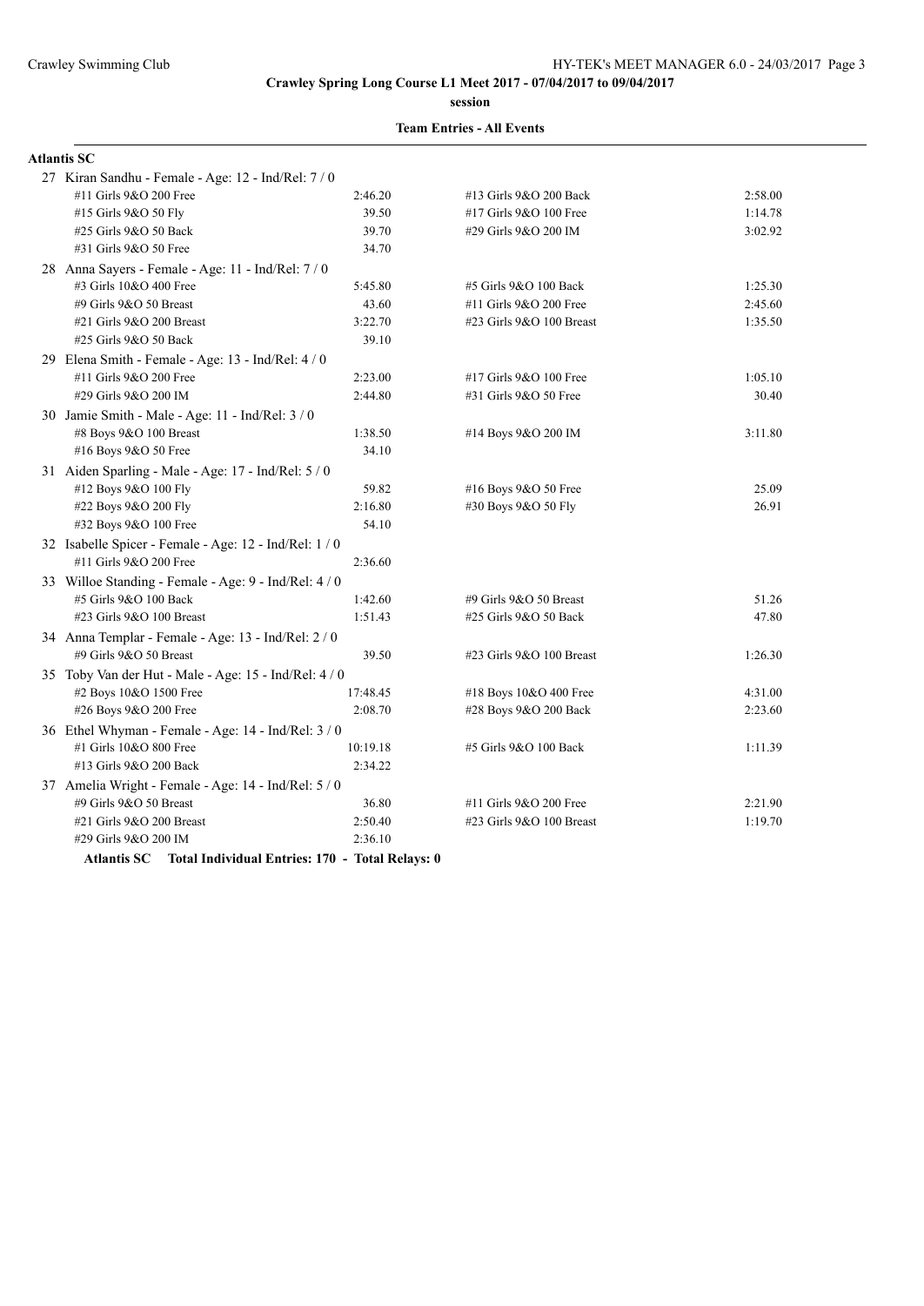**Crawley Spring Long Course L1 Meet 2017 - 07/04/2017 to 09/04/2017**

**session**

**Team Entries - All Events**

**Atlantis SC**

27 Kiran Sandhu - Female - Age: 12 - Ind/Rel: 7 / 0

| Event | Time | Event | Time |
|---|---|---|---|
| #11 Girls 9&O 200 Free | 2:46.20 | #13 Girls 9&O 200 Back | 2:58.00 |
| #15 Girls 9&O 50 Fly | 39.50 | #17 Girls 9&O 100 Free | 1:14.78 |
| #25 Girls 9&O 50 Back | 39.70 | #29 Girls 9&O 200 IM | 3:02.92 |
| #31 Girls 9&O 50 Free | 34.70 | | |

28 Anna Sayers - Female - Age: 11 - Ind/Rel: 7 / 0

| Event | Time | Event | Time |
|---|---|---|---|
| #3 Girls 10&O 400 Free | 5:45.80 | #5 Girls 9&O 100 Back | 1:25.30 |
| #9 Girls 9&O 50 Breast | 43.60 | #11 Girls 9&O 200 Free | 2:45.60 |
| #21 Girls 9&O 200 Breast | 3:22.70 | #23 Girls 9&O 100 Breast | 1:35.50 |
| #25 Girls 9&O 50 Back | 39.10 | | |

29 Elena Smith - Female - Age: 13 - Ind/Rel: 4 / 0

| Event | Time | Event | Time |
|---|---|---|---|
| #11 Girls 9&O 200 Free | 2:23.00 | #17 Girls 9&O 100 Free | 1:05.10 |
| #29 Girls 9&O 200 IM | 2:44.80 | #31 Girls 9&O 50 Free | 30.40 |

30 Jamie Smith - Male - Age: 11 - Ind/Rel: 3 / 0

| Event | Time | Event | Time |
|---|---|---|---|
| #8 Boys 9&O 100 Breast | 1:38.50 | #14 Boys 9&O 200 IM | 3:11.80 |
| #16 Boys 9&O 50 Free | 34.10 | | |

31 Aiden Sparling - Male - Age: 17 - Ind/Rel: 5 / 0

| Event | Time | Event | Time |
|---|---|---|---|
| #12 Boys 9&O 100 Fly | 59.82 | #16 Boys 9&O 50 Free | 25.09 |
| #22 Boys 9&O 200 Fly | 2:16.80 | #30 Boys 9&O 50 Fly | 26.91 |
| #32 Boys 9&O 100 Free | 54.10 | | |

32 Isabelle Spicer - Female - Age: 12 - Ind/Rel: 1 / 0

| Event | Time | Event | Time |
|---|---|---|---|
| #11 Girls 9&O 200 Free | 2:36.60 | | |

33 Willoe Standing - Female - Age: 9 - Ind/Rel: 4 / 0

| Event | Time | Event | Time |
|---|---|---|---|
| #5 Girls 9&O 100 Back | 1:42.60 | #9 Girls 9&O 50 Breast | 51.26 |
| #23 Girls 9&O 100 Breast | 1:51.43 | #25 Girls 9&O 50 Back | 47.80 |

34 Anna Templar - Female - Age: 13 - Ind/Rel: 2 / 0

| Event | Time | Event | Time |
|---|---|---|---|
| #9 Girls 9&O 50 Breast | 39.50 | #23 Girls 9&O 100 Breast | 1:26.30 |

35 Toby Van der Hut - Male - Age: 15 - Ind/Rel: 4 / 0

| Event | Time | Event | Time |
|---|---|---|---|
| #2 Boys 10&O 1500 Free | 17:48.45 | #18 Boys 10&O 400 Free | 4:31.00 |
| #26 Boys 9&O 200 Free | 2:08.70 | #28 Boys 9&O 200 Back | 2:23.60 |

36 Ethel Whyman - Female - Age: 14 - Ind/Rel: 3 / 0

| Event | Time | Event | Time |
|---|---|---|---|
| #1 Girls 10&O 800 Free | 10:19.18 | #5 Girls 9&O 100 Back | 1:11.39 |
| #13 Girls 9&O 200 Back | 2:34.22 | | |

37 Amelia Wright - Female - Age: 14 - Ind/Rel: 5 / 0

| Event | Time | Event | Time |
|---|---|---|---|
| #9 Girls 9&O 50 Breast | 36.80 | #11 Girls 9&O 200 Free | 2:21.90 |
| #21 Girls 9&O 200 Breast | 2:50.40 | #23 Girls 9&O 100 Breast | 1:19.70 |
| #29 Girls 9&O 200 IM | 2:36.10 | | |

**Atlantis SC Total Individual Entries: 170 - Total Relays: 0**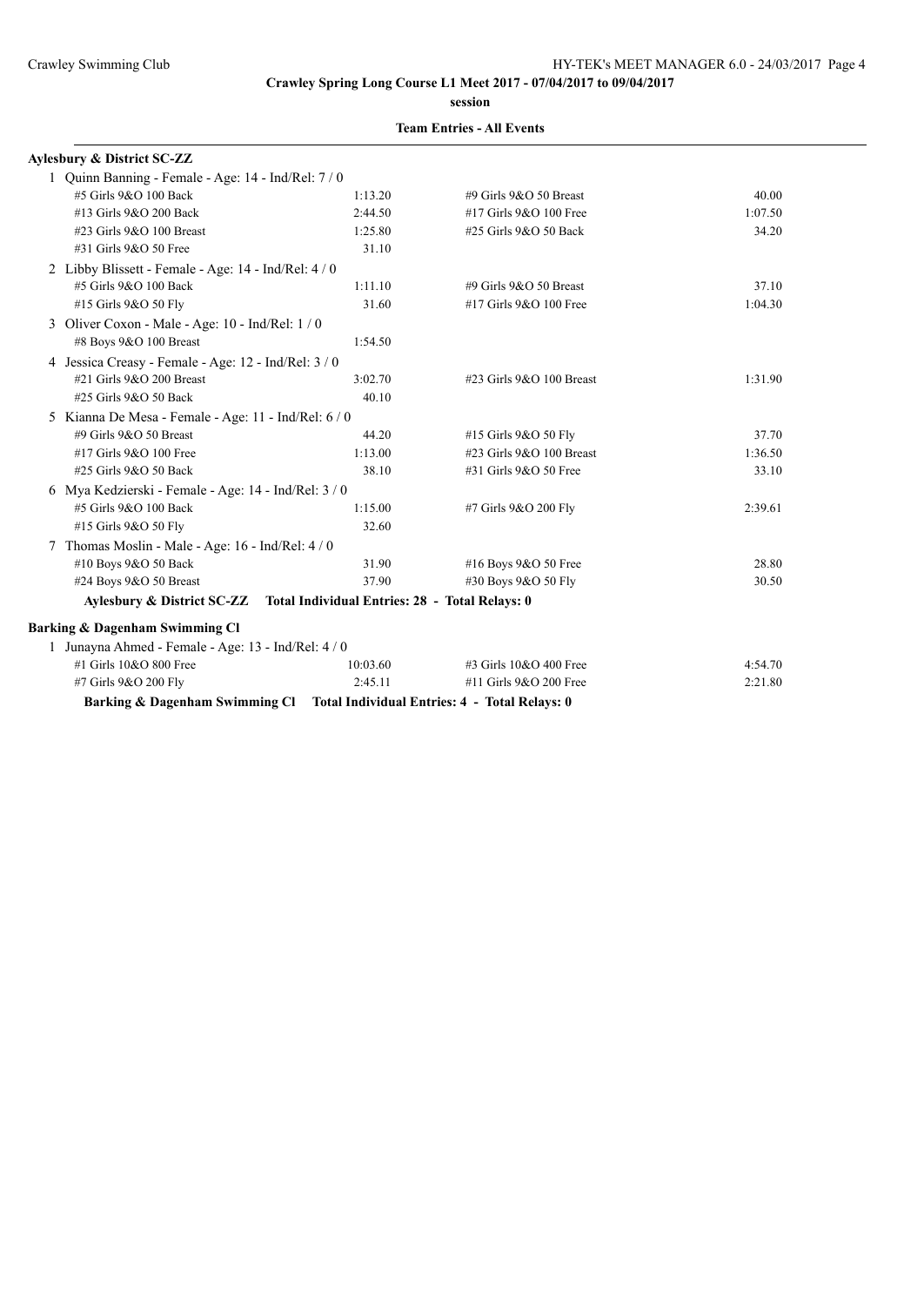**Crawley Spring Long Course L1 Meet 2017 - 07/04/2017 to 09/04/2017**

**session**

**Team Entries - All Events**

**Aylesbury & District SC-ZZ**

1 Quinn Banning - Female - Age: 14 - Ind/Rel: 7 / 0

| Event | Time | Event | Time |
|---|---|---|---|
| #5 Girls 9&O 100 Back | 1:13.20 | #9 Girls 9&O 50 Breast | 40.00 |
| #13 Girls 9&O 200 Back | 2:44.50 | #17 Girls 9&O 100 Free | 1:07.50 |
| #23 Girls 9&O 100 Breast | 1:25.80 | #25 Girls 9&O 50 Back | 34.20 |
| #31 Girls 9&O 50 Free | 31.10 | | |

2 Libby Blissett - Female - Age: 14 - Ind/Rel: 4 / 0

| Event | Time | Event | Time |
|---|---|---|---|
| #5 Girls 9&O 100 Back | 1:11.10 | #9 Girls 9&O 50 Breast | 37.10 |
| #15 Girls 9&O 50 Fly | 31.60 | #17 Girls 9&O 100 Free | 1:04.30 |

3 Oliver Coxon - Male - Age: 10 - Ind/Rel: 1 / 0

| Event | Time | Event | Time |
|---|---|---|---|
| #8 Boys 9&O 100 Breast | 1:54.50 | | |

4 Jessica Creasy - Female - Age: 12 - Ind/Rel: 3 / 0

| Event | Time | Event | Time |
|---|---|---|---|
| #21 Girls 9&O 200 Breast | 3:02.70 | #23 Girls 9&O 100 Breast | 1:31.90 |
| #25 Girls 9&O 50 Back | 40.10 | | |

5 Kianna De Mesa - Female - Age: 11 - Ind/Rel: 6 / 0

| Event | Time | Event | Time |
|---|---|---|---|
| #9 Girls 9&O 50 Breast | 44.20 | #15 Girls 9&O 50 Fly | 37.70 |
| #17 Girls 9&O 100 Free | 1:13.00 | #23 Girls 9&O 100 Breast | 1:36.50 |
| #25 Girls 9&O 50 Back | 38.10 | #31 Girls 9&O 50 Free | 33.10 |

6 Mya Kedzierski - Female - Age: 14 - Ind/Rel: 3 / 0

| Event | Time | Event | Time |
|---|---|---|---|
| #5 Girls 9&O 100 Back | 1:15.00 | #7 Girls 9&O 200 Fly | 2:39.61 |
| #15 Girls 9&O 50 Fly | 32.60 | | |

7 Thomas Moslin - Male - Age: 16 - Ind/Rel: 4 / 0

| Event | Time | Event | Time |
|---|---|---|---|
| #10 Boys 9&O 50 Back | 31.90 | #16 Boys 9&O 50 Free | 28.80 |
| #24 Boys 9&O 50 Breast | 37.90 | #30 Boys 9&O 50 Fly | 30.50 |

**Aylesbury & District SC-ZZ Total Individual Entries: 28 - Total Relays: 0**

**Barking & Dagenham Swimming Cl**

1 Junayna Ahmed - Female - Age: 13 - Ind/Rel: 4 / 0

| Event | Time | Event | Time |
|---|---|---|---|
| #1 Girls 10&O 800 Free | 10:03.60 | #3 Girls 10&O 400 Free | 4:54.70 |
| #7 Girls 9&O 200 Fly | 2:45.11 | #11 Girls 9&O 200 Free | 2:21.80 |

**Barking & Dagenham Swimming Cl Total Individual Entries: 4 - Total Relays: 0**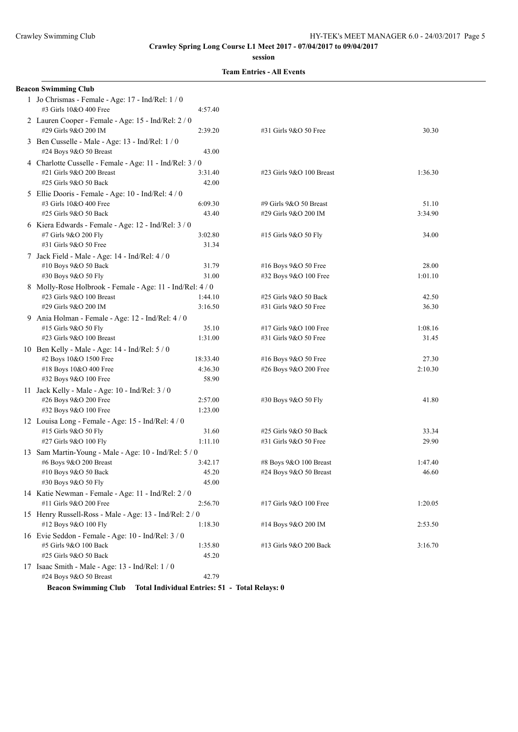**Crawley Spring Long Course L1 Meet 2017 - 07/04/2017 to 09/04/2017**

**session**

**Team Entries - All Events**

**Beacon Swimming Club**

1 Jo Chrismas - Female - Age: 17 - Ind/Rel: 1 / 0

| Event | Time | Event | Time |
|---|---|---|---|
| #3 Girls 10&O 400 Free | 4:57.40 | | |

2 Lauren Cooper - Female - Age: 15 - Ind/Rel: 2 / 0

| Event | Time | Event | Time |
|---|---|---|---|
| #29 Girls 9&O 200 IM | 2:39.20 | #31 Girls 9&O 50 Free | 30.30 |

3 Ben Cusselle - Male - Age: 13 - Ind/Rel: 1 / 0

| Event | Time | Event | Time |
|---|---|---|---|
| #24 Boys 9&O 50 Breast | 43.00 | | |

4 Charlotte Cusselle - Female - Age: 11 - Ind/Rel: 3 / 0

| Event | Time | Event | Time |
|---|---|---|---|
| #21 Girls 9&O 200 Breast | 3:31.40 | #23 Girls 9&O 100 Breast | 1:36.30 |
| #25 Girls 9&O 50 Back | 42.00 | | |

5 Ellie Dooris - Female - Age: 10 - Ind/Rel: 4 / 0

| Event | Time | Event | Time |
|---|---|---|---|
| #3 Girls 10&O 400 Free | 6:09.30 | #9 Girls 9&O 50 Breast | 51.10 |
| #25 Girls 9&O 50 Back | 43.40 | #29 Girls 9&O 200 IM | 3:34.90 |

6 Kiera Edwards - Female - Age: 12 - Ind/Rel: 3 / 0

| Event | Time | Event | Time |
|---|---|---|---|
| #7 Girls 9&O 200 Fly | 3:02.80 | #15 Girls 9&O 50 Fly | 34.00 |
| #31 Girls 9&O 50 Free | 31.34 | | |

7 Jack Field - Male - Age: 14 - Ind/Rel: 4 / 0

| Event | Time | Event | Time |
|---|---|---|---|
| #10 Boys 9&O 50 Back | 31.79 | #16 Boys 9&O 50 Free | 28.00 |
| #30 Boys 9&O 50 Fly | 31.00 | #32 Boys 9&O 100 Free | 1:01.10 |

8 Molly-Rose Holbrook - Female - Age: 11 - Ind/Rel: 4 / 0

| Event | Time | Event | Time |
|---|---|---|---|
| #23 Girls 9&O 100 Breast | 1:44.10 | #25 Girls 9&O 50 Back | 42.50 |
| #29 Girls 9&O 200 IM | 3:16.50 | #31 Girls 9&O 50 Free | 36.30 |

9 Ania Holman - Female - Age: 12 - Ind/Rel: 4 / 0

| Event | Time | Event | Time |
|---|---|---|---|
| #15 Girls 9&O 50 Fly | 35.10 | #17 Girls 9&O 100 Free | 1:08.16 |
| #23 Girls 9&O 100 Breast | 1:31.00 | #31 Girls 9&O 50 Free | 31.45 |

10 Ben Kelly - Male - Age: 14 - Ind/Rel: 5 / 0

| Event | Time | Event | Time |
|---|---|---|---|
| #2 Boys 10&O 1500 Free | 18:33.40 | #16 Boys 9&O 50 Free | 27.30 |
| #18 Boys 10&O 400 Free | 4:36.30 | #26 Boys 9&O 200 Free | 2:10.30 |
| #32 Boys 9&O 100 Free | 58.90 | | |

11 Jack Kelly - Male - Age: 10 - Ind/Rel: 3 / 0

| Event | Time | Event | Time |
|---|---|---|---|
| #26 Boys 9&O 200 Free | 2:57.00 | #30 Boys 9&O 50 Fly | 41.80 |
| #32 Boys 9&O 100 Free | 1:23.00 | | |

12 Louisa Long - Female - Age: 15 - Ind/Rel: 4 / 0

| Event | Time | Event | Time |
|---|---|---|---|
| #15 Girls 9&O 50 Fly | 31.60 | #25 Girls 9&O 50 Back | 33.34 |
| #27 Girls 9&O 100 Fly | 1:11.10 | #31 Girls 9&O 50 Free | 29.90 |

13 Sam Martin-Young - Male - Age: 10 - Ind/Rel: 5 / 0

| Event | Time | Event | Time |
|---|---|---|---|
| #6 Boys 9&O 200 Breast | 3:42.17 | #8 Boys 9&O 100 Breast | 1:47.40 |
| #10 Boys 9&O 50 Back | 45.20 | #24 Boys 9&O 50 Breast | 46.60 |
| #30 Boys 9&O 50 Fly | 45.00 | | |

14 Katie Newman - Female - Age: 11 - Ind/Rel: 2 / 0

| Event | Time | Event | Time |
|---|---|---|---|
| #11 Girls 9&O 200 Free | 2:56.70 | #17 Girls 9&O 100 Free | 1:20.05 |

15 Henry Russell-Ross - Male - Age: 13 - Ind/Rel: 2 / 0

| Event | Time | Event | Time |
|---|---|---|---|
| #12 Boys 9&O 100 Fly | 1:18.30 | #14 Boys 9&O 200 IM | 2:53.50 |

16 Evie Seddon - Female - Age: 10 - Ind/Rel: 3 / 0

| Event | Time | Event | Time |
|---|---|---|---|
| #5 Girls 9&O 100 Back | 1:35.80 | #13 Girls 9&O 200 Back | 3:16.70 |
| #25 Girls 9&O 50 Back | 45.20 | | |

17 Isaac Smith - Male - Age: 13 - Ind/Rel: 1 / 0

| Event | Time | Event | Time |
|---|---|---|---|
| #24 Boys 9&O 50 Breast | 42.79 | | |

**Beacon Swimming Club Total Individual Entries: 51 - Total Relays: 0**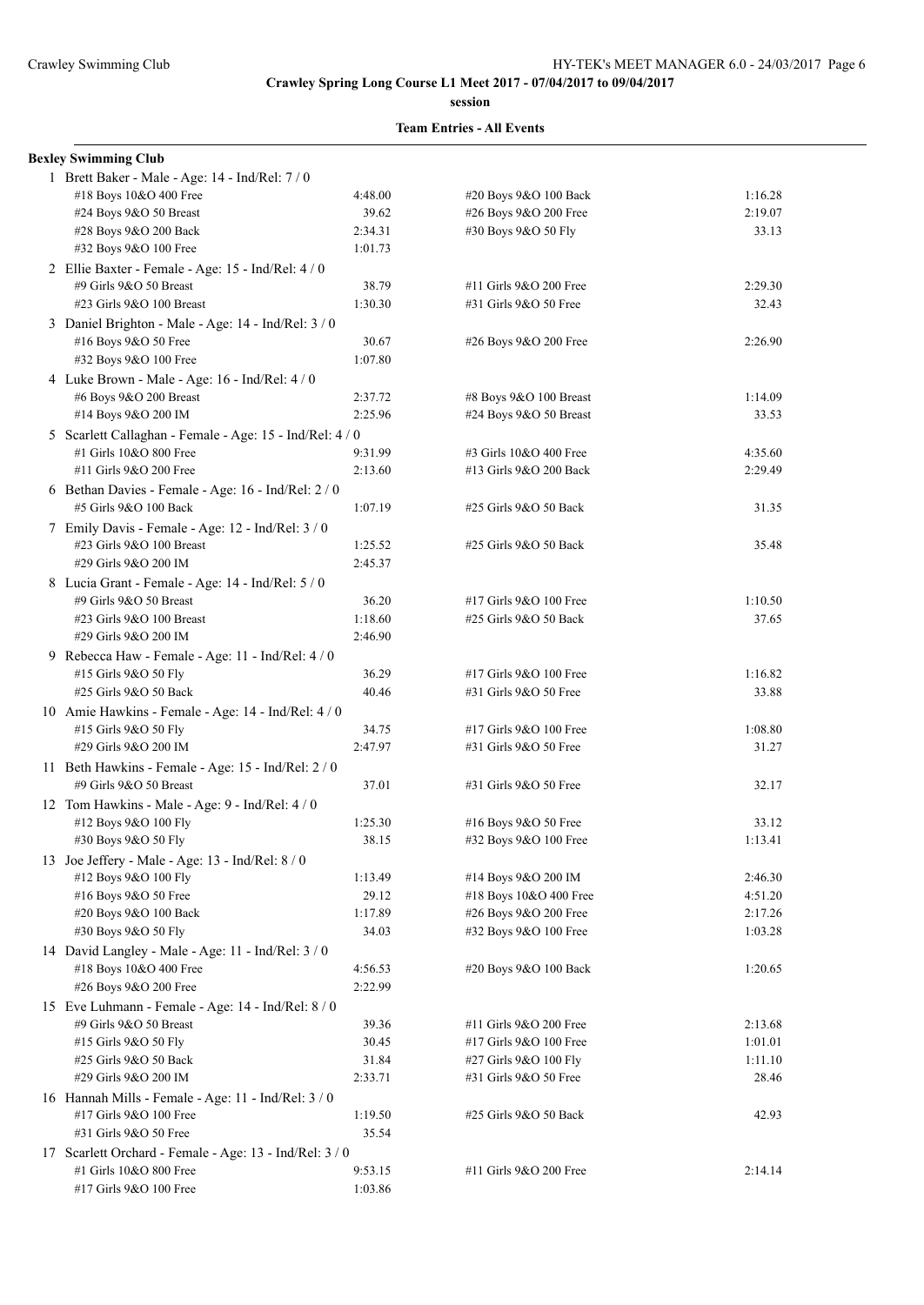**Crawley Spring Long Course L1 Meet 2017 - 07/04/2017 to 09/04/2017**

**session**

**Team Entries - All Events**

**Bexley Swimming Club**

1 Brett Baker - Male - Age: 14 - Ind/Rel: 7 / 0

| Event | Time | Event | Time |
|---|---|---|---|
| #18 Boys 10&O 400 Free | 4:48.00 | #20 Boys 9&O 100 Back | 1:16.28 |
| #24 Boys 9&O 50 Breast | 39.62 | #26 Boys 9&O 200 Free | 2:19.07 |
| #28 Boys 9&O 200 Back | 2:34.31 | #30 Boys 9&O 50 Fly | 33.13 |
| #32 Boys 9&O 100 Free | 1:01.73 | | |

2 Ellie Baxter - Female - Age: 15 - Ind/Rel: 4 / 0

| Event | Time | Event | Time |
|---|---|---|---|
| #9 Girls 9&O 50 Breast | 38.79 | #11 Girls 9&O 200 Free | 2:29.30 |
| #23 Girls 9&O 100 Breast | 1:30.30 | #31 Girls 9&O 50 Free | 32.43 |

3 Daniel Brighton - Male - Age: 14 - Ind/Rel: 3 / 0

| Event | Time | Event | Time |
|---|---|---|---|
| #16 Boys 9&O 50 Free | 30.67 | #26 Boys 9&O 200 Free | 2:26.90 |
| #32 Boys 9&O 100 Free | 1:07.80 | | |

4 Luke Brown - Male - Age: 16 - Ind/Rel: 4 / 0

| Event | Time | Event | Time |
|---|---|---|---|
| #6 Boys 9&O 200 Breast | 2:37.72 | #8 Boys 9&O 100 Breast | 1:14.09 |
| #14 Boys 9&O 200 IM | 2:25.96 | #24 Boys 9&O 50 Breast | 33.53 |

5 Scarlett Callaghan - Female - Age: 15 - Ind/Rel: 4 / 0

| Event | Time | Event | Time |
|---|---|---|---|
| #1 Girls 10&O 800 Free | 9:31.99 | #3 Girls 10&O 400 Free | 4:35.60 |
| #11 Girls 9&O 200 Free | 2:13.60 | #13 Girls 9&O 200 Back | 2:29.49 |

6 Bethan Davies - Female - Age: 16 - Ind/Rel: 2 / 0

| Event | Time | Event | Time |
|---|---|---|---|
| #5 Girls 9&O 100 Back | 1:07.19 | #25 Girls 9&O 50 Back | 31.35 |

7 Emily Davis - Female - Age: 12 - Ind/Rel: 3 / 0

| Event | Time | Event | Time |
|---|---|---|---|
| #23 Girls 9&O 100 Breast | 1:25.52 | #25 Girls 9&O 50 Back | 35.48 |
| #29 Girls 9&O 200 IM | 2:45.37 | | |

8 Lucia Grant - Female - Age: 14 - Ind/Rel: 5 / 0

| Event | Time | Event | Time |
|---|---|---|---|
| #9 Girls 9&O 50 Breast | 36.20 | #17 Girls 9&O 100 Free | 1:10.50 |
| #23 Girls 9&O 100 Breast | 1:18.60 | #25 Girls 9&O 50 Back | 37.65 |
| #29 Girls 9&O 200 IM | 2:46.90 | | |

9 Rebecca Haw - Female - Age: 11 - Ind/Rel: 4 / 0

| Event | Time | Event | Time |
|---|---|---|---|
| #15 Girls 9&O 50 Fly | 36.29 | #17 Girls 9&O 100 Free | 1:16.82 |
| #25 Girls 9&O 50 Back | 40.46 | #31 Girls 9&O 50 Free | 33.88 |

10 Amie Hawkins - Female - Age: 14 - Ind/Rel: 4 / 0

| Event | Time | Event | Time |
|---|---|---|---|
| #15 Girls 9&O 50 Fly | 34.75 | #17 Girls 9&O 100 Free | 1:08.80 |
| #29 Girls 9&O 200 IM | 2:47.97 | #31 Girls 9&O 50 Free | 31.27 |

11 Beth Hawkins - Female - Age: 15 - Ind/Rel: 2 / 0

| Event | Time | Event | Time |
|---|---|---|---|
| #9 Girls 9&O 50 Breast | 37.01 | #31 Girls 9&O 50 Free | 32.17 |

12 Tom Hawkins - Male - Age: 9 - Ind/Rel: 4 / 0

| Event | Time | Event | Time |
|---|---|---|---|
| #12 Boys 9&O 100 Fly | 1:25.30 | #16 Boys 9&O 50 Free | 33.12 |
| #30 Boys 9&O 50 Fly | 38.15 | #32 Boys 9&O 100 Free | 1:13.41 |

13 Joe Jeffery - Male - Age: 13 - Ind/Rel: 8 / 0

| Event | Time | Event | Time |
|---|---|---|---|
| #12 Boys 9&O 100 Fly | 1:13.49 | #14 Boys 9&O 200 IM | 2:46.30 |
| #16 Boys 9&O 50 Free | 29.12 | #18 Boys 10&O 400 Free | 4:51.20 |
| #20 Boys 9&O 100 Back | 1:17.89 | #26 Boys 9&O 200 Free | 2:17.26 |
| #30 Boys 9&O 50 Fly | 34.03 | #32 Boys 9&O 100 Free | 1:03.28 |

14 David Langley - Male - Age: 11 - Ind/Rel: 3 / 0

| Event | Time | Event | Time |
|---|---|---|---|
| #18 Boys 10&O 400 Free | 4:56.53 | #20 Boys 9&O 100 Back | 1:20.65 |
| #26 Boys 9&O 200 Free | 2:22.99 | | |

15 Eve Luhmann - Female - Age: 14 - Ind/Rel: 8 / 0

| Event | Time | Event | Time |
|---|---|---|---|
| #9 Girls 9&O 50 Breast | 39.36 | #11 Girls 9&O 200 Free | 2:13.68 |
| #15 Girls 9&O 50 Fly | 30.45 | #17 Girls 9&O 100 Free | 1:01.01 |
| #25 Girls 9&O 50 Back | 31.84 | #27 Girls 9&O 100 Fly | 1:11.10 |
| #29 Girls 9&O 200 IM | 2:33.71 | #31 Girls 9&O 50 Free | 28.46 |

16 Hannah Mills - Female - Age: 11 - Ind/Rel: 3 / 0

| Event | Time | Event | Time |
|---|---|---|---|
| #17 Girls 9&O 100 Free | 1:19.50 | #25 Girls 9&O 50 Back | 42.93 |
| #31 Girls 9&O 50 Free | 35.54 | | |

17 Scarlett Orchard - Female - Age: 13 - Ind/Rel: 3 / 0

| Event | Time | Event | Time |
|---|---|---|---|
| #1 Girls 10&O 800 Free | 9:53.15 | #11 Girls 9&O 200 Free | 2:14.14 |
| #17 Girls 9&O 100 Free | 1:03.86 | | |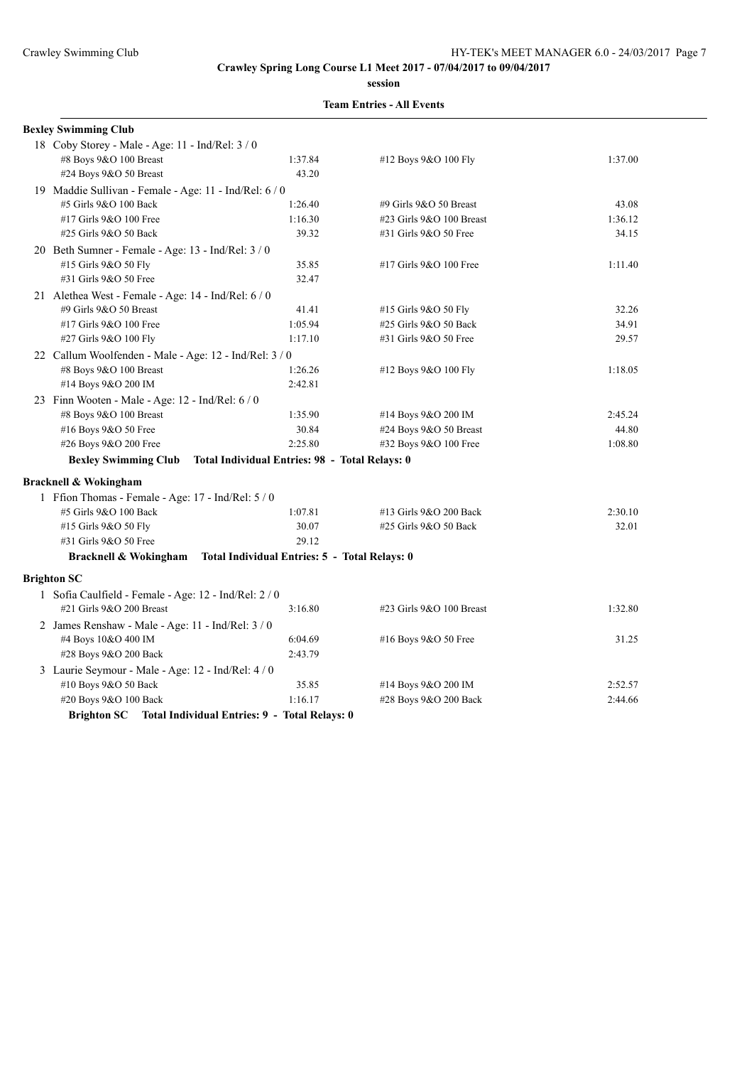**Crawley Spring Long Course L1 Meet 2017 - 07/04/2017 to 09/04/2017**

**session**

**Team Entries - All Events**

**Bexley Swimming Club**

18 Coby Storey - Male - Age: 11 - Ind/Rel: 3 / 0

| Event | Time | Event | Time |
|---|---|---|---|
| #8 Boys 9&O 100 Breast | 1:37.84 | #12 Boys 9&O 100 Fly | 1:37.00 |
| #24 Boys 9&O 50 Breast | 43.20 | | |

19 Maddie Sullivan - Female - Age: 11 - Ind/Rel: 6 / 0

| Event | Time | Event | Time |
|---|---|---|---|
| #5 Girls 9&O 100 Back | 1:26.40 | #9 Girls 9&O 50 Breast | 43.08 |
| #17 Girls 9&O 100 Free | 1:16.30 | #23 Girls 9&O 100 Breast | 1:36.12 |
| #25 Girls 9&O 50 Back | 39.32 | #31 Girls 9&O 50 Free | 34.15 |

20 Beth Sumner - Female - Age: 13 - Ind/Rel: 3 / 0

| Event | Time | Event | Time |
|---|---|---|---|
| #15 Girls 9&O 50 Fly | 35.85 | #17 Girls 9&O 100 Free | 1:11.40 |
| #31 Girls 9&O 50 Free | 32.47 | | |

21 Alethea West - Female - Age: 14 - Ind/Rel: 6 / 0

| Event | Time | Event | Time |
|---|---|---|---|
| #9 Girls 9&O 50 Breast | 41.41 | #15 Girls 9&O 50 Fly | 32.26 |
| #17 Girls 9&O 100 Free | 1:05.94 | #25 Girls 9&O 50 Back | 34.91 |
| #27 Girls 9&O 100 Fly | 1:17.10 | #31 Girls 9&O 50 Free | 29.57 |

22 Callum Woolfenden - Male - Age: 12 - Ind/Rel: 3 / 0

| Event | Time | Event | Time |
|---|---|---|---|
| #8 Boys 9&O 100 Breast | 1:26.26 | #12 Boys 9&O 100 Fly | 1:18.05 |
| #14 Boys 9&O 200 IM | 2:42.81 | | |

23 Finn Wooten - Male - Age: 12 - Ind/Rel: 6 / 0

| Event | Time | Event | Time |
|---|---|---|---|
| #8 Boys 9&O 100 Breast | 1:35.90 | #14 Boys 9&O 200 IM | 2:45.24 |
| #16 Boys 9&O 50 Free | 30.84 | #24 Boys 9&O 50 Breast | 44.80 |
| #26 Boys 9&O 200 Free | 2:25.80 | #32 Boys 9&O 100 Free | 1:08.80 |

**Bexley Swimming Club Total Individual Entries: 98 - Total Relays: 0**

**Bracknell & Wokingham**

1 Ffion Thomas - Female - Age: 17 - Ind/Rel: 5 / 0

| Event | Time | Event | Time |
|---|---|---|---|
| #5 Girls 9&O 100 Back | 1:07.81 | #13 Girls 9&O 200 Back | 2:30.10 |
| #15 Girls 9&O 50 Fly | 30.07 | #25 Girls 9&O 50 Back | 32.01 |
| #31 Girls 9&O 50 Free | 29.12 | | |

**Bracknell & Wokingham Total Individual Entries: 5 - Total Relays: 0**

**Brighton SC**

1 Sofia Caulfield - Female - Age: 12 - Ind/Rel: 2 / 0

| Event | Time | Event | Time |
|---|---|---|---|
| #21 Girls 9&O 200 Breast | 3:16.80 | #23 Girls 9&O 100 Breast | 1:32.80 |

2 James Renshaw - Male - Age: 11 - Ind/Rel: 3 / 0

| Event | Time | Event | Time |
|---|---|---|---|
| #4 Boys 10&O 400 IM | 6:04.69 | #16 Boys 9&O 50 Free | 31.25 |
| #28 Boys 9&O 200 Back | 2:43.79 | | |

3 Laurie Seymour - Male - Age: 12 - Ind/Rel: 4 / 0

| Event | Time | Event | Time |
|---|---|---|---|
| #10 Boys 9&O 50 Back | 35.85 | #14 Boys 9&O 200 IM | 2:52.57 |
| #20 Boys 9&O 100 Back | 1:16.17 | #28 Boys 9&O 200 Back | 2:44.66 |

**Brighton SC Total Individual Entries: 9 - Total Relays: 0**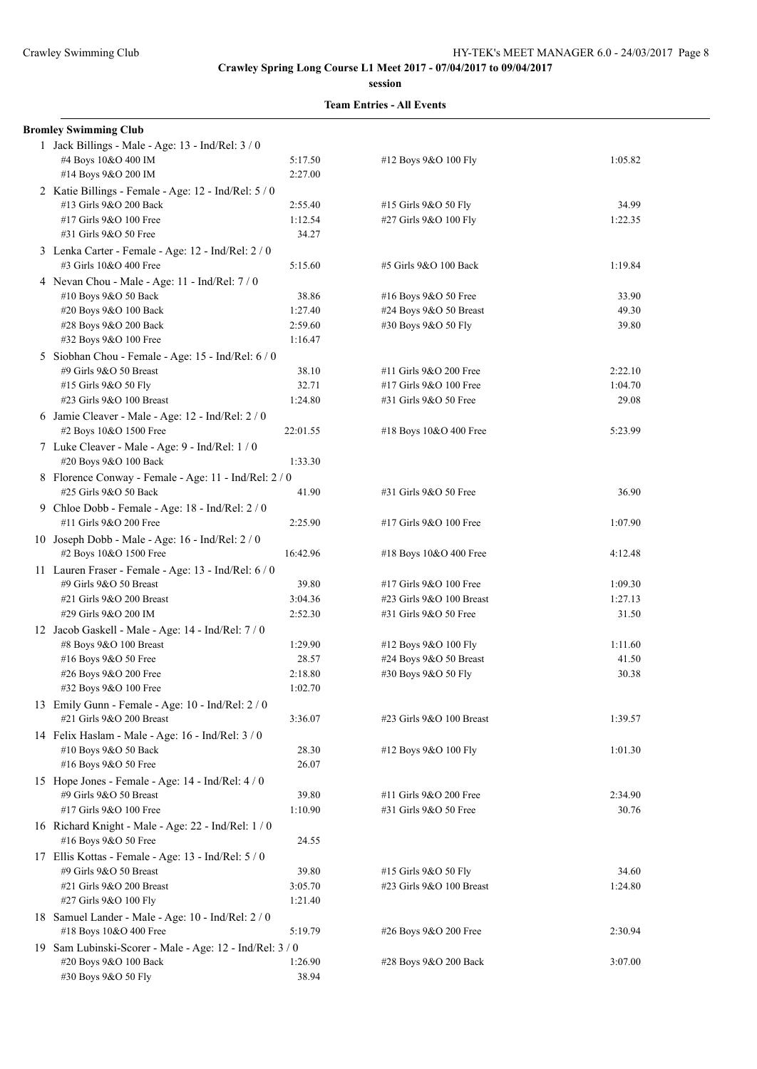**Crawley Spring Long Course L1 Meet 2017 - 07/04/2017 to 09/04/2017**

**session**

**Team Entries - All Events**

**Bromley Swimming Club**

1 Jack Billings - Male - Age: 13 - Ind/Rel: 3 / 0

| | | | |
|---|---|---|---|
| #4 Boys 10&O 400 IM | 5:17.50 | #12 Boys 9&O 100 Fly | 1:05.82 |
| #14 Boys 9&O 200 IM | 2:27.00 | | |

2 Katie Billings - Female - Age: 12 - Ind/Rel: 5 / 0

| | | | |
|---|---|---|---|
| #13 Girls 9&O 200 Back | 2:55.40 | #15 Girls 9&O 50 Fly | 34.99 |
| #17 Girls 9&O 100 Free | 1:12.54 | #27 Girls 9&O 100 Fly | 1:22.35 |
| #31 Girls 9&O 50 Free | 34.27 | | |

3 Lenka Carter - Female - Age: 12 - Ind/Rel: 2 / 0

| | | | |
|---|---|---|---|
| #3 Girls 10&O 400 Free | 5:15.60 | #5 Girls 9&O 100 Back | 1:19.84 |

4 Nevan Chou - Male - Age: 11 - Ind/Rel: 7 / 0

| | | | |
|---|---|---|---|
| #10 Boys 9&O 50 Back | 38.86 | #16 Boys 9&O 50 Free | 33.90 |
| #20 Boys 9&O 100 Back | 1:27.40 | #24 Boys 9&O 50 Breast | 49.30 |
| #28 Boys 9&O 200 Back | 2:59.60 | #30 Boys 9&O 50 Fly | 39.80 |
| #32 Boys 9&O 100 Free | 1:16.47 | | |

5 Siobhan Chou - Female - Age: 15 - Ind/Rel: 6 / 0

| | | | |
|---|---|---|---|
| #9 Girls 9&O 50 Breast | 38.10 | #11 Girls 9&O 200 Free | 2:22.10 |
| #15 Girls 9&O 50 Fly | 32.71 | #17 Girls 9&O 100 Free | 1:04.70 |
| #23 Girls 9&O 100 Breast | 1:24.80 | #31 Girls 9&O 50 Free | 29.08 |

6 Jamie Cleaver - Male - Age: 12 - Ind/Rel: 2 / 0

| | | | |
|---|---|---|---|
| #2 Boys 10&O 1500 Free | 22:01.55 | #18 Boys 10&O 400 Free | 5:23.99 |

7 Luke Cleaver - Male - Age: 9 - Ind/Rel: 1 / 0

| | | | |
|---|---|---|---|
| #20 Boys 9&O 100 Back | 1:33.30 | | |

8 Florence Conway - Female - Age: 11 - Ind/Rel: 2 / 0

| | | | |
|---|---|---|---|
| #25 Girls 9&O 50 Back | 41.90 | #31 Girls 9&O 50 Free | 36.90 |

9 Chloe Dobb - Female - Age: 18 - Ind/Rel: 2 / 0

| | | | |
|---|---|---|---|
| #11 Girls 9&O 200 Free | 2:25.90 | #17 Girls 9&O 100 Free | 1:07.90 |

10 Joseph Dobb - Male - Age: 16 - Ind/Rel: 2 / 0

| | | | |
|---|---|---|---|
| #2 Boys 10&O 1500 Free | 16:42.96 | #18 Boys 10&O 400 Free | 4:12.48 |

11 Lauren Fraser - Female - Age: 13 - Ind/Rel: 6 / 0

| | | | |
|---|---|---|---|
| #9 Girls 9&O 50 Breast | 39.80 | #17 Girls 9&O 100 Free | 1:09.30 |
| #21 Girls 9&O 200 Breast | 3:04.36 | #23 Girls 9&O 100 Breast | 1:27.13 |
| #29 Girls 9&O 200 IM | 2:52.30 | #31 Girls 9&O 50 Free | 31.50 |

12 Jacob Gaskell - Male - Age: 14 - Ind/Rel: 7 / 0

| | | | |
|---|---|---|---|
| #8 Boys 9&O 100 Breast | 1:29.90 | #12 Boys 9&O 100 Fly | 1:11.60 |
| #16 Boys 9&O 50 Free | 28.57 | #24 Boys 9&O 50 Breast | 41.50 |
| #26 Boys 9&O 200 Free | 2:18.80 | #30 Boys 9&O 50 Fly | 30.38 |
| #32 Boys 9&O 100 Free | 1:02.70 | | |

13 Emily Gunn - Female - Age: 10 - Ind/Rel: 2 / 0

| | | | |
|---|---|---|---|
| #21 Girls 9&O 200 Breast | 3:36.07 | #23 Girls 9&O 100 Breast | 1:39.57 |

14 Felix Haslam - Male - Age: 16 - Ind/Rel: 3 / 0

| | | | |
|---|---|---|---|
| #10 Boys 9&O 50 Back | 28.30 | #12 Boys 9&O 100 Fly | 1:01.30 |
| #16 Boys 9&O 50 Free | 26.07 | | |

15 Hope Jones - Female - Age: 14 - Ind/Rel: 4 / 0

| | | | |
|---|---|---|---|
| #9 Girls 9&O 50 Breast | 39.80 | #11 Girls 9&O 200 Free | 2:34.90 |
| #17 Girls 9&O 100 Free | 1:10.90 | #31 Girls 9&O 50 Free | 30.76 |

16 Richard Knight - Male - Age: 22 - Ind/Rel: 1 / 0

| | | | |
|---|---|---|---|
| #16 Boys 9&O 50 Free | 24.55 | | |

17 Ellis Kottas - Female - Age: 13 - Ind/Rel: 5 / 0

| | | | |
|---|---|---|---|
| #9 Girls 9&O 50 Breast | 39.80 | #15 Girls 9&O 50 Fly | 34.60 |
| #21 Girls 9&O 200 Breast | 3:05.70 | #23 Girls 9&O 100 Breast | 1:24.80 |
| #27 Girls 9&O 100 Fly | 1:21.40 | | |

18 Samuel Lander - Male - Age: 10 - Ind/Rel: 2 / 0

| | | | |
|---|---|---|---|
| #18 Boys 10&O 400 Free | 5:19.79 | #26 Boys 9&O 200 Free | 2:30.94 |

19 Sam Lubinski-Scorer - Male - Age: 12 - Ind/Rel: 3 / 0

| | | | |
|---|---|---|---|
| #20 Boys 9&O 100 Back | 1:26.90 | #28 Boys 9&O 200 Back | 3:07.00 |
| #30 Boys 9&O 50 Fly | 38.94 | | |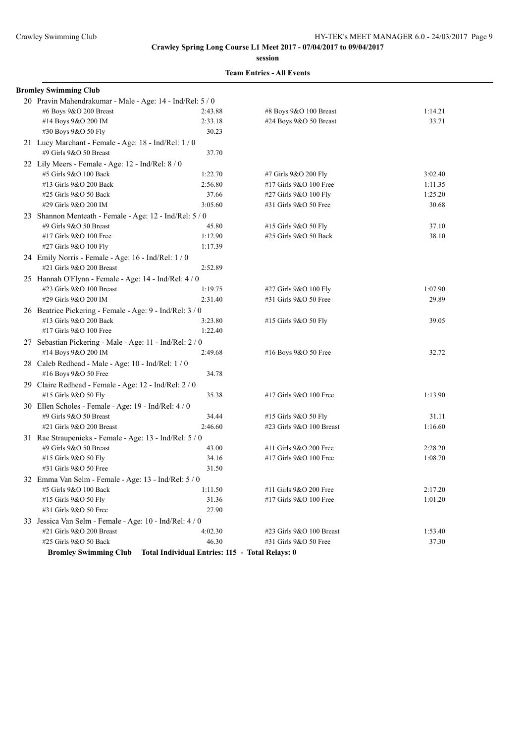**Team Entries - All Events**

**Bromley Swimming Club**

20 Pravin Mahendrakumar - Male - Age: 14 - Ind/Rel: 5 / 0

| Event | Time | Event | Time |
|---|---|---|---|
| #6 Boys 9&O 200 Breast | 2:43.88 | #8 Boys 9&O 100 Breast | 1:14.21 |
| #14 Boys 9&O 200 IM | 2:33.18 | #24 Boys 9&O 50 Breast | 33.71 |
| #30 Boys 9&O 50 Fly | 30.23 | | |

21 Lucy Marchant - Female - Age: 18 - Ind/Rel: 1 / 0

| Event | Time | Event | Time |
|---|---|---|---|
| #9 Girls 9&O 50 Breast | 37.70 | | |

22 Lily Meers - Female - Age: 12 - Ind/Rel: 8 / 0

| Event | Time | Event | Time |
|---|---|---|---|
| #5 Girls 9&O 100 Back | 1:22.70 | #7 Girls 9&O 200 Fly | 3:02.40 |
| #13 Girls 9&O 200 Back | 2:56.80 | #17 Girls 9&O 100 Free | 1:11.35 |
| #25 Girls 9&O 50 Back | 37.66 | #27 Girls 9&O 100 Fly | 1:25.20 |
| #29 Girls 9&O 200 IM | 3:05.60 | #31 Girls 9&O 50 Free | 30.68 |

23 Shannon Menteath - Female - Age: 12 - Ind/Rel: 5 / 0

| Event | Time | Event | Time |
|---|---|---|---|
| #9 Girls 9&O 50 Breast | 45.80 | #15 Girls 9&O 50 Fly | 37.10 |
| #17 Girls 9&O 100 Free | 1:12.90 | #25 Girls 9&O 50 Back | 38.10 |
| #27 Girls 9&O 100 Fly | 1:17.39 | | |

24 Emily Norris - Female - Age: 16 - Ind/Rel: 1 / 0

| Event | Time | Event | Time |
|---|---|---|---|
| #21 Girls 9&O 200 Breast | 2:52.89 | | |

25 Hannah O'Flynn - Female - Age: 14 - Ind/Rel: 4 / 0

| Event | Time | Event | Time |
|---|---|---|---|
| #23 Girls 9&O 100 Breast | 1:19.75 | #27 Girls 9&O 100 Fly | 1:07.90 |
| #29 Girls 9&O 200 IM | 2:31.40 | #31 Girls 9&O 50 Free | 29.89 |

26 Beatrice Pickering - Female - Age: 9 - Ind/Rel: 3 / 0

| Event | Time | Event | Time |
|---|---|---|---|
| #13 Girls 9&O 200 Back | 3:23.80 | #15 Girls 9&O 50 Fly | 39.05 |
| #17 Girls 9&O 100 Free | 1:22.40 | | |

27 Sebastian Pickering - Male - Age: 11 - Ind/Rel: 2 / 0

| Event | Time | Event | Time |
|---|---|---|---|
| #14 Boys 9&O 200 IM | 2:49.68 | #16 Boys 9&O 50 Free | 32.72 |

28 Caleb Redhead - Male - Age: 10 - Ind/Rel: 1 / 0

| Event | Time | Event | Time |
|---|---|---|---|
| #16 Boys 9&O 50 Free | 34.78 | | |

29 Claire Redhead - Female - Age: 12 - Ind/Rel: 2 / 0

| Event | Time | Event | Time |
|---|---|---|---|
| #15 Girls 9&O 50 Fly | 35.38 | #17 Girls 9&O 100 Free | 1:13.90 |

30 Ellen Scholes - Female - Age: 19 - Ind/Rel: 4 / 0

| Event | Time | Event | Time |
|---|---|---|---|
| #9 Girls 9&O 50 Breast | 34.44 | #15 Girls 9&O 50 Fly | 31.11 |
| #21 Girls 9&O 200 Breast | 2:46.60 | #23 Girls 9&O 100 Breast | 1:16.60 |

31 Rae Straupenieks - Female - Age: 13 - Ind/Rel: 5 / 0

| Event | Time | Event | Time |
|---|---|---|---|
| #9 Girls 9&O 50 Breast | 43.00 | #11 Girls 9&O 200 Free | 2:28.20 |
| #15 Girls 9&O 50 Fly | 34.16 | #17 Girls 9&O 100 Free | 1:08.70 |
| #31 Girls 9&O 50 Free | 31.50 | | |

32 Emma Van Selm - Female - Age: 13 - Ind/Rel: 5 / 0

| Event | Time | Event | Time |
|---|---|---|---|
| #5 Girls 9&O 100 Back | 1:11.50 | #11 Girls 9&O 200 Free | 2:17.20 |
| #15 Girls 9&O 50 Fly | 31.36 | #17 Girls 9&O 100 Free | 1:01.20 |
| #31 Girls 9&O 50 Free | 27.90 | | |

33 Jessica Van Selm - Female - Age: 10 - Ind/Rel: 4 / 0

| Event | Time | Event | Time |
|---|---|---|---|
| #21 Girls 9&O 200 Breast | 4:02.30 | #23 Girls 9&O 100 Breast | 1:53.40 |
| #25 Girls 9&O 50 Back | 46.30 | #31 Girls 9&O 50 Free | 37.30 |

**Bromley Swimming Club  Total Individual Entries: 115 - Total Relays: 0**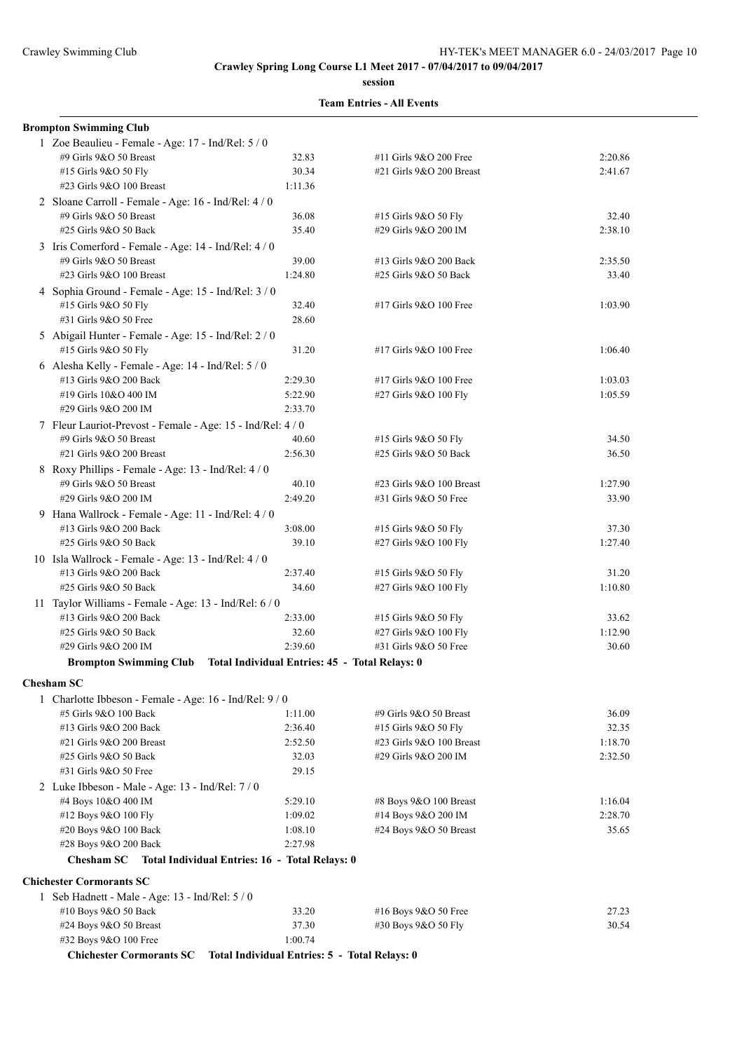**Crawley Spring Long Course L1 Meet 2017 - 07/04/2017 to 09/04/2017**

**session**

**Team Entries - All Events**

**Brompton Swimming Club**

1 Zoe Beaulieu - Female - Age: 17 - Ind/Rel: 5 / 0

| Event | Time | Event | Time |
|---|---|---|---|
| #9 Girls 9&O 50 Breast | 32.83 | #11 Girls 9&O 200 Free | 2:20.86 |
| #15 Girls 9&O 50 Fly | 30.34 | #21 Girls 9&O 200 Breast | 2:41.67 |
| #23 Girls 9&O 100 Breast | 1:11.36 | | |

2 Sloane Carroll - Female - Age: 16 - Ind/Rel: 4 / 0

| Event | Time | Event | Time |
|---|---|---|---|
| #9 Girls 9&O 50 Breast | 36.08 | #15 Girls 9&O 50 Fly | 32.40 |
| #25 Girls 9&O 50 Back | 35.40 | #29 Girls 9&O 200 IM | 2:38.10 |

3 Iris Comerford - Female - Age: 14 - Ind/Rel: 4 / 0

| Event | Time | Event | Time |
|---|---|---|---|
| #9 Girls 9&O 50 Breast | 39.00 | #13 Girls 9&O 200 Back | 2:35.50 |
| #23 Girls 9&O 100 Breast | 1:24.80 | #25 Girls 9&O 50 Back | 33.40 |

4 Sophia Ground - Female - Age: 15 - Ind/Rel: 3 / 0

| Event | Time | Event | Time |
|---|---|---|---|
| #15 Girls 9&O 50 Fly | 32.40 | #17 Girls 9&O 100 Free | 1:03.90 |
| #31 Girls 9&O 50 Free | 28.60 | | |

5 Abigail Hunter - Female - Age: 15 - Ind/Rel: 2 / 0

| Event | Time | Event | Time |
|---|---|---|---|
| #15 Girls 9&O 50 Fly | 31.20 | #17 Girls 9&O 100 Free | 1:06.40 |

6 Alesha Kelly - Female - Age: 14 - Ind/Rel: 5 / 0

| Event | Time | Event | Time |
|---|---|---|---|
| #13 Girls 9&O 200 Back | 2:29.30 | #17 Girls 9&O 100 Free | 1:03.03 |
| #19 Girls 10&O 400 IM | 5:22.90 | #27 Girls 9&O 100 Fly | 1:05.59 |
| #29 Girls 9&O 200 IM | 2:33.70 | | |

7 Fleur Lauriot-Prevost - Female - Age: 15 - Ind/Rel: 4 / 0

| Event | Time | Event | Time |
|---|---|---|---|
| #9 Girls 9&O 50 Breast | 40.60 | #15 Girls 9&O 50 Fly | 34.50 |
| #21 Girls 9&O 200 Breast | 2:56.30 | #25 Girls 9&O 50 Back | 36.50 |

8 Roxy Phillips - Female - Age: 13 - Ind/Rel: 4 / 0

| Event | Time | Event | Time |
|---|---|---|---|
| #9 Girls 9&O 50 Breast | 40.10 | #23 Girls 9&O 100 Breast | 1:27.90 |
| #29 Girls 9&O 200 IM | 2:49.20 | #31 Girls 9&O 50 Free | 33.90 |

9 Hana Wallrock - Female - Age: 11 - Ind/Rel: 4 / 0

| Event | Time | Event | Time |
|---|---|---|---|
| #13 Girls 9&O 200 Back | 3:08.00 | #15 Girls 9&O 50 Fly | 37.30 |
| #25 Girls 9&O 50 Back | 39.10 | #27 Girls 9&O 100 Fly | 1:27.40 |

10 Isla Wallrock - Female - Age: 13 - Ind/Rel: 4 / 0

| Event | Time | Event | Time |
|---|---|---|---|
| #13 Girls 9&O 200 Back | 2:37.40 | #15 Girls 9&O 50 Fly | 31.20 |
| #25 Girls 9&O 50 Back | 34.60 | #27 Girls 9&O 100 Fly | 1:10.80 |

11 Taylor Williams - Female - Age: 13 - Ind/Rel: 6 / 0

| Event | Time | Event | Time |
|---|---|---|---|
| #13 Girls 9&O 200 Back | 2:33.00 | #15 Girls 9&O 50 Fly | 33.62 |
| #25 Girls 9&O 50 Back | 32.60 | #27 Girls 9&O 100 Fly | 1:12.90 |
| #29 Girls 9&O 200 IM | 2:39.60 | #31 Girls 9&O 50 Free | 30.60 |

**Brompton Swimming Club Total Individual Entries: 45 - Total Relays: 0**

**Chesham SC**

1 Charlotte Ibbeson - Female - Age: 16 - Ind/Rel: 9 / 0

| Event | Time | Event | Time |
|---|---|---|---|
| #5 Girls 9&O 100 Back | 1:11.00 | #9 Girls 9&O 50 Breast | 36.09 |
| #13 Girls 9&O 200 Back | 2:36.40 | #15 Girls 9&O 50 Fly | 32.35 |
| #21 Girls 9&O 200 Breast | 2:52.50 | #23 Girls 9&O 100 Breast | 1:18.70 |
| #25 Girls 9&O 50 Back | 32.03 | #29 Girls 9&O 200 IM | 2:32.50 |
| #31 Girls 9&O 50 Free | 29.15 | | |

2 Luke Ibbeson - Male - Age: 13 - Ind/Rel: 7 / 0

| Event | Time | Event | Time |
|---|---|---|---|
| #4 Boys 10&O 400 IM | 5:29.10 | #8 Boys 9&O 100 Breast | 1:16.04 |
| #12 Boys 9&O 100 Fly | 1:09.02 | #14 Boys 9&O 200 IM | 2:28.70 |
| #20 Boys 9&O 100 Back | 1:08.10 | #24 Boys 9&O 50 Breast | 35.65 |
| #28 Boys 9&O 200 Back | 2:27.98 | | |

**Chesham SC Total Individual Entries: 16 - Total Relays: 0**

**Chichester Cormorants SC**

1 Seb Hadnett - Male - Age: 13 - Ind/Rel: 5 / 0

| Event | Time | Event | Time |
|---|---|---|---|
| #10 Boys 9&O 50 Back | 33.20 | #16 Boys 9&O 50 Free | 27.23 |
| #24 Boys 9&O 50 Breast | 37.30 | #30 Boys 9&O 50 Fly | 30.54 |
| #32 Boys 9&O 100 Free | 1:00.74 | | |

**Chichester Cormorants SC Total Individual Entries: 5 - Total Relays: 0**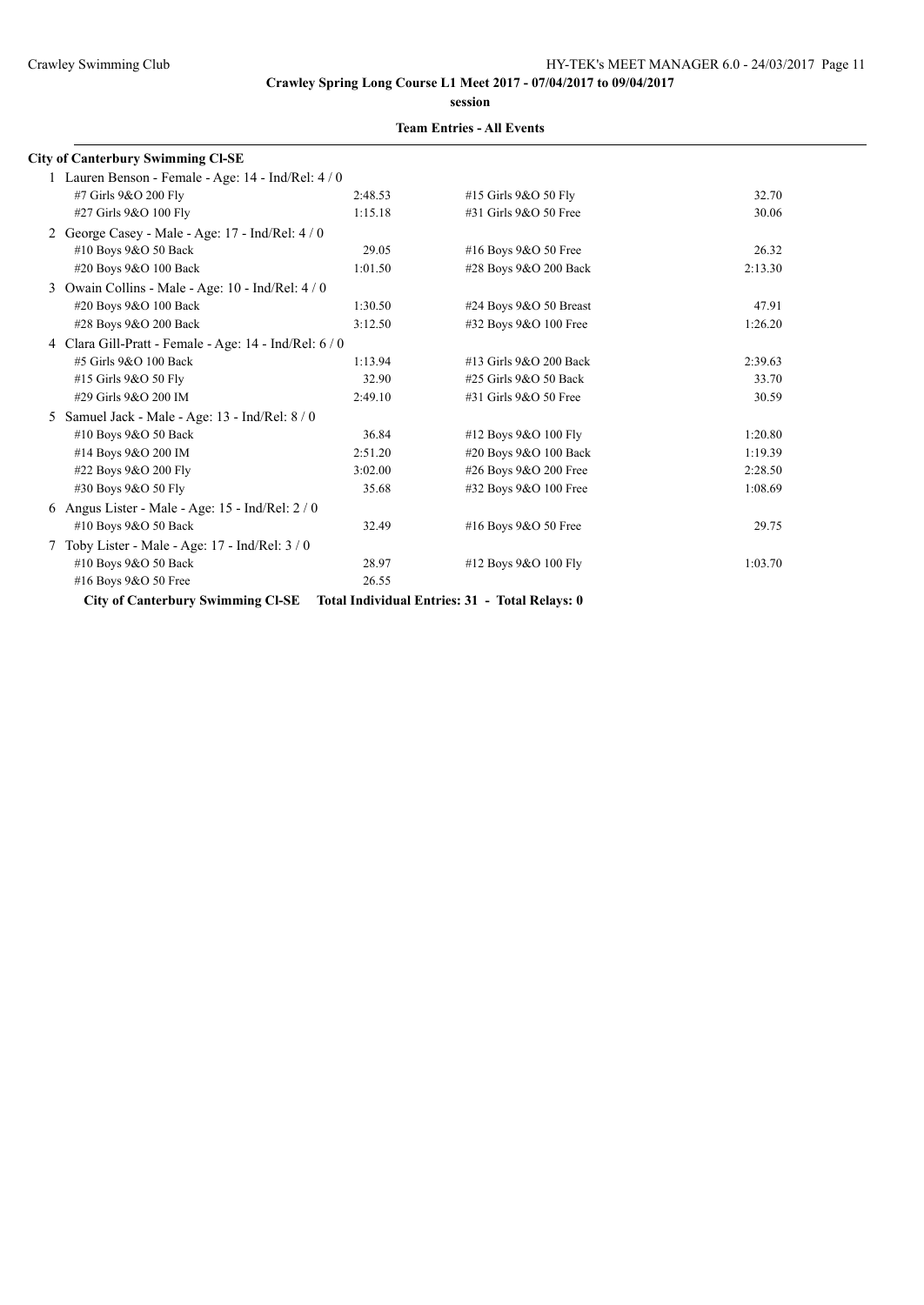**Crawley Spring Long Course L1 Meet 2017 - 07/04/2017 to 09/04/2017**

**session**

**Team Entries - All Events**

**City of Canterbury Swimming Cl-SE**

1 Lauren Benson - Female - Age: 14 - Ind/Rel: 4 / 0

| Event | Time | Event | Time |
|---|---|---|---|
| #7 Girls 9&O 200 Fly | 2:48.53 | #15 Girls 9&O 50 Fly | 32.70 |
| #27 Girls 9&O 100 Fly | 1:15.18 | #31 Girls 9&O 50 Free | 30.06 |

2 George Casey - Male - Age: 17 - Ind/Rel: 4 / 0

| Event | Time | Event | Time |
|---|---|---|---|
| #10 Boys 9&O 50 Back | 29.05 | #16 Boys 9&O 50 Free | 26.32 |
| #20 Boys 9&O 100 Back | 1:01.50 | #28 Boys 9&O 200 Back | 2:13.30 |

3 Owain Collins - Male - Age: 10 - Ind/Rel: 4 / 0

| Event | Time | Event | Time |
|---|---|---|---|
| #20 Boys 9&O 100 Back | 1:30.50 | #24 Boys 9&O 50 Breast | 47.91 |
| #28 Boys 9&O 200 Back | 3:12.50 | #32 Boys 9&O 100 Free | 1:26.20 |

4 Clara Gill-Pratt - Female - Age: 14 - Ind/Rel: 6 / 0

| Event | Time | Event | Time |
|---|---|---|---|
| #5 Girls 9&O 100 Back | 1:13.94 | #13 Girls 9&O 200 Back | 2:39.63 |
| #15 Girls 9&O 50 Fly | 32.90 | #25 Girls 9&O 50 Back | 33.70 |
| #29 Girls 9&O 200 IM | 2:49.10 | #31 Girls 9&O 50 Free | 30.59 |

5 Samuel Jack - Male - Age: 13 - Ind/Rel: 8 / 0

| Event | Time | Event | Time |
|---|---|---|---|
| #10 Boys 9&O 50 Back | 36.84 | #12 Boys 9&O 100 Fly | 1:20.80 |
| #14 Boys 9&O 200 IM | 2:51.20 | #20 Boys 9&O 100 Back | 1:19.39 |
| #22 Boys 9&O 200 Fly | 3:02.00 | #26 Boys 9&O 200 Free | 2:28.50 |
| #30 Boys 9&O 50 Fly | 35.68 | #32 Boys 9&O 100 Free | 1:08.69 |

6 Angus Lister - Male - Age: 15 - Ind/Rel: 2 / 0

| Event | Time | Event | Time |
|---|---|---|---|
| #10 Boys 9&O 50 Back | 32.49 | #16 Boys 9&O 50 Free | 29.75 |

7 Toby Lister - Male - Age: 17 - Ind/Rel: 3 / 0

| Event | Time | Event | Time |
|---|---|---|---|
| #10 Boys 9&O 50 Back | 28.97 | #12 Boys 9&O 100 Fly | 1:03.70 |
| #16 Boys 9&O 50 Free | 26.55 | | |

**City of Canterbury Swimming Cl-SE Total Individual Entries: 31 - Total Relays: 0**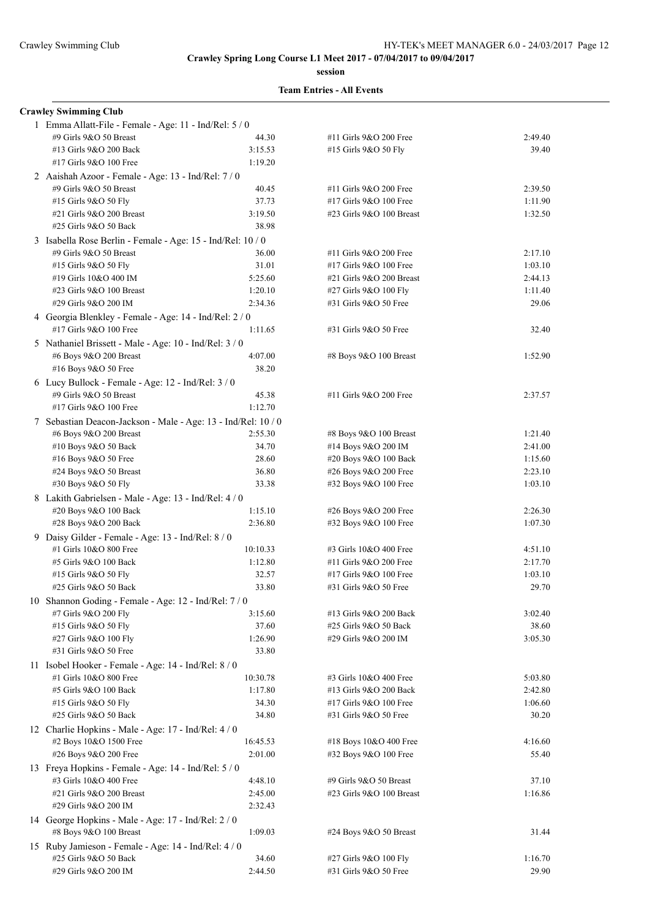**Crawley Spring Long Course L1 Meet 2017 - 07/04/2017 to 09/04/2017**

**session**

**Team Entries - All Events**

## Crawley Swimming Club

1 Emma Allatt-File - Female - Age: 11 - Ind/Rel: 5 / 0

| | | | |
|---|---|---|---|
| #9 Girls 9&O 50 Breast | 44.30 | #11 Girls 9&O 200 Free | 2:49.40 |
| #13 Girls 9&O 200 Back | 3:15.53 | #15 Girls 9&O 50 Fly | 39.40 |
| #17 Girls 9&O 100 Free | 1:19.20 | | |

2 Aaishah Azoor - Female - Age: 13 - Ind/Rel: 7 / 0

| | | | |
|---|---|---|---|
| #9 Girls 9&O 50 Breast | 40.45 | #11 Girls 9&O 200 Free | 2:39.50 |
| #15 Girls 9&O 50 Fly | 37.73 | #17 Girls 9&O 100 Free | 1:11.90 |
| #21 Girls 9&O 200 Breast | 3:19.50 | #23 Girls 9&O 100 Breast | 1:32.50 |
| #25 Girls 9&O 50 Back | 38.98 | | |

3 Isabella Rose Berlin - Female - Age: 15 - Ind/Rel: 10 / 0

| | | | |
|---|---|---|---|
| #9 Girls 9&O 50 Breast | 36.00 | #11 Girls 9&O 200 Free | 2:17.10 |
| #15 Girls 9&O 50 Fly | 31.01 | #17 Girls 9&O 100 Free | 1:03.10 |
| #19 Girls 10&O 400 IM | 5:25.60 | #21 Girls 9&O 200 Breast | 2:44.13 |
| #23 Girls 9&O 100 Breast | 1:20.10 | #27 Girls 9&O 100 Fly | 1:11.40 |
| #29 Girls 9&O 200 IM | 2:34.36 | #31 Girls 9&O 50 Free | 29.06 |

4 Georgia Blenkley - Female - Age: 14 - Ind/Rel: 2 / 0

| | | | |
|---|---|---|---|
| #17 Girls 9&O 100 Free | 1:11.65 | #31 Girls 9&O 50 Free | 32.40 |

5 Nathaniel Brissett - Male - Age: 10 - Ind/Rel: 3 / 0

| | | | |
|---|---|---|---|
| #6 Boys 9&O 200 Breast | 4:07.00 | #8 Boys 9&O 100 Breast | 1:52.90 |
| #16 Boys 9&O 50 Free | 38.20 | | |

6 Lucy Bullock - Female - Age: 12 - Ind/Rel: 3 / 0

| | | | |
|---|---|---|---|
| #9 Girls 9&O 50 Breast | 45.38 | #11 Girls 9&O 200 Free | 2:37.57 |
| #17 Girls 9&O 100 Free | 1:12.70 | | |

7 Sebastian Deacon-Jackson - Male - Age: 13 - Ind/Rel: 10 / 0

| | | | |
|---|---|---|---|
| #6 Boys 9&O 200 Breast | 2:55.30 | #8 Boys 9&O 100 Breast | 1:21.40 |
| #10 Boys 9&O 50 Back | 34.70 | #14 Boys 9&O 200 IM | 2:41.00 |
| #16 Boys 9&O 50 Free | 28.60 | #20 Boys 9&O 100 Back | 1:15.60 |
| #24 Boys 9&O 50 Breast | 36.80 | #26 Boys 9&O 200 Free | 2:23.10 |
| #30 Boys 9&O 50 Fly | 33.38 | #32 Boys 9&O 100 Free | 1:03.10 |

8 Lakith Gabrielsen - Male - Age: 13 - Ind/Rel: 4 / 0

| | | | |
|---|---|---|---|
| #20 Boys 9&O 100 Back | 1:15.10 | #26 Boys 9&O 200 Free | 2:26.30 |
| #28 Boys 9&O 200 Back | 2:36.80 | #32 Boys 9&O 100 Free | 1:07.30 |

9 Daisy Gilder - Female - Age: 13 - Ind/Rel: 8 / 0

| | | | |
|---|---|---|---|
| #1 Girls 10&O 800 Free | 10:10.33 | #3 Girls 10&O 400 Free | 4:51.10 |
| #5 Girls 9&O 100 Back | 1:12.80 | #11 Girls 9&O 200 Free | 2:17.70 |
| #15 Girls 9&O 50 Fly | 32.57 | #17 Girls 9&O 100 Free | 1:03.10 |
| #25 Girls 9&O 50 Back | 33.80 | #31 Girls 9&O 50 Free | 29.70 |

10 Shannon Goding - Female - Age: 12 - Ind/Rel: 7 / 0

| | | | |
|---|---|---|---|
| #7 Girls 9&O 200 Fly | 3:15.60 | #13 Girls 9&O 200 Back | 3:02.40 |
| #15 Girls 9&O 50 Fly | 37.60 | #25 Girls 9&O 50 Back | 38.60 |
| #27 Girls 9&O 100 Fly | 1:26.90 | #29 Girls 9&O 200 IM | 3:05.30 |
| #31 Girls 9&O 50 Free | 33.80 | | |

11 Isobel Hooker - Female - Age: 14 - Ind/Rel: 8 / 0

| | | | |
|---|---|---|---|
| #1 Girls 10&O 800 Free | 10:30.78 | #3 Girls 10&O 400 Free | 5:03.80 |
| #5 Girls 9&O 100 Back | 1:17.80 | #13 Girls 9&O 200 Back | 2:42.80 |
| #15 Girls 9&O 50 Fly | 34.30 | #17 Girls 9&O 100 Free | 1:06.60 |
| #25 Girls 9&O 50 Back | 34.80 | #31 Girls 9&O 50 Free | 30.20 |

12 Charlie Hopkins - Male - Age: 17 - Ind/Rel: 4 / 0

| | | | |
|---|---|---|---|
| #2 Boys 10&O 1500 Free | 16:45.53 | #18 Boys 10&O 400 Free | 4:16.60 |
| #26 Boys 9&O 200 Free | 2:01.00 | #32 Boys 9&O 100 Free | 55.40 |

13 Freya Hopkins - Female - Age: 14 - Ind/Rel: 5 / 0

| | | | |
|---|---|---|---|
| #3 Girls 10&O 400 Free | 4:48.10 | #9 Girls 9&O 50 Breast | 37.10 |
| #21 Girls 9&O 200 Breast | 2:45.00 | #23 Girls 9&O 100 Breast | 1:16.86 |
| #29 Girls 9&O 200 IM | 2:32.43 | | |

14 George Hopkins - Male - Age: 17 - Ind/Rel: 2 / 0

| | | | |
|---|---|---|---|
| #8 Boys 9&O 100 Breast | 1:09.03 | #24 Boys 9&O 50 Breast | 31.44 |

15 Ruby Jamieson - Female - Age: 14 - Ind/Rel: 4 / 0

| | | | |
|---|---|---|---|
| #25 Girls 9&O 50 Back | 34.60 | #27 Girls 9&O 100 Fly | 1:16.70 |
| #29 Girls 9&O 200 IM | 2:44.50 | #31 Girls 9&O 50 Free | 29.90 |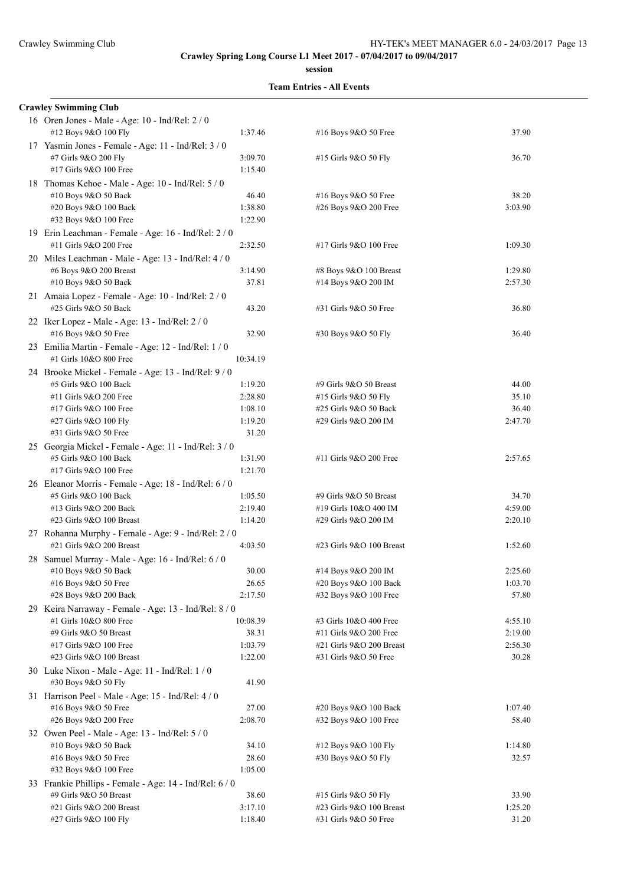**Crawley Spring Long Course L1 Meet 2017 - 07/04/2017 to 09/04/2017**

**session**

**Team Entries - All Events**

**Crawley Swimming Club**

16 Oren Jones - Male - Age: 10 - Ind/Rel: 2 / 0

| | | | |
|---|---|---|---|
| #12 Boys 9&O 100 Fly | 1:37.46 | #16 Boys 9&O 50 Free | 37.90 |

17 Yasmin Jones - Female - Age: 11 - Ind/Rel: 3 / 0

| | | | |
|---|---|---|---|
| #7 Girls 9&O 200 Fly | 3:09.70 | #15 Girls 9&O 50 Fly | 36.70 |
| #17 Girls 9&O 100 Free | 1:15.40 | | |

18 Thomas Kehoe - Male - Age: 10 - Ind/Rel: 5 / 0

| | | | |
|---|---|---|---|
| #10 Boys 9&O 50 Back | 46.40 | #16 Boys 9&O 50 Free | 38.20 |
| #20 Boys 9&O 100 Back | 1:38.80 | #26 Boys 9&O 200 Free | 3:03.90 |
| #32 Boys 9&O 100 Free | 1:22.90 | | |

19 Erin Leachman - Female - Age: 16 - Ind/Rel: 2 / 0

| | | | |
|---|---|---|---|
| #11 Girls 9&O 200 Free | 2:32.50 | #17 Girls 9&O 100 Free | 1:09.30 |

20 Miles Leachman - Male - Age: 13 - Ind/Rel: 4 / 0

| | | | |
|---|---|---|---|
| #6 Boys 9&O 200 Breast | 3:14.90 | #8 Boys 9&O 100 Breast | 1:29.80 |
| #10 Boys 9&O 50 Back | 37.81 | #14 Boys 9&O 200 IM | 2:57.30 |

21 Amaia Lopez - Female - Age: 10 - Ind/Rel: 2 / 0

| | | | |
|---|---|---|---|
| #25 Girls 9&O 50 Back | 43.20 | #31 Girls 9&O 50 Free | 36.80 |

22 Iker Lopez - Male - Age: 13 - Ind/Rel: 2 / 0

| | | | |
|---|---|---|---|
| #16 Boys 9&O 50 Free | 32.90 | #30 Boys 9&O 50 Fly | 36.40 |

23 Emilia Martin - Female - Age: 12 - Ind/Rel: 1 / 0

| | | | |
|---|---|---|---|
| #1 Girls 10&O 800 Free | 10:34.19 | | |

24 Brooke Mickel - Female - Age: 13 - Ind/Rel: 9 / 0

| | | | |
|---|---|---|---|
| #5 Girls 9&O 100 Back | 1:19.20 | #9 Girls 9&O 50 Breast | 44.00 |
| #11 Girls 9&O 200 Free | 2:28.80 | #15 Girls 9&O 50 Fly | 35.10 |
| #17 Girls 9&O 100 Free | 1:08.10 | #25 Girls 9&O 50 Back | 36.40 |
| #27 Girls 9&O 100 Fly | 1:19.20 | #29 Girls 9&O 200 IM | 2:47.70 |
| #31 Girls 9&O 50 Free | 31.20 | | |

25 Georgia Mickel - Female - Age: 11 - Ind/Rel: 3 / 0

| | | | |
|---|---|---|---|
| #5 Girls 9&O 100 Back | 1:31.90 | #11 Girls 9&O 200 Free | 2:57.65 |
| #17 Girls 9&O 100 Free | 1:21.70 | | |

26 Eleanor Morris - Female - Age: 18 - Ind/Rel: 6 / 0

| | | | |
|---|---|---|---|
| #5 Girls 9&O 100 Back | 1:05.50 | #9 Girls 9&O 50 Breast | 34.70 |
| #13 Girls 9&O 200 Back | 2:19.40 | #19 Girls 10&O 400 IM | 4:59.00 |
| #23 Girls 9&O 100 Breast | 1:14.20 | #29 Girls 9&O 200 IM | 2:20.10 |

27 Rohanna Murphy - Female - Age: 9 - Ind/Rel: 2 / 0

| | | | |
|---|---|---|---|
| #21 Girls 9&O 200 Breast | 4:03.50 | #23 Girls 9&O 100 Breast | 1:52.60 |

28 Samuel Murray - Male - Age: 16 - Ind/Rel: 6 / 0

| | | | |
|---|---|---|---|
| #10 Boys 9&O 50 Back | 30.00 | #14 Boys 9&O 200 IM | 2:25.60 |
| #16 Boys 9&O 50 Free | 26.65 | #20 Boys 9&O 100 Back | 1:03.70 |
| #28 Boys 9&O 200 Back | 2:17.50 | #32 Boys 9&O 100 Free | 57.80 |

29 Keira Narraway - Female - Age: 13 - Ind/Rel: 8 / 0

| | | | |
|---|---|---|---|
| #1 Girls 10&O 800 Free | 10:08.39 | #3 Girls 10&O 400 Free | 4:55.10 |
| #9 Girls 9&O 50 Breast | 38.31 | #11 Girls 9&O 200 Free | 2:19.00 |
| #17 Girls 9&O 100 Free | 1:03.79 | #21 Girls 9&O 200 Breast | 2:56.30 |
| #23 Girls 9&O 100 Breast | 1:22.00 | #31 Girls 9&O 50 Free | 30.28 |

30 Luke Nixon - Male - Age: 11 - Ind/Rel: 1 / 0

| | | | |
|---|---|---|---|
| #30 Boys 9&O 50 Fly | 41.90 | | |

31 Harrison Peel - Male - Age: 15 - Ind/Rel: 4 / 0

| | | | |
|---|---|---|---|
| #16 Boys 9&O 50 Free | 27.00 | #20 Boys 9&O 100 Back | 1:07.40 |
| #26 Boys 9&O 200 Free | 2:08.70 | #32 Boys 9&O 100 Free | 58.40 |

32 Owen Peel - Male - Age: 13 - Ind/Rel: 5 / 0

| | | | |
|---|---|---|---|
| #10 Boys 9&O 50 Back | 34.10 | #12 Boys 9&O 100 Fly | 1:14.80 |
| #16 Boys 9&O 50 Free | 28.60 | #30 Boys 9&O 50 Fly | 32.57 |
| #32 Boys 9&O 100 Free | 1:05.00 | | |

33 Frankie Phillips - Female - Age: 14 - Ind/Rel: 6 / 0

| | | | |
|---|---|---|---|
| #9 Girls 9&O 50 Breast | 38.60 | #15 Girls 9&O 50 Fly | 33.90 |
| #21 Girls 9&O 200 Breast | 3:17.10 | #23 Girls 9&O 100 Breast | 1:25.20 |
| #27 Girls 9&O 100 Fly | 1:18.40 | #31 Girls 9&O 50 Free | 31.20 |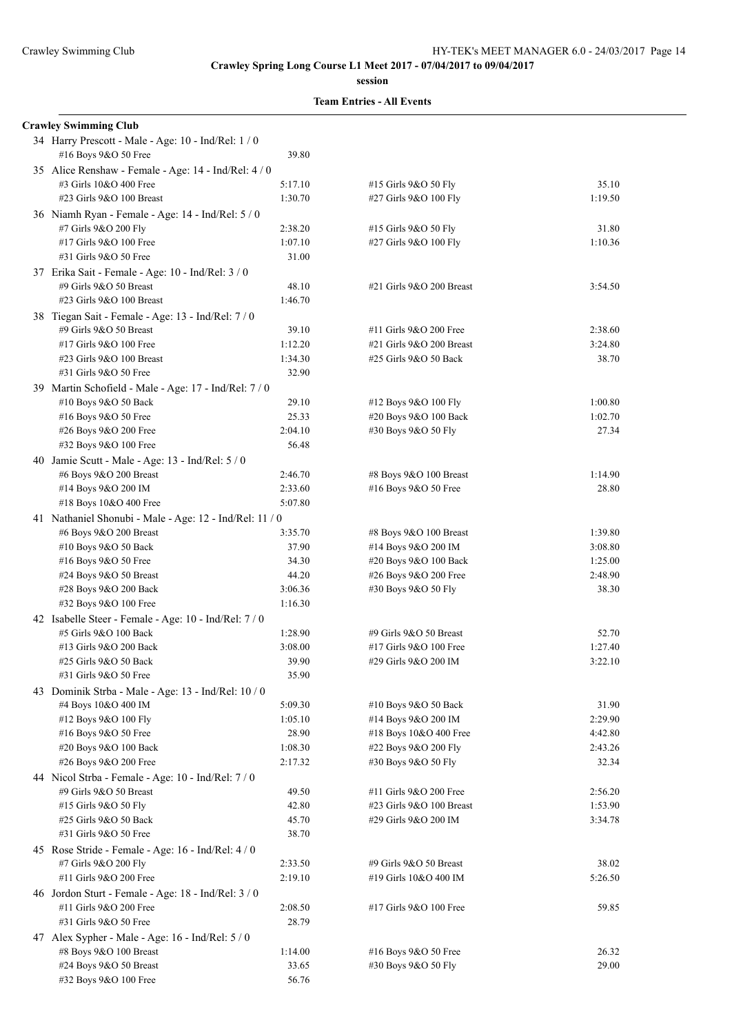**Crawley Spring Long Course L1 Meet 2017 - 07/04/2017 to 09/04/2017**

**session**

**Team Entries - All Events**

**Crawley Swimming Club**

34 Harry Prescott - Male - Age: 10 - Ind/Rel: 1 / 0

| Event | Time | Event | Time |
|---|---|---|---|
| #16 Boys 9&O 50 Free | 39.80 | | |

35 Alice Renshaw - Female - Age: 14 - Ind/Rel: 4 / 0

| Event | Time | Event | Time |
|---|---|---|---|
| #3 Girls 10&O 400 Free | 5:17.10 | #15 Girls 9&O 50 Fly | 35.10 |
| #23 Girls 9&O 100 Breast | 1:30.70 | #27 Girls 9&O 100 Fly | 1:19.50 |

36 Niamh Ryan - Female - Age: 14 - Ind/Rel: 5 / 0

| Event | Time | Event | Time |
|---|---|---|---|
| #7 Girls 9&O 200 Fly | 2:38.20 | #15 Girls 9&O 50 Fly | 31.80 |
| #17 Girls 9&O 100 Free | 1:07.10 | #27 Girls 9&O 100 Fly | 1:10.36 |
| #31 Girls 9&O 50 Free | 31.00 | | |

37 Erika Sait - Female - Age: 10 - Ind/Rel: 3 / 0

| Event | Time | Event | Time |
|---|---|---|---|
| #9 Girls 9&O 50 Breast | 48.10 | #21 Girls 9&O 200 Breast | 3:54.50 |
| #23 Girls 9&O 100 Breast | 1:46.70 | | |

38 Tiegan Sait - Female - Age: 13 - Ind/Rel: 7 / 0

| Event | Time | Event | Time |
|---|---|---|---|
| #9 Girls 9&O 50 Breast | 39.10 | #11 Girls 9&O 200 Free | 2:38.60 |
| #17 Girls 9&O 100 Free | 1:12.20 | #21 Girls 9&O 200 Breast | 3:24.80 |
| #23 Girls 9&O 100 Breast | 1:34.30 | #25 Girls 9&O 50 Back | 38.70 |
| #31 Girls 9&O 50 Free | 32.90 | | |

39 Martin Schofield - Male - Age: 17 - Ind/Rel: 7 / 0

| Event | Time | Event | Time |
|---|---|---|---|
| #10 Boys 9&O 50 Back | 29.10 | #12 Boys 9&O 100 Fly | 1:00.80 |
| #16 Boys 9&O 50 Free | 25.33 | #20 Boys 9&O 100 Back | 1:02.70 |
| #26 Boys 9&O 200 Free | 2:04.10 | #30 Boys 9&O 50 Fly | 27.34 |
| #32 Boys 9&O 100 Free | 56.48 | | |

40 Jamie Scutt - Male - Age: 13 - Ind/Rel: 5 / 0

| Event | Time | Event | Time |
|---|---|---|---|
| #6 Boys 9&O 200 Breast | 2:46.70 | #8 Boys 9&O 100 Breast | 1:14.90 |
| #14 Boys 9&O 200 IM | 2:33.60 | #16 Boys 9&O 50 Free | 28.80 |
| #18 Boys 10&O 400 Free | 5:07.80 | | |

41 Nathaniel Shonubi - Male - Age: 12 - Ind/Rel: 11 / 0

| Event | Time | Event | Time |
|---|---|---|---|
| #6 Boys 9&O 200 Breast | 3:35.70 | #8 Boys 9&O 100 Breast | 1:39.80 |
| #10 Boys 9&O 50 Back | 37.90 | #14 Boys 9&O 200 IM | 3:08.80 |
| #16 Boys 9&O 50 Free | 34.30 | #20 Boys 9&O 100 Back | 1:25.00 |
| #24 Boys 9&O 50 Breast | 44.20 | #26 Boys 9&O 200 Free | 2:48.90 |
| #28 Boys 9&O 200 Back | 3:06.36 | #30 Boys 9&O 50 Fly | 38.30 |
| #32 Boys 9&O 100 Free | 1:16.30 | | |

42 Isabelle Steer - Female - Age: 10 - Ind/Rel: 7 / 0

| Event | Time | Event | Time |
|---|---|---|---|
| #5 Girls 9&O 100 Back | 1:28.90 | #9 Girls 9&O 50 Breast | 52.70 |
| #13 Girls 9&O 200 Back | 3:08.00 | #17 Girls 9&O 100 Free | 1:27.40 |
| #25 Girls 9&O 50 Back | 39.90 | #29 Girls 9&O 200 IM | 3:22.10 |
| #31 Girls 9&O 50 Free | 35.90 | | |

43 Dominik Strba - Male - Age: 13 - Ind/Rel: 10 / 0

| Event | Time | Event | Time |
|---|---|---|---|
| #4 Boys 10&O 400 IM | 5:09.30 | #10 Boys 9&O 50 Back | 31.90 |
| #12 Boys 9&O 100 Fly | 1:05.10 | #14 Boys 9&O 200 IM | 2:29.90 |
| #16 Boys 9&O 50 Free | 28.90 | #18 Boys 10&O 400 Free | 4:42.80 |
| #20 Boys 9&O 100 Back | 1:08.30 | #22 Boys 9&O 200 Fly | 2:43.26 |
| #26 Boys 9&O 200 Free | 2:17.32 | #30 Boys 9&O 50 Fly | 32.34 |

44 Nicol Strba - Female - Age: 10 - Ind/Rel: 7 / 0

| Event | Time | Event | Time |
|---|---|---|---|
| #9 Girls 9&O 50 Breast | 49.50 | #11 Girls 9&O 200 Free | 2:56.20 |
| #15 Girls 9&O 50 Fly | 42.80 | #23 Girls 9&O 100 Breast | 1:53.90 |
| #25 Girls 9&O 50 Back | 45.70 | #29 Girls 9&O 200 IM | 3:34.78 |
| #31 Girls 9&O 50 Free | 38.70 | | |

45 Rose Stride - Female - Age: 16 - Ind/Rel: 4 / 0

| Event | Time | Event | Time |
|---|---|---|---|
| #7 Girls 9&O 200 Fly | 2:33.50 | #9 Girls 9&O 50 Breast | 38.02 |
| #11 Girls 9&O 200 Free | 2:19.10 | #19 Girls 10&O 400 IM | 5:26.50 |

46 Jordon Sturt - Female - Age: 18 - Ind/Rel: 3 / 0

| Event | Time | Event | Time |
|---|---|---|---|
| #11 Girls 9&O 200 Free | 2:08.50 | #17 Girls 9&O 100 Free | 59.85 |
| #31 Girls 9&O 50 Free | 28.79 | | |

47 Alex Sypher - Male - Age: 16 - Ind/Rel: 5 / 0

| Event | Time | Event | Time |
|---|---|---|---|
| #8 Boys 9&O 100 Breast | 1:14.00 | #16 Boys 9&O 50 Free | 26.32 |
| #24 Boys 9&O 50 Breast | 33.65 | #30 Boys 9&O 50 Fly | 29.00 |
| #32 Boys 9&O 100 Free | 56.76 | | |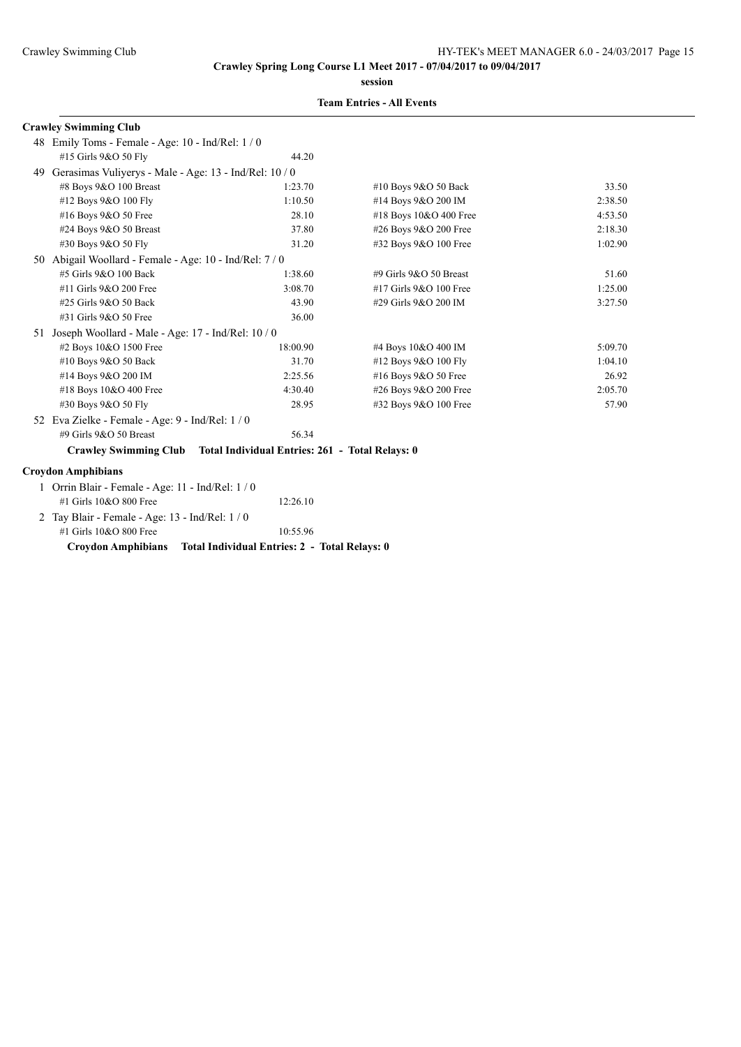**Crawley Spring Long Course L1 Meet 2017 - 07/04/2017 to 09/04/2017**

**session**

**Team Entries - All Events**

**Crawley Swimming Club**

48 Emily Toms - Female - Age: 10 - Ind/Rel: 1 / 0

| | | | |
|---|---|---|---|
| #15 Girls 9&O 50 Fly | 44.20 | | |

49 Gerasimas Vuliyerys - Male - Age: 13 - Ind/Rel: 10 / 0

| | | | |
|---|---|---|---|
| #8 Boys 9&O 100 Breast | 1:23.70 | #10 Boys 9&O 50 Back | 33.50 |
| #12 Boys 9&O 100 Fly | 1:10.50 | #14 Boys 9&O 200 IM | 2:38.50 |
| #16 Boys 9&O 50 Free | 28.10 | #18 Boys 10&O 400 Free | 4:53.50 |
| #24 Boys 9&O 50 Breast | 37.80 | #26 Boys 9&O 200 Free | 2:18.30 |
| #30 Boys 9&O 50 Fly | 31.20 | #32 Boys 9&O 100 Free | 1:02.90 |

50 Abigail Woollard - Female - Age: 10 - Ind/Rel: 7 / 0

| | | | |
|---|---|---|---|
| #5 Girls 9&O 100 Back | 1:38.60 | #9 Girls 9&O 50 Breast | 51.60 |
| #11 Girls 9&O 200 Free | 3:08.70 | #17 Girls 9&O 100 Free | 1:25.00 |
| #25 Girls 9&O 50 Back | 43.90 | #29 Girls 9&O 200 IM | 3:27.50 |
| #31 Girls 9&O 50 Free | 36.00 | | |

51 Joseph Woollard - Male - Age: 17 - Ind/Rel: 10 / 0

| | | | |
|---|---|---|---|
| #2 Boys 10&O 1500 Free | 18:00.90 | #4 Boys 10&O 400 IM | 5:09.70 |
| #10 Boys 9&O 50 Back | 31.70 | #12 Boys 9&O 100 Fly | 1:04.10 |
| #14 Boys 9&O 200 IM | 2:25.56 | #16 Boys 9&O 50 Free | 26.92 |
| #18 Boys 10&O 400 Free | 4:30.40 | #26 Boys 9&O 200 Free | 2:05.70 |
| #30 Boys 9&O 50 Fly | 28.95 | #32 Boys 9&O 100 Free | 57.90 |

52 Eva Zielke - Female - Age: 9 - Ind/Rel: 1 / 0

| | | | |
|---|---|---|---|
| #9 Girls 9&O 50 Breast | 56.34 | | |

**Crawley Swimming Club Total Individual Entries: 261 - Total Relays: 0**

**Croydon Amphibians**

1 Orrin Blair - Female - Age: 11 - Ind/Rel: 1 / 0

| | | | |
|---|---|---|---|
| #1 Girls 10&O 800 Free | 12:26.10 | | |

2 Tay Blair - Female - Age: 13 - Ind/Rel: 1 / 0

| | | | |
|---|---|---|---|
| #1 Girls 10&O 800 Free | 10:55.96 | | |

**Croydon Amphibians Total Individual Entries: 2 - Total Relays: 0**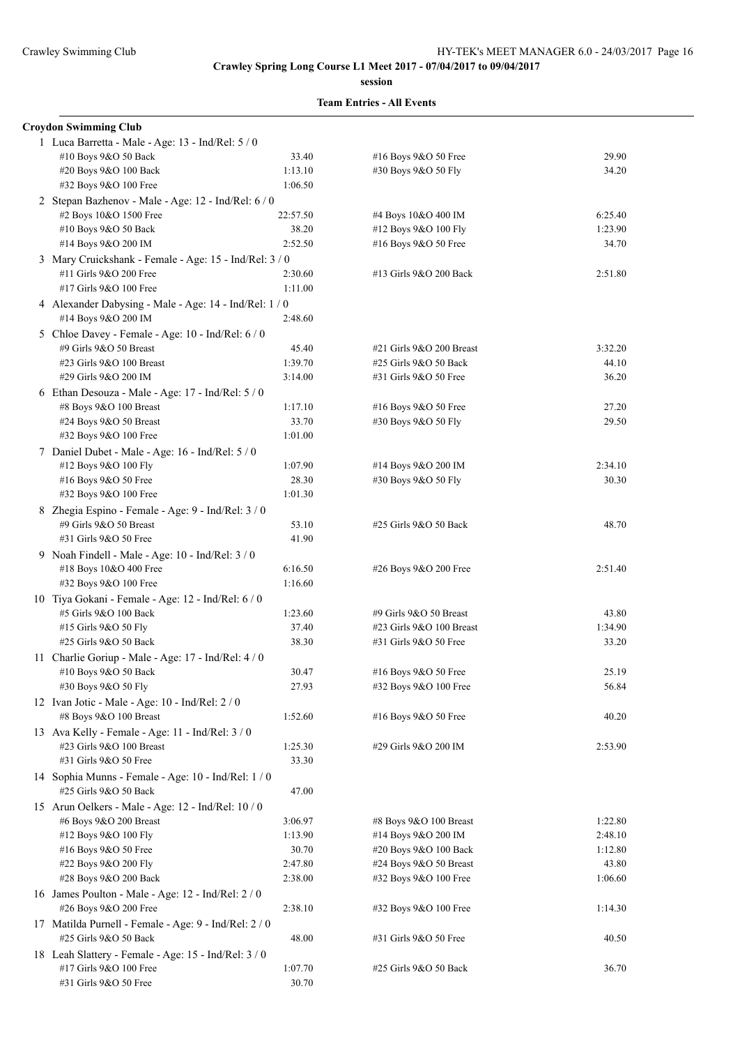**Crawley Spring Long Course L1 Meet 2017 - 07/04/2017 to 09/04/2017**

**session**

**Team Entries - All Events**

**Croydon Swimming Club**

1 Luca Barretta - Male - Age: 13 - Ind/Rel: 5 / 0

| Event | Time | Event | Time |
|---|---|---|---|
| #10 Boys 9&O 50 Back | 33.40 | #16 Boys 9&O 50 Free | 29.90 |
| #20 Boys 9&O 100 Back | 1:13.10 | #30 Boys 9&O 50 Fly | 34.20 |
| #32 Boys 9&O 100 Free | 1:06.50 | | |

2 Stepan Bazhenov - Male - Age: 12 - Ind/Rel: 6 / 0

| Event | Time | Event | Time |
|---|---|---|---|
| #2 Boys 10&O 1500 Free | 22:57.50 | #4 Boys 10&O 400 IM | 6:25.40 |
| #10 Boys 9&O 50 Back | 38.20 | #12 Boys 9&O 100 Fly | 1:23.90 |
| #14 Boys 9&O 200 IM | 2:52.50 | #16 Boys 9&O 50 Free | 34.70 |

3 Mary Cruickshank - Female - Age: 15 - Ind/Rel: 3 / 0

| Event | Time | Event | Time |
|---|---|---|---|
| #11 Girls 9&O 200 Free | 2:30.60 | #13 Girls 9&O 200 Back | 2:51.80 |
| #17 Girls 9&O 100 Free | 1:11.00 | | |

4 Alexander Dabysing - Male - Age: 14 - Ind/Rel: 1 / 0

| Event | Time | Event | Time |
|---|---|---|---|
| #14 Boys 9&O 200 IM | 2:48.60 | | |

5 Chloe Davey - Female - Age: 10 - Ind/Rel: 6 / 0

| Event | Time | Event | Time |
|---|---|---|---|
| #9 Girls 9&O 50 Breast | 45.40 | #21 Girls 9&O 200 Breast | 3:32.20 |
| #23 Girls 9&O 100 Breast | 1:39.70 | #25 Girls 9&O 50 Back | 44.10 |
| #29 Girls 9&O 200 IM | 3:14.00 | #31 Girls 9&O 50 Free | 36.20 |

6 Ethan Desouza - Male - Age: 17 - Ind/Rel: 5 / 0

| Event | Time | Event | Time |
|---|---|---|---|
| #8 Boys 9&O 100 Breast | 1:17.10 | #16 Boys 9&O 50 Free | 27.20 |
| #24 Boys 9&O 50 Breast | 33.70 | #30 Boys 9&O 50 Fly | 29.50 |
| #32 Boys 9&O 100 Free | 1:01.00 | | |

7 Daniel Dubet - Male - Age: 16 - Ind/Rel: 5 / 0

| Event | Time | Event | Time |
|---|---|---|---|
| #12 Boys 9&O 100 Fly | 1:07.90 | #14 Boys 9&O 200 IM | 2:34.10 |
| #16 Boys 9&O 50 Free | 28.30 | #30 Boys 9&O 50 Fly | 30.30 |
| #32 Boys 9&O 100 Free | 1:01.30 | | |

8 Zhegia Espino - Female - Age: 9 - Ind/Rel: 3 / 0

| Event | Time | Event | Time |
|---|---|---|---|
| #9 Girls 9&O 50 Breast | 53.10 | #25 Girls 9&O 50 Back | 48.70 |
| #31 Girls 9&O 50 Free | 41.90 | | |

9 Noah Findell - Male - Age: 10 - Ind/Rel: 3 / 0

| Event | Time | Event | Time |
|---|---|---|---|
| #18 Boys 10&O 400 Free | 6:16.50 | #26 Boys 9&O 200 Free | 2:51.40 |
| #32 Boys 9&O 100 Free | 1:16.60 | | |

10 Tiya Gokani - Female - Age: 12 - Ind/Rel: 6 / 0

| Event | Time | Event | Time |
|---|---|---|---|
| #5 Girls 9&O 100 Back | 1:23.60 | #9 Girls 9&O 50 Breast | 43.80 |
| #15 Girls 9&O 50 Fly | 37.40 | #23 Girls 9&O 100 Breast | 1:34.90 |
| #25 Girls 9&O 50 Back | 38.30 | #31 Girls 9&O 50 Free | 33.20 |

11 Charlie Goriup - Male - Age: 17 - Ind/Rel: 4 / 0

| Event | Time | Event | Time |
|---|---|---|---|
| #10 Boys 9&O 50 Back | 30.47 | #16 Boys 9&O 50 Free | 25.19 |
| #30 Boys 9&O 50 Fly | 27.93 | #32 Boys 9&O 100 Free | 56.84 |

12 Ivan Jotic - Male - Age: 10 - Ind/Rel: 2 / 0

| Event | Time | Event | Time |
|---|---|---|---|
| #8 Boys 9&O 100 Breast | 1:52.60 | #16 Boys 9&O 50 Free | 40.20 |

13 Ava Kelly - Female - Age: 11 - Ind/Rel: 3 / 0

| Event | Time | Event | Time |
|---|---|---|---|
| #23 Girls 9&O 100 Breast | 1:25.30 | #29 Girls 9&O 200 IM | 2:53.90 |
| #31 Girls 9&O 50 Free | 33.30 | | |

14 Sophia Munns - Female - Age: 10 - Ind/Rel: 1 / 0

| Event | Time | Event | Time |
|---|---|---|---|
| #25 Girls 9&O 50 Back | 47.00 | | |

15 Arun Oelkers - Male - Age: 12 - Ind/Rel: 10 / 0

| Event | Time | Event | Time |
|---|---|---|---|
| #6 Boys 9&O 200 Breast | 3:06.97 | #8 Boys 9&O 100 Breast | 1:22.80 |
| #12 Boys 9&O 100 Fly | 1:13.90 | #14 Boys 9&O 200 IM | 2:48.10 |
| #16 Boys 9&O 50 Free | 30.70 | #20 Boys 9&O 100 Back | 1:12.80 |
| #22 Boys 9&O 200 Fly | 2:47.80 | #24 Boys 9&O 50 Breast | 43.80 |
| #28 Boys 9&O 200 Back | 2:38.00 | #32 Boys 9&O 100 Free | 1:06.60 |

16 James Poulton - Male - Age: 12 - Ind/Rel: 2 / 0

| Event | Time | Event | Time |
|---|---|---|---|
| #26 Boys 9&O 200 Free | 2:38.10 | #32 Boys 9&O 100 Free | 1:14.30 |

17 Matilda Purnell - Female - Age: 9 - Ind/Rel: 2 / 0

| Event | Time | Event | Time |
|---|---|---|---|
| #25 Girls 9&O 50 Back | 48.00 | #31 Girls 9&O 50 Free | 40.50 |

18 Leah Slattery - Female - Age: 15 - Ind/Rel: 3 / 0

| Event | Time | Event | Time |
|---|---|---|---|
| #17 Girls 9&O 100 Free | 1:07.70 | #25 Girls 9&O 50 Back | 36.70 |
| #31 Girls 9&O 50 Free | 30.70 | | |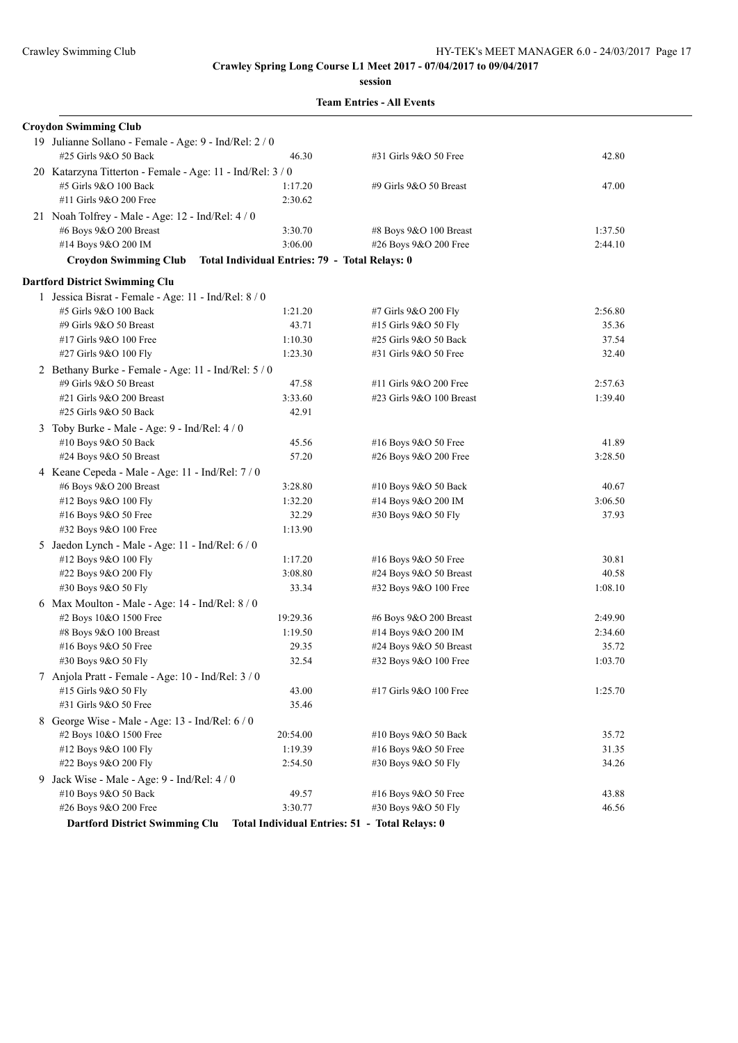**Crawley Spring Long Course L1 Meet 2017 - 07/04/2017 to 09/04/2017**

**session**

**Team Entries - All Events**

**Croydon Swimming Club**

19 Julianne Sollano - Female - Age: 9 - Ind/Rel: 2 / 0

| | | | |
|---|---|---|---|
| #25 Girls 9&O 50 Back | 46.30 | #31 Girls 9&O 50 Free | 42.80 |

20 Katarzyna Titterton - Female - Age: 11 - Ind/Rel: 3 / 0

| | | | |
|---|---|---|---|
| #5 Girls 9&O 100 Back | 1:17.20 | #9 Girls 9&O 50 Breast | 47.00 |
| #11 Girls 9&O 200 Free | 2:30.62 | | |

21 Noah Tolfrey - Male - Age: 12 - Ind/Rel: 4 / 0

| | | | |
|---|---|---|---|
| #6 Boys 9&O 200 Breast | 3:30.70 | #8 Boys 9&O 100 Breast | 1:37.50 |
| #14 Boys 9&O 200 IM | 3:06.00 | #26 Boys 9&O 200 Free | 2:44.10 |

**Croydon Swimming Club Total Individual Entries: 79 - Total Relays: 0**

**Dartford District Swimming Clu**

1 Jessica Bisrat - Female - Age: 11 - Ind/Rel: 8 / 0

| | | | |
|---|---|---|---|
| #5 Girls 9&O 100 Back | 1:21.20 | #7 Girls 9&O 200 Fly | 2:56.80 |
| #9 Girls 9&O 50 Breast | 43.71 | #15 Girls 9&O 50 Fly | 35.36 |
| #17 Girls 9&O 100 Free | 1:10.30 | #25 Girls 9&O 50 Back | 37.54 |
| #27 Girls 9&O 100 Fly | 1:23.30 | #31 Girls 9&O 50 Free | 32.40 |

2 Bethany Burke - Female - Age: 11 - Ind/Rel: 5 / 0

| | | | |
|---|---|---|---|
| #9 Girls 9&O 50 Breast | 47.58 | #11 Girls 9&O 200 Free | 2:57.63 |
| #21 Girls 9&O 200 Breast | 3:33.60 | #23 Girls 9&O 100 Breast | 1:39.40 |
| #25 Girls 9&O 50 Back | 42.91 | | |

3 Toby Burke - Male - Age: 9 - Ind/Rel: 4 / 0

| | | | |
|---|---|---|---|
| #10 Boys 9&O 50 Back | 45.56 | #16 Boys 9&O 50 Free | 41.89 |
| #24 Boys 9&O 50 Breast | 57.20 | #26 Boys 9&O 200 Free | 3:28.50 |

4 Keane Cepeda - Male - Age: 11 - Ind/Rel: 7 / 0

| | | | |
|---|---|---|---|
| #6 Boys 9&O 200 Breast | 3:28.80 | #10 Boys 9&O 50 Back | 40.67 |
| #12 Boys 9&O 100 Fly | 1:32.20 | #14 Boys 9&O 200 IM | 3:06.50 |
| #16 Boys 9&O 50 Free | 32.29 | #30 Boys 9&O 50 Fly | 37.93 |
| #32 Boys 9&O 100 Free | 1:13.90 | | |

5 Jaedon Lynch - Male - Age: 11 - Ind/Rel: 6 / 0

| | | | |
|---|---|---|---|
| #12 Boys 9&O 100 Fly | 1:17.20 | #16 Boys 9&O 50 Free | 30.81 |
| #22 Boys 9&O 200 Fly | 3:08.80 | #24 Boys 9&O 50 Breast | 40.58 |
| #30 Boys 9&O 50 Fly | 33.34 | #32 Boys 9&O 100 Free | 1:08.10 |

6 Max Moulton - Male - Age: 14 - Ind/Rel: 8 / 0

| | | | |
|---|---|---|---|
| #2 Boys 10&O 1500 Free | 19:29.36 | #6 Boys 9&O 200 Breast | 2:49.90 |
| #8 Boys 9&O 100 Breast | 1:19.50 | #14 Boys 9&O 200 IM | 2:34.60 |
| #16 Boys 9&O 50 Free | 29.35 | #24 Boys 9&O 50 Breast | 35.72 |
| #30 Boys 9&O 50 Fly | 32.54 | #32 Boys 9&O 100 Free | 1:03.70 |

7 Anjola Pratt - Female - Age: 10 - Ind/Rel: 3 / 0

| | | | |
|---|---|---|---|
| #15 Girls 9&O 50 Fly | 43.00 | #17 Girls 9&O 100 Free | 1:25.70 |
| #31 Girls 9&O 50 Free | 35.46 | | |

8 George Wise - Male - Age: 13 - Ind/Rel: 6 / 0

| | | | |
|---|---|---|---|
| #2 Boys 10&O 1500 Free | 20:54.00 | #10 Boys 9&O 50 Back | 35.72 |
| #12 Boys 9&O 100 Fly | 1:19.39 | #16 Boys 9&O 50 Free | 31.35 |
| #22 Boys 9&O 200 Fly | 2:54.50 | #30 Boys 9&O 50 Fly | 34.26 |

9 Jack Wise - Male - Age: 9 - Ind/Rel: 4 / 0

| | | | |
|---|---|---|---|
| #10 Boys 9&O 50 Back | 49.57 | #16 Boys 9&O 50 Free | 43.88 |
| #26 Boys 9&O 200 Free | 3:30.77 | #30 Boys 9&O 50 Fly | 46.56 |

**Dartford District Swimming Clu Total Individual Entries: 51 - Total Relays: 0**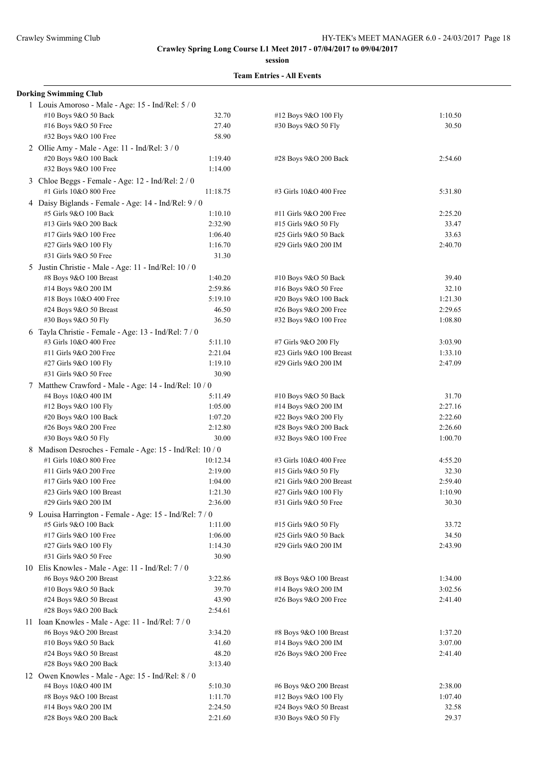**Crawley Spring Long Course L1 Meet 2017 - 07/04/2017 to 09/04/2017**

**session**

**Team Entries - All Events**

**Dorking Swimming Club**

1 Louis Amoroso - Male - Age: 15 - Ind/Rel: 5 / 0

| | | | |
|---|---|---|---|
| #10 Boys 9&O 50 Back | 32.70 | #12 Boys 9&O 100 Fly | 1:10.50 |
| #16 Boys 9&O 50 Free | 27.40 | #30 Boys 9&O 50 Fly | 30.50 |
| #32 Boys 9&O 100 Free | 58.90 | | |

2 Ollie Amy - Male - Age: 11 - Ind/Rel: 3 / 0

| | | | |
|---|---|---|---|
| #20 Boys 9&O 100 Back | 1:19.40 | #28 Boys 9&O 200 Back | 2:54.60 |
| #32 Boys 9&O 100 Free | 1:14.00 | | |

3 Chloe Beggs - Female - Age: 12 - Ind/Rel: 2 / 0

| | | | |
|---|---|---|---|
| #1 Girls 10&O 800 Free | 11:18.75 | #3 Girls 10&O 400 Free | 5:31.80 |

4 Daisy Biglands - Female - Age: 14 - Ind/Rel: 9 / 0

| | | | |
|---|---|---|---|
| #5 Girls 9&O 100 Back | 1:10.10 | #11 Girls 9&O 200 Free | 2:25.20 |
| #13 Girls 9&O 200 Back | 2:32.90 | #15 Girls 9&O 50 Fly | 33.47 |
| #17 Girls 9&O 100 Free | 1:06.40 | #25 Girls 9&O 50 Back | 33.63 |
| #27 Girls 9&O 100 Fly | 1:16.70 | #29 Girls 9&O 200 IM | 2:40.70 |
| #31 Girls 9&O 50 Free | 31.30 | | |

5 Justin Christie - Male - Age: 11 - Ind/Rel: 10 / 0

| | | | |
|---|---|---|---|
| #8 Boys 9&O 100 Breast | 1:40.20 | #10 Boys 9&O 50 Back | 39.40 |
| #14 Boys 9&O 200 IM | 2:59.86 | #16 Boys 9&O 50 Free | 32.10 |
| #18 Boys 10&O 400 Free | 5:19.10 | #20 Boys 9&O 100 Back | 1:21.30 |
| #24 Boys 9&O 50 Breast | 46.50 | #26 Boys 9&O 200 Free | 2:29.65 |
| #30 Boys 9&O 50 Fly | 36.50 | #32 Boys 9&O 100 Free | 1:08.80 |

6 Tayla Christie - Female - Age: 13 - Ind/Rel: 7 / 0

| | | | |
|---|---|---|---|
| #3 Girls 10&O 400 Free | 5:11.10 | #7 Girls 9&O 200 Fly | 3:03.90 |
| #11 Girls 9&O 200 Free | 2:21.04 | #23 Girls 9&O 100 Breast | 1:33.10 |
| #27 Girls 9&O 100 Fly | 1:19.10 | #29 Girls 9&O 200 IM | 2:47.09 |
| #31 Girls 9&O 50 Free | 30.90 | | |

7 Matthew Crawford - Male - Age: 14 - Ind/Rel: 10 / 0

| | | | |
|---|---|---|---|
| #4 Boys 10&O 400 IM | 5:11.49 | #10 Boys 9&O 50 Back | 31.70 |
| #12 Boys 9&O 100 Fly | 1:05.00 | #14 Boys 9&O 200 IM | 2:27.16 |
| #20 Boys 9&O 100 Back | 1:07.20 | #22 Boys 9&O 200 Fly | 2:22.60 |
| #26 Boys 9&O 200 Free | 2:12.80 | #28 Boys 9&O 200 Back | 2:26.60 |
| #30 Boys 9&O 50 Fly | 30.00 | #32 Boys 9&O 100 Free | 1:00.70 |

8 Madison Desroches - Female - Age: 15 - Ind/Rel: 10 / 0

| | | | |
|---|---|---|---|
| #1 Girls 10&O 800 Free | 10:12.34 | #3 Girls 10&O 400 Free | 4:55.20 |
| #11 Girls 9&O 200 Free | 2:19.00 | #15 Girls 9&O 50 Fly | 32.30 |
| #17 Girls 9&O 100 Free | 1:04.00 | #21 Girls 9&O 200 Breast | 2:59.40 |
| #23 Girls 9&O 100 Breast | 1:21.30 | #27 Girls 9&O 100 Fly | 1:10.90 |
| #29 Girls 9&O 200 IM | 2:36.00 | #31 Girls 9&O 50 Free | 30.30 |

9 Louisa Harrington - Female - Age: 15 - Ind/Rel: 7 / 0

| | | | |
|---|---|---|---|
| #5 Girls 9&O 100 Back | 1:11.00 | #15 Girls 9&O 50 Fly | 33.72 |
| #17 Girls 9&O 100 Free | 1:06.00 | #25 Girls 9&O 50 Back | 34.50 |
| #27 Girls 9&O 100 Fly | 1:14.30 | #29 Girls 9&O 200 IM | 2:43.90 |
| #31 Girls 9&O 50 Free | 30.90 | | |

10 Elis Knowles - Male - Age: 11 - Ind/Rel: 7 / 0

| | | | |
|---|---|---|---|
| #6 Boys 9&O 200 Breast | 3:22.86 | #8 Boys 9&O 100 Breast | 1:34.00 |
| #10 Boys 9&O 50 Back | 39.70 | #14 Boys 9&O 200 IM | 3:02.56 |
| #24 Boys 9&O 50 Breast | 43.90 | #26 Boys 9&O 200 Free | 2:41.40 |
| #28 Boys 9&O 200 Back | 2:54.61 | | |

11 Ioan Knowles - Male - Age: 11 - Ind/Rel: 7 / 0

| | | | |
|---|---|---|---|
| #6 Boys 9&O 200 Breast | 3:34.20 | #8 Boys 9&O 100 Breast | 1:37.20 |
| #10 Boys 9&O 50 Back | 41.60 | #14 Boys 9&O 200 IM | 3:07.00 |
| #24 Boys 9&O 50 Breast | 48.20 | #26 Boys 9&O 200 Free | 2:41.40 |
| #28 Boys 9&O 200 Back | 3:13.40 | | |

12 Owen Knowles - Male - Age: 15 - Ind/Rel: 8 / 0

| | | | |
|---|---|---|---|
| #4 Boys 10&O 400 IM | 5:10.30 | #6 Boys 9&O 200 Breast | 2:38.00 |
| #8 Boys 9&O 100 Breast | 1:11.70 | #12 Boys 9&O 100 Fly | 1:07.40 |
| #14 Boys 9&O 200 IM | 2:24.50 | #24 Boys 9&O 50 Breast | 32.58 |
| #28 Boys 9&O 200 Back | 2:21.60 | #30 Boys 9&O 50 Fly | 29.37 |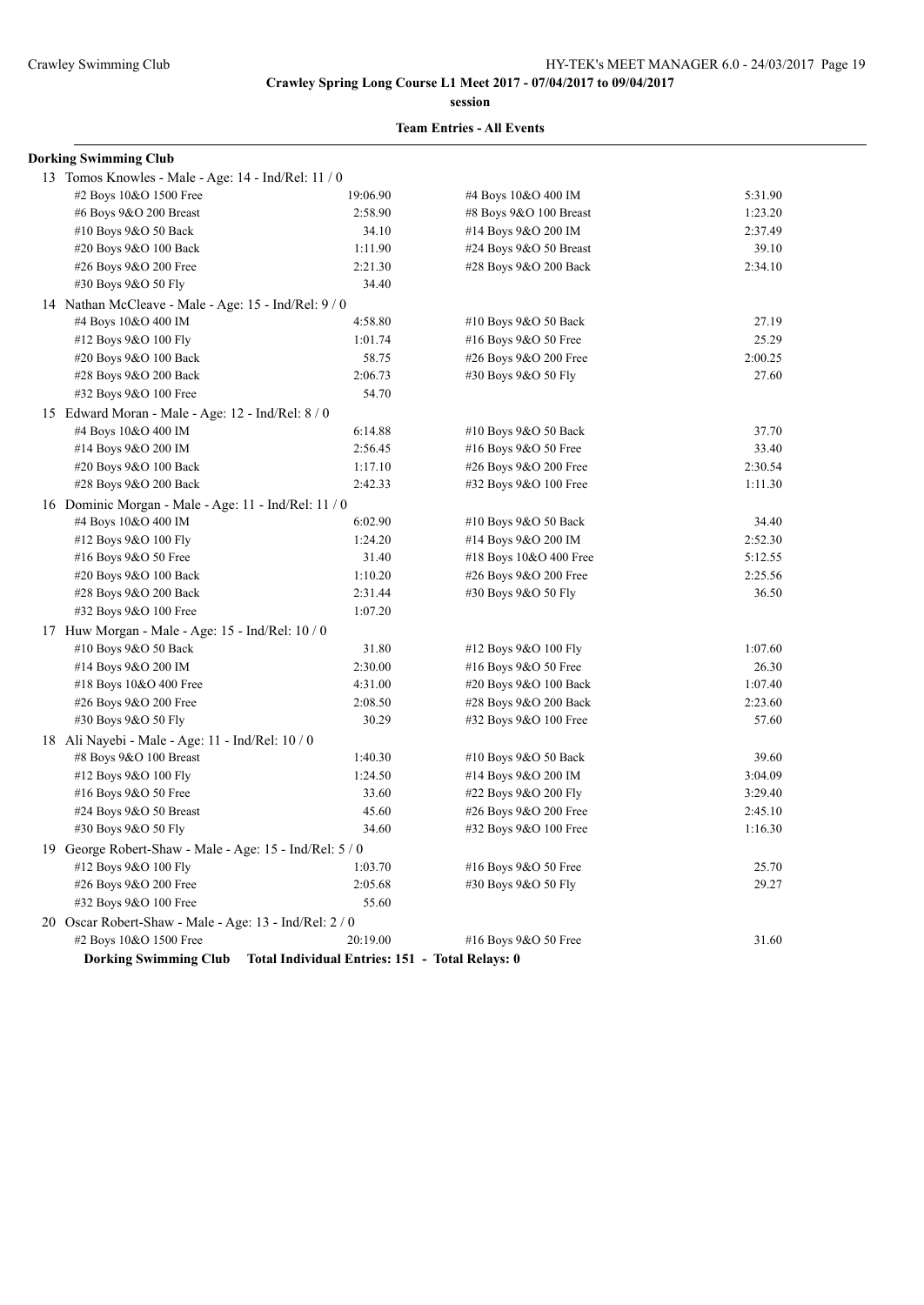**Crawley Spring Long Course L1 Meet 2017 - 07/04/2017 to 09/04/2017**

**session**

**Team Entries - All Events**

**Dorking Swimming Club**

13 Tomos Knowles - Male - Age: 14 - Ind/Rel: 11 / 0

| | | | |
|---|---|---|---|
| #2 Boys 10&O 1500 Free | 19:06.90 | #4 Boys 10&O 400 IM | 5:31.90 |
| #6 Boys 9&O 200 Breast | 2:58.90 | #8 Boys 9&O 100 Breast | 1:23.20 |
| #10 Boys 9&O 50 Back | 34.10 | #14 Boys 9&O 200 IM | 2:37.49 |
| #20 Boys 9&O 100 Back | 1:11.90 | #24 Boys 9&O 50 Breast | 39.10 |
| #26 Boys 9&O 200 Free | 2:21.30 | #28 Boys 9&O 200 Back | 2:34.10 |
| #30 Boys 9&O 50 Fly | 34.40 | | |

14 Nathan McCleave - Male - Age: 15 - Ind/Rel: 9 / 0

| | | | |
|---|---|---|---|
| #4 Boys 10&O 400 IM | 4:58.80 | #10 Boys 9&O 50 Back | 27.19 |
| #12 Boys 9&O 100 Fly | 1:01.74 | #16 Boys 9&O 50 Free | 25.29 |
| #20 Boys 9&O 100 Back | 58.75 | #26 Boys 9&O 200 Free | 2:00.25 |
| #28 Boys 9&O 200 Back | 2:06.73 | #30 Boys 9&O 50 Fly | 27.60 |
| #32 Boys 9&O 100 Free | 54.70 | | |

15 Edward Moran - Male - Age: 12 - Ind/Rel: 8 / 0

| | | | |
|---|---|---|---|
| #4 Boys 10&O 400 IM | 6:14.88 | #10 Boys 9&O 50 Back | 37.70 |
| #14 Boys 9&O 200 IM | 2:56.45 | #16 Boys 9&O 50 Free | 33.40 |
| #20 Boys 9&O 100 Back | 1:17.10 | #26 Boys 9&O 200 Free | 2:30.54 |
| #28 Boys 9&O 200 Back | 2:42.33 | #32 Boys 9&O 100 Free | 1:11.30 |

16 Dominic Morgan - Male - Age: 11 - Ind/Rel: 11 / 0

| | | | |
|---|---|---|---|
| #4 Boys 10&O 400 IM | 6:02.90 | #10 Boys 9&O 50 Back | 34.40 |
| #12 Boys 9&O 100 Fly | 1:24.20 | #14 Boys 9&O 200 IM | 2:52.30 |
| #16 Boys 9&O 50 Free | 31.40 | #18 Boys 10&O 400 Free | 5:12.55 |
| #20 Boys 9&O 100 Back | 1:10.20 | #26 Boys 9&O 200 Free | 2:25.56 |
| #28 Boys 9&O 200 Back | 2:31.44 | #30 Boys 9&O 50 Fly | 36.50 |
| #32 Boys 9&O 100 Free | 1:07.20 | | |

17 Huw Morgan - Male - Age: 15 - Ind/Rel: 10 / 0

| | | | |
|---|---|---|---|
| #10 Boys 9&O 50 Back | 31.80 | #12 Boys 9&O 100 Fly | 1:07.60 |
| #14 Boys 9&O 200 IM | 2:30.00 | #16 Boys 9&O 50 Free | 26.30 |
| #18 Boys 10&O 400 Free | 4:31.00 | #20 Boys 9&O 100 Back | 1:07.40 |
| #26 Boys 9&O 200 Free | 2:08.50 | #28 Boys 9&O 200 Back | 2:23.60 |
| #30 Boys 9&O 50 Fly | 30.29 | #32 Boys 9&O 100 Free | 57.60 |

18 Ali Nayebi - Male - Age: 11 - Ind/Rel: 10 / 0

| | | | |
|---|---|---|---|
| #8 Boys 9&O 100 Breast | 1:40.30 | #10 Boys 9&O 50 Back | 39.60 |
| #12 Boys 9&O 100 Fly | 1:24.50 | #14 Boys 9&O 200 IM | 3:04.09 |
| #16 Boys 9&O 50 Free | 33.60 | #22 Boys 9&O 200 Fly | 3:29.40 |
| #24 Boys 9&O 50 Breast | 45.60 | #26 Boys 9&O 200 Free | 2:45.10 |
| #30 Boys 9&O 50 Fly | 34.60 | #32 Boys 9&O 100 Free | 1:16.30 |

19 George Robert-Shaw - Male - Age: 15 - Ind/Rel: 5 / 0

| | | | |
|---|---|---|---|
| #12 Boys 9&O 100 Fly | 1:03.70 | #16 Boys 9&O 50 Free | 25.70 |
| #26 Boys 9&O 200 Free | 2:05.68 | #30 Boys 9&O 50 Fly | 29.27 |
| #32 Boys 9&O 100 Free | 55.60 | | |

20 Oscar Robert-Shaw - Male - Age: 13 - Ind/Rel: 2 / 0

| | | | |
|---|---|---|---|
| #2 Boys 10&O 1500 Free | 20:19.00 | #16 Boys 9&O 50 Free | 31.60 |

**Dorking Swimming Club Total Individual Entries: 151 - Total Relays: 0**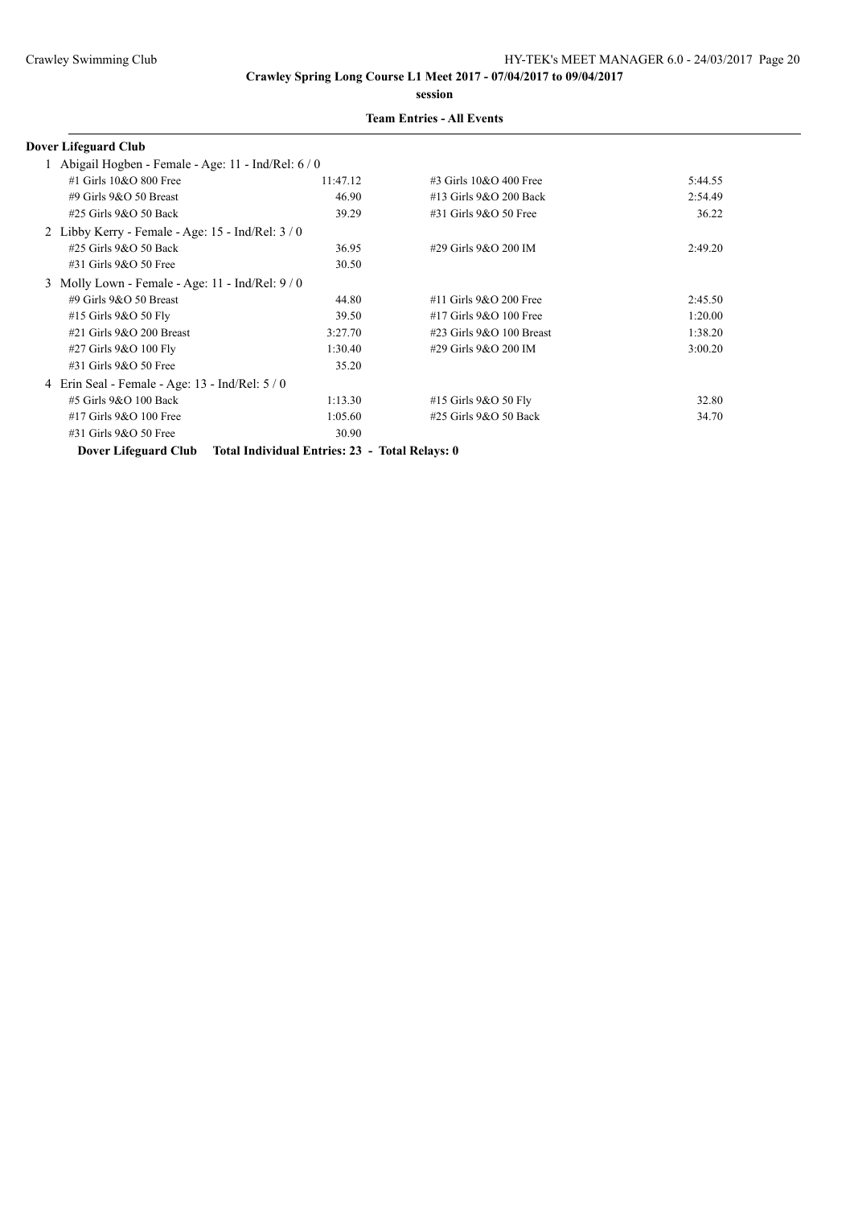**Crawley Spring Long Course L1 Meet 2017 - 07/04/2017 to 09/04/2017**

**session**

**Team Entries - All Events**

**Dover Lifeguard Club**

1 Abigail Hogben - Female - Age: 11 - Ind/Rel: 6 / 0

| Event | Time | Event | Time |
|---|---|---|---|
| #1 Girls 10&O 800 Free | 11:47.12 | #3 Girls 10&O 400 Free | 5:44.55 |
| #9 Girls 9&O 50 Breast | 46.90 | #13 Girls 9&O 200 Back | 2:54.49 |
| #25 Girls 9&O 50 Back | 39.29 | #31 Girls 9&O 50 Free | 36.22 |

2 Libby Kerry - Female - Age: 15 - Ind/Rel: 3 / 0

| Event | Time | Event | Time |
|---|---|---|---|
| #25 Girls 9&O 50 Back | 36.95 | #29 Girls 9&O 200 IM | 2:49.20 |
| #31 Girls 9&O 50 Free | 30.50 | | |

3 Molly Lown - Female - Age: 11 - Ind/Rel: 9 / 0

| Event | Time | Event | Time |
|---|---|---|---|
| #9 Girls 9&O 50 Breast | 44.80 | #11 Girls 9&O 200 Free | 2:45.50 |
| #15 Girls 9&O 50 Fly | 39.50 | #17 Girls 9&O 100 Free | 1:20.00 |
| #21 Girls 9&O 200 Breast | 3:27.70 | #23 Girls 9&O 100 Breast | 1:38.20 |
| #27 Girls 9&O 100 Fly | 1:30.40 | #29 Girls 9&O 200 IM | 3:00.20 |
| #31 Girls 9&O 50 Free | 35.20 | | |

4 Erin Seal - Female - Age: 13 - Ind/Rel: 5 / 0

| Event | Time | Event | Time |
|---|---|---|---|
| #5 Girls 9&O 100 Back | 1:13.30 | #15 Girls 9&O 50 Fly | 32.80 |
| #17 Girls 9&O 100 Free | 1:05.60 | #25 Girls 9&O 50 Back | 34.70 |
| #31 Girls 9&O 50 Free | 30.90 | | |

**Dover Lifeguard Club Total Individual Entries: 23 - Total Relays: 0**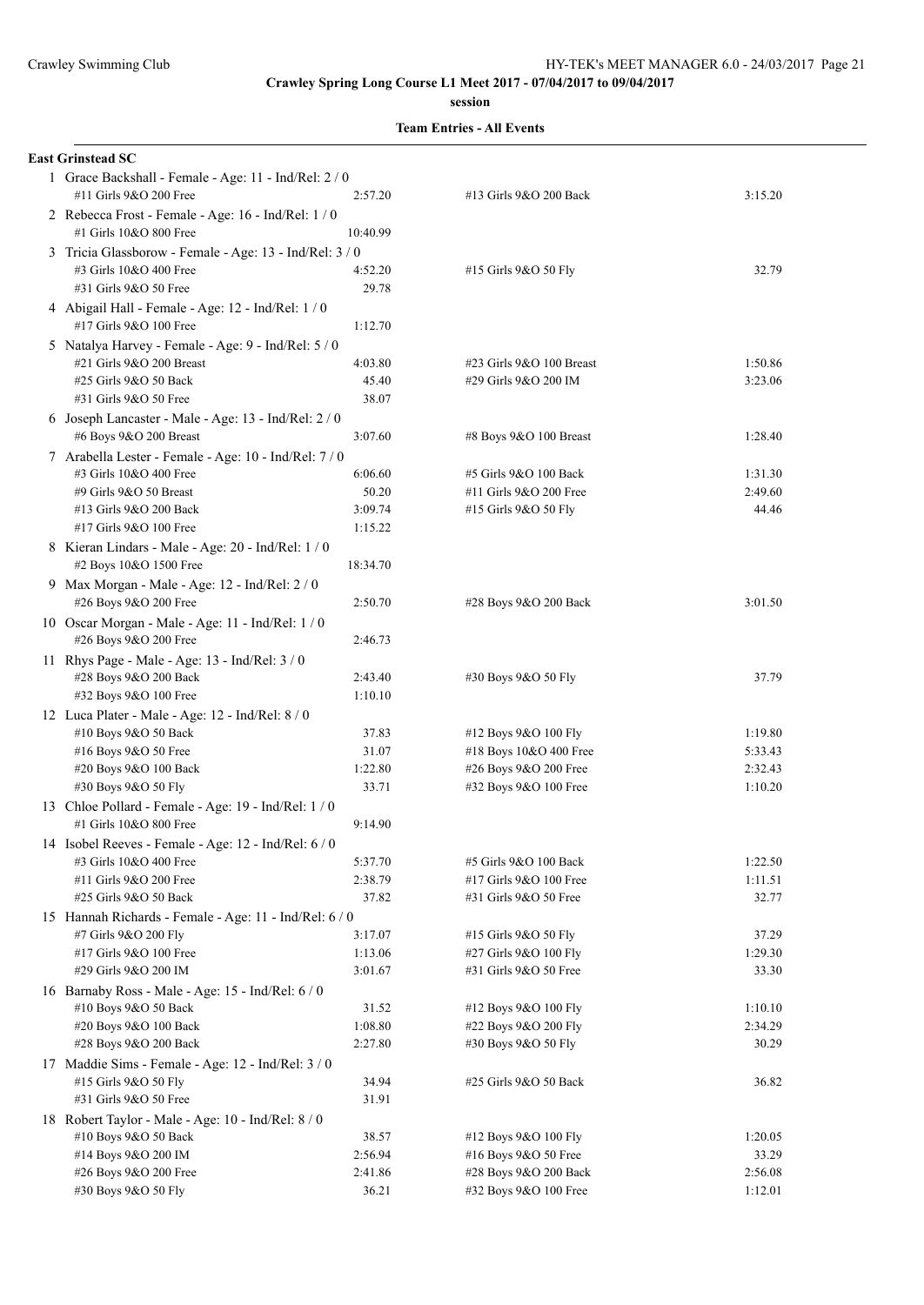**Crawley Spring Long Course L1 Meet 2017 - 07/04/2017 to 09/04/2017**

**session**

**Team Entries - All Events**

**East Grinstead SC**

1 Grace Backshall - Female - Age: 11 - Ind/Rel: 2 / 0

| | | | |
|---|---|---|---|
| #11 Girls 9&O 200 Free | 2:57.20 | #13 Girls 9&O 200 Back | 3:15.20 |

2 Rebecca Frost - Female - Age: 16 - Ind/Rel: 1 / 0

| | | | |
|---|---|---|---|
| #1 Girls 10&O 800 Free | 10:40.99 | | |

3 Tricia Glassborow - Female - Age: 13 - Ind/Rel: 3 / 0

| | | | |
|---|---|---|---|
| #3 Girls 10&O 400 Free | 4:52.20 | #15 Girls 9&O 50 Fly | 32.79 |
| #31 Girls 9&O 50 Free | 29.78 | | |

4 Abigail Hall - Female - Age: 12 - Ind/Rel: 1 / 0

| | | | |
|---|---|---|---|
| #17 Girls 9&O 100 Free | 1:12.70 | | |

5 Natalya Harvey - Female - Age: 9 - Ind/Rel: 5 / 0

| | | | |
|---|---|---|---|
| #21 Girls 9&O 200 Breast | 4:03.80 | #23 Girls 9&O 100 Breast | 1:50.86 |
| #25 Girls 9&O 50 Back | 45.40 | #29 Girls 9&O 200 IM | 3:23.06 |
| #31 Girls 9&O 50 Free | 38.07 | | |

6 Joseph Lancaster - Male - Age: 13 - Ind/Rel: 2 / 0

| | | | |
|---|---|---|---|
| #6 Boys 9&O 200 Breast | 3:07.60 | #8 Boys 9&O 100 Breast | 1:28.40 |

7 Arabella Lester - Female - Age: 10 - Ind/Rel: 7 / 0

| | | | |
|---|---|---|---|
| #3 Girls 10&O 400 Free | 6:06.60 | #5 Girls 9&O 100 Back | 1:31.30 |
| #9 Girls 9&O 50 Breast | 50.20 | #11 Girls 9&O 200 Free | 2:49.60 |
| #13 Girls 9&O 200 Back | 3:09.74 | #15 Girls 9&O 50 Fly | 44.46 |
| #17 Girls 9&O 100 Free | 1:15.22 | | |

8 Kieran Lindars - Male - Age: 20 - Ind/Rel: 1 / 0

| | | | |
|---|---|---|---|
| #2 Boys 10&O 1500 Free | 18:34.70 | | |

9 Max Morgan - Male - Age: 12 - Ind/Rel: 2 / 0

| | | | |
|---|---|---|---|
| #26 Boys 9&O 200 Free | 2:50.70 | #28 Boys 9&O 200 Back | 3:01.50 |

10 Oscar Morgan - Male - Age: 11 - Ind/Rel: 1 / 0

| | | | |
|---|---|---|---|
| #26 Boys 9&O 200 Free | 2:46.73 | | |

11 Rhys Page - Male - Age: 13 - Ind/Rel: 3 / 0

| | | | |
|---|---|---|---|
| #28 Boys 9&O 200 Back | 2:43.40 | #30 Boys 9&O 50 Fly | 37.79 |
| #32 Boys 9&O 100 Free | 1:10.10 | | |

12 Luca Plater - Male - Age: 12 - Ind/Rel: 8 / 0

| | | | |
|---|---|---|---|
| #10 Boys 9&O 50 Back | 37.83 | #12 Boys 9&O 100 Fly | 1:19.80 |
| #16 Boys 9&O 50 Free | 31.07 | #18 Boys 10&O 400 Free | 5:33.43 |
| #20 Boys 9&O 100 Back | 1:22.80 | #26 Boys 9&O 200 Free | 2:32.43 |
| #30 Boys 9&O 50 Fly | 33.71 | #32 Boys 9&O 100 Free | 1:10.20 |

13 Chloe Pollard - Female - Age: 19 - Ind/Rel: 1 / 0

| | | | |
|---|---|---|---|
| #1 Girls 10&O 800 Free | 9:14.90 | | |

14 Isobel Reeves - Female - Age: 12 - Ind/Rel: 6 / 0

| | | | |
|---|---|---|---|
| #3 Girls 10&O 400 Free | 5:37.70 | #5 Girls 9&O 100 Back | 1:22.50 |
| #11 Girls 9&O 200 Free | 2:38.79 | #17 Girls 9&O 100 Free | 1:11.51 |
| #25 Girls 9&O 50 Back | 37.82 | #31 Girls 9&O 50 Free | 32.77 |

15 Hannah Richards - Female - Age: 11 - Ind/Rel: 6 / 0

| | | | |
|---|---|---|---|
| #7 Girls 9&O 200 Fly | 3:17.07 | #15 Girls 9&O 50 Fly | 37.29 |
| #17 Girls 9&O 100 Free | 1:13.06 | #27 Girls 9&O 100 Fly | 1:29.30 |
| #29 Girls 9&O 200 IM | 3:01.67 | #31 Girls 9&O 50 Free | 33.30 |

16 Barnaby Ross - Male - Age: 15 - Ind/Rel: 6 / 0

| | | | |
|---|---|---|---|
| #10 Boys 9&O 50 Back | 31.52 | #12 Boys 9&O 100 Fly | 1:10.10 |
| #20 Boys 9&O 100 Back | 1:08.80 | #22 Boys 9&O 200 Fly | 2:34.29 |
| #28 Boys 9&O 200 Back | 2:27.80 | #30 Boys 9&O 50 Fly | 30.29 |

17 Maddie Sims - Female - Age: 12 - Ind/Rel: 3 / 0

| | | | |
|---|---|---|---|
| #15 Girls 9&O 50 Fly | 34.94 | #25 Girls 9&O 50 Back | 36.82 |
| #31 Girls 9&O 50 Free | 31.91 | | |

18 Robert Taylor - Male - Age: 10 - Ind/Rel: 8 / 0

| | | | |
|---|---|---|---|
| #10 Boys 9&O 50 Back | 38.57 | #12 Boys 9&O 100 Fly | 1:20.05 |
| #14 Boys 9&O 200 IM | 2:56.94 | #16 Boys 9&O 50 Free | 33.29 |
| #26 Boys 9&O 200 Free | 2:41.86 | #28 Boys 9&O 200 Back | 2:56.08 |
| #30 Boys 9&O 50 Fly | 36.21 | #32 Boys 9&O 100 Free | 1:12.01 |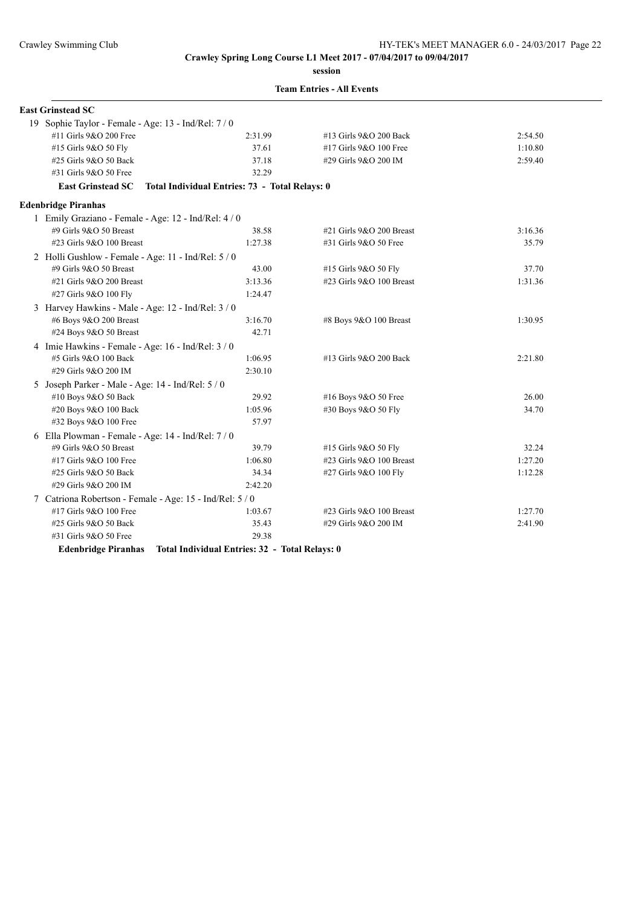**Crawley Spring Long Course L1 Meet 2017 - 07/04/2017 to 09/04/2017**

**session**

**Team Entries - All Events**

**East Grinstead SC**

19 Sophie Taylor - Female - Age: 13 - Ind/Rel: 7 / 0

| | | | |
|---|---|---|---|
| #11 Girls 9&O 200 Free | 2:31.99 | #13 Girls 9&O 200 Back | 2:54.50 |
| #15 Girls 9&O 50 Fly | 37.61 | #17 Girls 9&O 100 Free | 1:10.80 |
| #25 Girls 9&O 50 Back | 37.18 | #29 Girls 9&O 200 IM | 2:59.40 |
| #31 Girls 9&O 50 Free | 32.29 | | |

**East Grinstead SC Total Individual Entries: 73 - Total Relays: 0**

**Edenbridge Piranhas**

1 Emily Graziano - Female - Age: 12 - Ind/Rel: 4 / 0

| | | | |
|---|---|---|---|
| #9 Girls 9&O 50 Breast | 38.58 | #21 Girls 9&O 200 Breast | 3:16.36 |
| #23 Girls 9&O 100 Breast | 1:27.38 | #31 Girls 9&O 50 Free | 35.79 |

2 Holli Gushlow - Female - Age: 11 - Ind/Rel: 5 / 0

| | | | |
|---|---|---|---|
| #9 Girls 9&O 50 Breast | 43.00 | #15 Girls 9&O 50 Fly | 37.70 |
| #21 Girls 9&O 200 Breast | 3:13.36 | #23 Girls 9&O 100 Breast | 1:31.36 |
| #27 Girls 9&O 100 Fly | 1:24.47 | | |

3 Harvey Hawkins - Male - Age: 12 - Ind/Rel: 3 / 0

| | | | |
|---|---|---|---|
| #6 Boys 9&O 200 Breast | 3:16.70 | #8 Boys 9&O 100 Breast | 1:30.95 |
| #24 Boys 9&O 50 Breast | 42.71 | | |

4 Imie Hawkins - Female - Age: 16 - Ind/Rel: 3 / 0

| | | | |
|---|---|---|---|
| #5 Girls 9&O 100 Back | 1:06.95 | #13 Girls 9&O 200 Back | 2:21.80 |
| #29 Girls 9&O 200 IM | 2:30.10 | | |

5 Joseph Parker - Male - Age: 14 - Ind/Rel: 5 / 0

| | | | |
|---|---|---|---|
| #10 Boys 9&O 50 Back | 29.92 | #16 Boys 9&O 50 Free | 26.00 |
| #20 Boys 9&O 100 Back | 1:05.96 | #30 Boys 9&O 50 Fly | 34.70 |
| #32 Boys 9&O 100 Free | 57.97 | | |

6 Ella Plowman - Female - Age: 14 - Ind/Rel: 7 / 0

| | | | |
|---|---|---|---|
| #9 Girls 9&O 50 Breast | 39.79 | #15 Girls 9&O 50 Fly | 32.24 |
| #17 Girls 9&O 100 Free | 1:06.80 | #23 Girls 9&O 100 Breast | 1:27.20 |
| #25 Girls 9&O 50 Back | 34.34 | #27 Girls 9&O 100 Fly | 1:12.28 |
| #29 Girls 9&O 200 IM | 2:42.20 | | |

7 Catriona Robertson - Female - Age: 15 - Ind/Rel: 5 / 0

| | | | |
|---|---|---|---|
| #17 Girls 9&O 100 Free | 1:03.67 | #23 Girls 9&O 100 Breast | 1:27.70 |
| #25 Girls 9&O 50 Back | 35.43 | #29 Girls 9&O 200 IM | 2:41.90 |
| #31 Girls 9&O 50 Free | 29.38 | | |

**Edenbridge Piranhas Total Individual Entries: 32 - Total Relays: 0**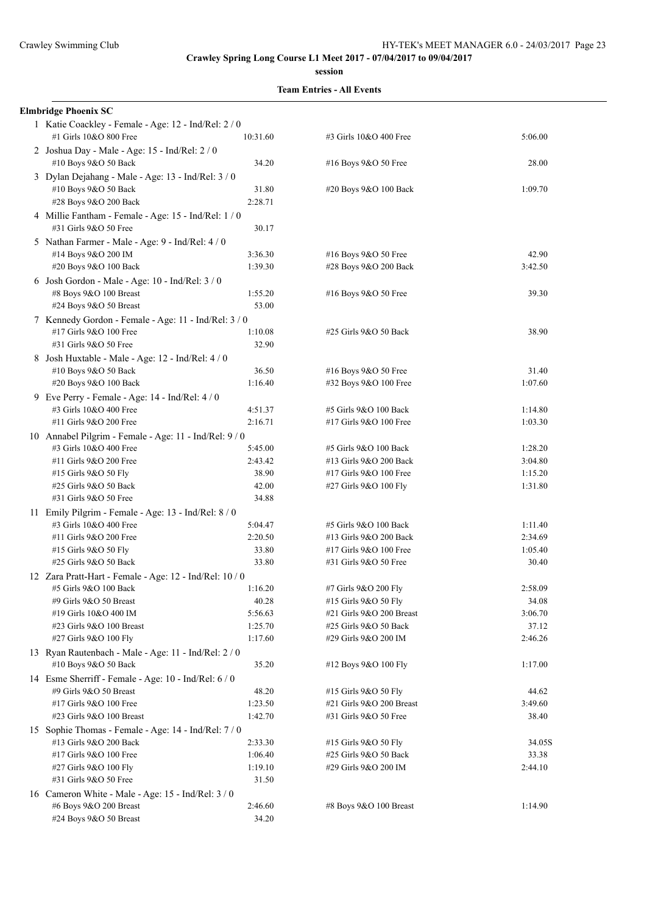**Crawley Spring Long Course L1 Meet 2017 - 07/04/2017 to 09/04/2017**

**session**

**Team Entries - All Events**

**Elmbridge Phoenix SC**

1 Katie Coackley - Female - Age: 12 - Ind/Rel: 2 / 0

| Event | Time | Event | Time |
|---|---|---|---|
| #1 Girls 10&O 800 Free | 10:31.60 | #3 Girls 10&O 400 Free | 5:06.00 |

2 Joshua Day - Male - Age: 15 - Ind/Rel: 2 / 0

| Event | Time | Event | Time |
|---|---|---|---|
| #10 Boys 9&O 50 Back | 34.20 | #16 Boys 9&O 50 Free | 28.00 |

3 Dylan Dejahang - Male - Age: 13 - Ind/Rel: 3 / 0

| Event | Time | Event | Time |
|---|---|---|---|
| #10 Boys 9&O 50 Back | 31.80 | #20 Boys 9&O 100 Back | 1:09.70 |
| #28 Boys 9&O 200 Back | 2:28.71 | | |

4 Millie Fantham - Female - Age: 15 - Ind/Rel: 1 / 0

| Event | Time | Event | Time |
|---|---|---|---|
| #31 Girls 9&O 50 Free | 30.17 | | |

5 Nathan Farmer - Male - Age: 9 - Ind/Rel: 4 / 0

| Event | Time | Event | Time |
|---|---|---|---|
| #14 Boys 9&O 200 IM | 3:36.30 | #16 Boys 9&O 50 Free | 42.90 |
| #20 Boys 9&O 100 Back | 1:39.30 | #28 Boys 9&O 200 Back | 3:42.50 |

6 Josh Gordon - Male - Age: 10 - Ind/Rel: 3 / 0

| Event | Time | Event | Time |
|---|---|---|---|
| #8 Boys 9&O 100 Breast | 1:55.20 | #16 Boys 9&O 50 Free | 39.30 |
| #24 Boys 9&O 50 Breast | 53.00 | | |

7 Kennedy Gordon - Female - Age: 11 - Ind/Rel: 3 / 0

| Event | Time | Event | Time |
|---|---|---|---|
| #17 Girls 9&O 100 Free | 1:10.08 | #25 Girls 9&O 50 Back | 38.90 |
| #31 Girls 9&O 50 Free | 32.90 | | |

8 Josh Huxtable - Male - Age: 12 - Ind/Rel: 4 / 0

| Event | Time | Event | Time |
|---|---|---|---|
| #10 Boys 9&O 50 Back | 36.50 | #16 Boys 9&O 50 Free | 31.40 |
| #20 Boys 9&O 100 Back | 1:16.40 | #32 Boys 9&O 100 Free | 1:07.60 |

9 Eve Perry - Female - Age: 14 - Ind/Rel: 4 / 0

| Event | Time | Event | Time |
|---|---|---|---|
| #3 Girls 10&O 400 Free | 4:51.37 | #5 Girls 9&O 100 Back | 1:14.80 |
| #11 Girls 9&O 200 Free | 2:16.71 | #17 Girls 9&O 100 Free | 1:03.30 |

10 Annabel Pilgrim - Female - Age: 11 - Ind/Rel: 9 / 0

| Event | Time | Event | Time |
|---|---|---|---|
| #3 Girls 10&O 400 Free | 5:45.00 | #5 Girls 9&O 100 Back | 1:28.20 |
| #11 Girls 9&O 200 Free | 2:43.42 | #13 Girls 9&O 200 Back | 3:04.80 |
| #15 Girls 9&O 50 Fly | 38.90 | #17 Girls 9&O 100 Free | 1:15.20 |
| #25 Girls 9&O 50 Back | 42.00 | #27 Girls 9&O 100 Fly | 1:31.80 |
| #31 Girls 9&O 50 Free | 34.88 | | |

11 Emily Pilgrim - Female - Age: 13 - Ind/Rel: 8 / 0

| Event | Time | Event | Time |
|---|---|---|---|
| #3 Girls 10&O 400 Free | 5:04.47 | #5 Girls 9&O 100 Back | 1:11.40 |
| #11 Girls 9&O 200 Free | 2:20.50 | #13 Girls 9&O 200 Back | 2:34.69 |
| #15 Girls 9&O 50 Fly | 33.80 | #17 Girls 9&O 100 Free | 1:05.40 |
| #25 Girls 9&O 50 Back | 33.80 | #31 Girls 9&O 50 Free | 30.40 |

12 Zara Pratt-Hart - Female - Age: 12 - Ind/Rel: 10 / 0

| Event | Time | Event | Time |
|---|---|---|---|
| #5 Girls 9&O 100 Back | 1:16.20 | #7 Girls 9&O 200 Fly | 2:58.09 |
| #9 Girls 9&O 50 Breast | 40.28 | #15 Girls 9&O 50 Fly | 34.08 |
| #19 Girls 10&O 400 IM | 5:56.63 | #21 Girls 9&O 200 Breast | 3:06.70 |
| #23 Girls 9&O 100 Breast | 1:25.70 | #25 Girls 9&O 50 Back | 37.12 |
| #27 Girls 9&O 100 Fly | 1:17.60 | #29 Girls 9&O 200 IM | 2:46.26 |

13 Ryan Rautenbach - Male - Age: 11 - Ind/Rel: 2 / 0

| Event | Time | Event | Time |
|---|---|---|---|
| #10 Boys 9&O 50 Back | 35.20 | #12 Boys 9&O 100 Fly | 1:17.00 |

14 Esme Sherriff - Female - Age: 10 - Ind/Rel: 6 / 0

| Event | Time | Event | Time |
|---|---|---|---|
| #9 Girls 9&O 50 Breast | 48.20 | #15 Girls 9&O 50 Fly | 44.62 |
| #17 Girls 9&O 100 Free | 1:23.50 | #21 Girls 9&O 200 Breast | 3:49.60 |
| #23 Girls 9&O 100 Breast | 1:42.70 | #31 Girls 9&O 50 Free | 38.40 |

15 Sophie Thomas - Female - Age: 14 - Ind/Rel: 7 / 0

| Event | Time | Event | Time |
|---|---|---|---|
| #13 Girls 9&O 200 Back | 2:33.30 | #15 Girls 9&O 50 Fly | 34.05S |
| #17 Girls 9&O 100 Free | 1:06.40 | #25 Girls 9&O 50 Back | 33.38 |
| #27 Girls 9&O 100 Fly | 1:19.10 | #29 Girls 9&O 200 IM | 2:44.10 |
| #31 Girls 9&O 50 Free | 31.50 | | |

16 Cameron White - Male - Age: 15 - Ind/Rel: 3 / 0

| Event | Time | Event | Time |
|---|---|---|---|
| #6 Boys 9&O 200 Breast | 2:46.60 | #8 Boys 9&O 100 Breast | 1:14.90 |
| #24 Boys 9&O 50 Breast | 34.20 | | |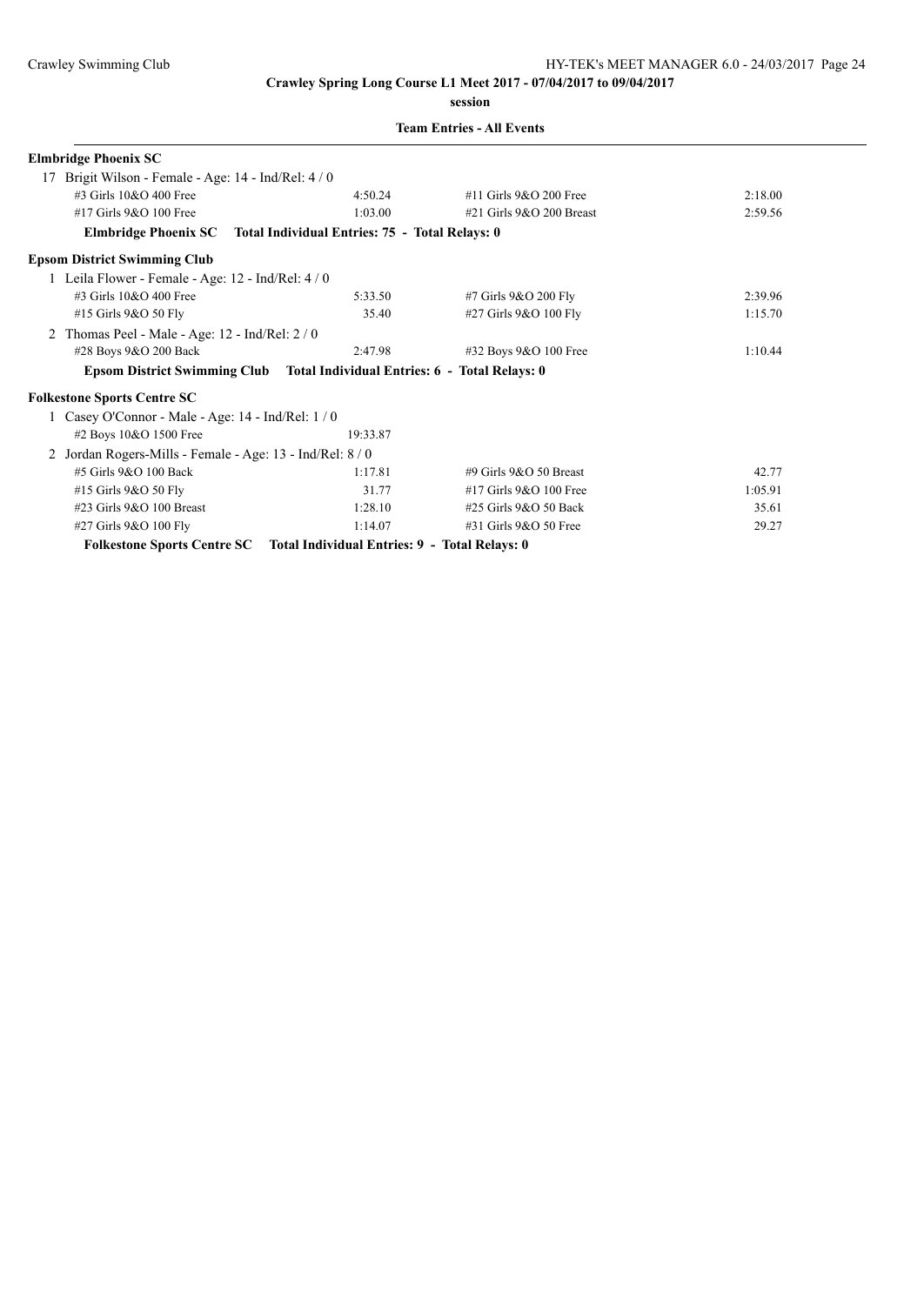**Crawley Spring Long Course L1 Meet 2017 - 07/04/2017 to 09/04/2017**

**session**

**Team Entries - All Events**

**Elmbridge Phoenix SC**

17 Brigit Wilson - Female - Age: 14 - Ind/Rel: 4 / 0

| | | | |
|---|---|---|---|
| #3 Girls 10&O 400 Free | 4:50.24 | #11 Girls 9&O 200 Free | 2:18.00 |
| #17 Girls 9&O 100 Free | 1:03.00 | #21 Girls 9&O 200 Breast | 2:59.56 |

**Elmbridge Phoenix SC Total Individual Entries: 75 - Total Relays: 0**

**Epsom District Swimming Club**

1 Leila Flower - Female - Age: 12 - Ind/Rel: 4 / 0

| | | | |
|---|---|---|---|
| #3 Girls 10&O 400 Free | 5:33.50 | #7 Girls 9&O 200 Fly | 2:39.96 |
| #15 Girls 9&O 50 Fly | 35.40 | #27 Girls 9&O 100 Fly | 1:15.70 |

2 Thomas Peel - Male - Age: 12 - Ind/Rel: 2 / 0

| | | | |
|---|---|---|---|
| #28 Boys 9&O 200 Back | 2:47.98 | #32 Boys 9&O 100 Free | 1:10.44 |

**Epsom District Swimming Club Total Individual Entries: 6 - Total Relays: 0**

**Folkestone Sports Centre SC**

1 Casey O'Connor - Male - Age: 14 - Ind/Rel: 1 / 0

| | | | |
|---|---|---|---|
| #2 Boys 10&O 1500 Free | 19:33.87 | | |

2 Jordan Rogers-Mills - Female - Age: 13 - Ind/Rel: 8 / 0

| | | | |
|---|---|---|---|
| #5 Girls 9&O 100 Back | 1:17.81 | #9 Girls 9&O 50 Breast | 42.77 |
| #15 Girls 9&O 50 Fly | 31.77 | #17 Girls 9&O 100 Free | 1:05.91 |
| #23 Girls 9&O 100 Breast | 1:28.10 | #25 Girls 9&O 50 Back | 35.61 |
| #27 Girls 9&O 100 Fly | 1:14.07 | #31 Girls 9&O 50 Free | 29.27 |

**Folkestone Sports Centre SC Total Individual Entries: 9 - Total Relays: 0**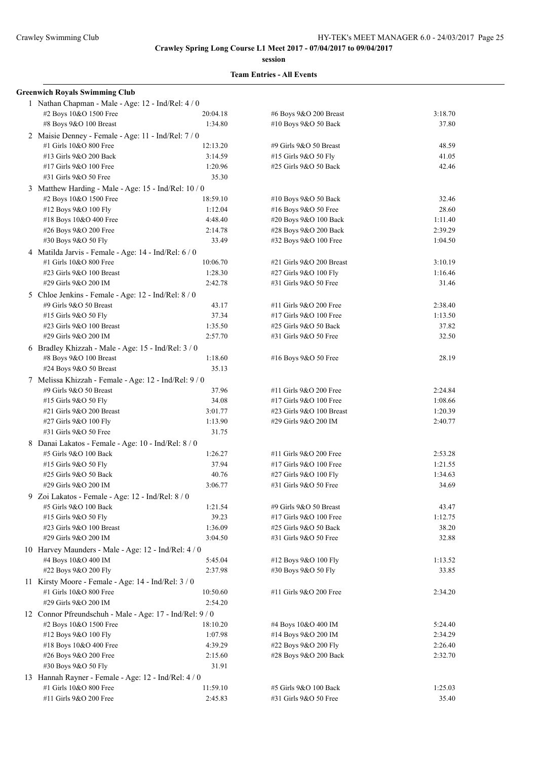**Crawley Spring Long Course L1 Meet 2017 - 07/04/2017 to 09/04/2017**

**session**

**Team Entries - All Events**

### Greenwich Royals Swimming Club

1 Nathan Chapman - Male - Age: 12 - Ind/Rel: 4 / 0

| | | | |
|---|---|---|---|
| #2 Boys 10&O 1500 Free | 20:04.18 | #6 Boys 9&O 200 Breast | 3:18.70 |
| #8 Boys 9&O 100 Breast | 1:34.80 | #10 Boys 9&O 50 Back | 37.80 |

2 Maisie Denney - Female - Age: 11 - Ind/Rel: 7 / 0

| | | | |
|---|---|---|---|
| #1 Girls 10&O 800 Free | 12:13.20 | #9 Girls 9&O 50 Breast | 48.59 |
| #13 Girls 9&O 200 Back | 3:14.59 | #15 Girls 9&O 50 Fly | 41.05 |
| #17 Girls 9&O 100 Free | 1:20.96 | #25 Girls 9&O 50 Back | 42.46 |
| #31 Girls 9&O 50 Free | 35.30 | | |

3 Matthew Harding - Male - Age: 15 - Ind/Rel: 10 / 0

| | | | |
|---|---|---|---|
| #2 Boys 10&O 1500 Free | 18:59.10 | #10 Boys 9&O 50 Back | 32.46 |
| #12 Boys 9&O 100 Fly | 1:12.04 | #16 Boys 9&O 50 Free | 28.60 |
| #18 Boys 10&O 400 Free | 4:48.40 | #20 Boys 9&O 100 Back | 1:11.40 |
| #26 Boys 9&O 200 Free | 2:14.78 | #28 Boys 9&O 200 Back | 2:39.29 |
| #30 Boys 9&O 50 Fly | 33.49 | #32 Boys 9&O 100 Free | 1:04.50 |

4 Matilda Jarvis - Female - Age: 14 - Ind/Rel: 6 / 0

| | | | |
|---|---|---|---|
| #1 Girls 10&O 800 Free | 10:06.70 | #21 Girls 9&O 200 Breast | 3:10.19 |
| #23 Girls 9&O 100 Breast | 1:28.30 | #27 Girls 9&O 100 Fly | 1:16.46 |
| #29 Girls 9&O 200 IM | 2:42.78 | #31 Girls 9&O 50 Free | 31.46 |

5 Chloe Jenkins - Female - Age: 12 - Ind/Rel: 8 / 0

| | | | |
|---|---|---|---|
| #9 Girls 9&O 50 Breast | 43.17 | #11 Girls 9&O 200 Free | 2:38.40 |
| #15 Girls 9&O 50 Fly | 37.34 | #17 Girls 9&O 100 Free | 1:13.50 |
| #23 Girls 9&O 100 Breast | 1:35.50 | #25 Girls 9&O 50 Back | 37.82 |
| #29 Girls 9&O 200 IM | 2:57.70 | #31 Girls 9&O 50 Free | 32.50 |

6 Bradley Khizzah - Male - Age: 15 - Ind/Rel: 3 / 0

| | | | |
|---|---|---|---|
| #8 Boys 9&O 100 Breast | 1:18.60 | #16 Boys 9&O 50 Free | 28.19 |
| #24 Boys 9&O 50 Breast | 35.13 | | |

7 Melissa Khizzah - Female - Age: 12 - Ind/Rel: 9 / 0

| | | | |
|---|---|---|---|
| #9 Girls 9&O 50 Breast | 37.96 | #11 Girls 9&O 200 Free | 2:24.84 |
| #15 Girls 9&O 50 Fly | 34.08 | #17 Girls 9&O 100 Free | 1:08.66 |
| #21 Girls 9&O 200 Breast | 3:01.77 | #23 Girls 9&O 100 Breast | 1:20.39 |
| #27 Girls 9&O 100 Fly | 1:13.90 | #29 Girls 9&O 200 IM | 2:40.77 |
| #31 Girls 9&O 50 Free | 31.75 | | |

8 Danai Lakatos - Female - Age: 10 - Ind/Rel: 8 / 0

| | | | |
|---|---|---|---|
| #5 Girls 9&O 100 Back | 1:26.27 | #11 Girls 9&O 200 Free | 2:53.28 |
| #15 Girls 9&O 50 Fly | 37.94 | #17 Girls 9&O 100 Free | 1:21.55 |
| #25 Girls 9&O 50 Back | 40.76 | #27 Girls 9&O 100 Fly | 1:34.63 |
| #29 Girls 9&O 200 IM | 3:06.77 | #31 Girls 9&O 50 Free | 34.69 |

9 Zoi Lakatos - Female - Age: 12 - Ind/Rel: 8 / 0

| | | | |
|---|---|---|---|
| #5 Girls 9&O 100 Back | 1:21.54 | #9 Girls 9&O 50 Breast | 43.47 |
| #15 Girls 9&O 50 Fly | 39.23 | #17 Girls 9&O 100 Free | 1:12.75 |
| #23 Girls 9&O 100 Breast | 1:36.09 | #25 Girls 9&O 50 Back | 38.20 |
| #29 Girls 9&O 200 IM | 3:04.50 | #31 Girls 9&O 50 Free | 32.88 |

10 Harvey Maunders - Male - Age: 12 - Ind/Rel: 4 / 0

| | | | |
|---|---|---|---|
| #4 Boys 10&O 400 IM | 5:45.04 | #12 Boys 9&O 100 Fly | 1:13.52 |
| #22 Boys 9&O 200 Fly | 2:37.98 | #30 Boys 9&O 50 Fly | 33.85 |

11 Kirsty Moore - Female - Age: 14 - Ind/Rel: 3 / 0

| | | | |
|---|---|---|---|
| #1 Girls 10&O 800 Free | 10:50.60 | #11 Girls 9&O 200 Free | 2:34.20 |
| #29 Girls 9&O 200 IM | 2:54.20 | | |

12 Connor Pfreundschuh - Male - Age: 17 - Ind/Rel: 9 / 0

| | | | |
|---|---|---|---|
| #2 Boys 10&O 1500 Free | 18:10.20 | #4 Boys 10&O 400 IM | 5:24.40 |
| #12 Boys 9&O 100 Fly | 1:07.98 | #14 Boys 9&O 200 IM | 2:34.29 |
| #18 Boys 10&O 400 Free | 4:39.29 | #22 Boys 9&O 200 Fly | 2:26.40 |
| #26 Boys 9&O 200 Free | 2:15.60 | #28 Boys 9&O 200 Back | 2:32.70 |
| #30 Boys 9&O 50 Fly | 31.91 | | |

13 Hannah Rayner - Female - Age: 12 - Ind/Rel: 4 / 0

| | | | |
|---|---|---|---|
| #1 Girls 10&O 800 Free | 11:59.10 | #5 Girls 9&O 100 Back | 1:25.03 |
| #11 Girls 9&O 200 Free | 2:45.83 | #31 Girls 9&O 50 Free | 35.40 |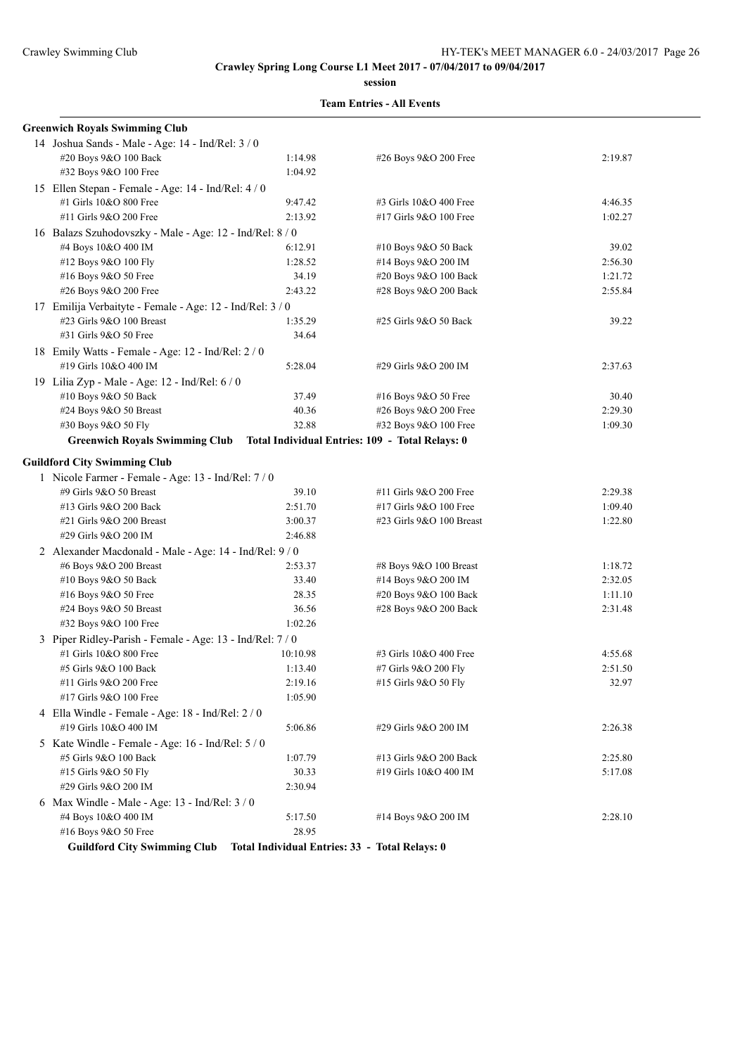**Crawley Spring Long Course L1 Meet 2017 - 07/04/2017 to 09/04/2017**

**session**

**Team Entries - All Events**

**Greenwich Royals Swimming Club**

14 Joshua Sands - Male - Age: 14 - Ind/Rel: 3 / 0

| | | | |
|---|---|---|---|
| #20 Boys 9&O 100 Back | 1:14.98 | #26 Boys 9&O 200 Free | 2:19.87 |
| #32 Boys 9&O 100 Free | 1:04.92 | | |

15 Ellen Stepan - Female - Age: 14 - Ind/Rel: 4 / 0

| | | | |
|---|---|---|---|
| #1 Girls 10&O 800 Free | 9:47.42 | #3 Girls 10&O 400 Free | 4:46.35 |
| #11 Girls 9&O 200 Free | 2:13.92 | #17 Girls 9&O 100 Free | 1:02.27 |

16 Balazs Szuhodovszky - Male - Age: 12 - Ind/Rel: 8 / 0

| | | | |
|---|---|---|---|
| #4 Boys 10&O 400 IM | 6:12.91 | #10 Boys 9&O 50 Back | 39.02 |
| #12 Boys 9&O 100 Fly | 1:28.52 | #14 Boys 9&O 200 IM | 2:56.30 |
| #16 Boys 9&O 50 Free | 34.19 | #20 Boys 9&O 100 Back | 1:21.72 |
| #26 Boys 9&O 200 Free | 2:43.22 | #28 Boys 9&O 200 Back | 2:55.84 |

17 Emilija Verbaityte - Female - Age: 12 - Ind/Rel: 3 / 0

| | | | |
|---|---|---|---|
| #23 Girls 9&O 100 Breast | 1:35.29 | #25 Girls 9&O 50 Back | 39.22 |
| #31 Girls 9&O 50 Free | 34.64 | | |

18 Emily Watts - Female - Age: 12 - Ind/Rel: 2 / 0

| | | | |
|---|---|---|---|
| #19 Girls 10&O 400 IM | 5:28.04 | #29 Girls 9&O 200 IM | 2:37.63 |

19 Lilia Zyp - Male - Age: 12 - Ind/Rel: 6 / 0

| | | | |
|---|---|---|---|
| #10 Boys 9&O 50 Back | 37.49 | #16 Boys 9&O 50 Free | 30.40 |
| #24 Boys 9&O 50 Breast | 40.36 | #26 Boys 9&O 200 Free | 2:29.30 |
| #30 Boys 9&O 50 Fly | 32.88 | #32 Boys 9&O 100 Free | 1:09.30 |

**Greenwich Royals Swimming Club    Total Individual Entries: 109 - Total Relays: 0**

**Guildford City Swimming Club**

1 Nicole Farmer - Female - Age: 13 - Ind/Rel: 7 / 0

| | | | |
|---|---|---|---|
| #9 Girls 9&O 50 Breast | 39.10 | #11 Girls 9&O 200 Free | 2:29.38 |
| #13 Girls 9&O 200 Back | 2:51.70 | #17 Girls 9&O 100 Free | 1:09.40 |
| #21 Girls 9&O 200 Breast | 3:00.37 | #23 Girls 9&O 100 Breast | 1:22.80 |
| #29 Girls 9&O 200 IM | 2:46.88 | | |

2 Alexander Macdonald - Male - Age: 14 - Ind/Rel: 9 / 0

| | | | |
|---|---|---|---|
| #6 Boys 9&O 200 Breast | 2:53.37 | #8 Boys 9&O 100 Breast | 1:18.72 |
| #10 Boys 9&O 50 Back | 33.40 | #14 Boys 9&O 200 IM | 2:32.05 |
| #16 Boys 9&O 50 Free | 28.35 | #20 Boys 9&O 100 Back | 1:11.10 |
| #24 Boys 9&O 50 Breast | 36.56 | #28 Boys 9&O 200 Back | 2:31.48 |
| #32 Boys 9&O 100 Free | 1:02.26 | | |

3 Piper Ridley-Parish - Female - Age: 13 - Ind/Rel: 7 / 0

| | | | |
|---|---|---|---|
| #1 Girls 10&O 800 Free | 10:10.98 | #3 Girls 10&O 400 Free | 4:55.68 |
| #5 Girls 9&O 100 Back | 1:13.40 | #7 Girls 9&O 200 Fly | 2:51.50 |
| #11 Girls 9&O 200 Free | 2:19.16 | #15 Girls 9&O 50 Fly | 32.97 |
| #17 Girls 9&O 100 Free | 1:05.90 | | |

4 Ella Windle - Female - Age: 18 - Ind/Rel: 2 / 0

| | | | |
|---|---|---|---|
| #19 Girls 10&O 400 IM | 5:06.86 | #29 Girls 9&O 200 IM | 2:26.38 |

5 Kate Windle - Female - Age: 16 - Ind/Rel: 5 / 0

| | | | |
|---|---|---|---|
| #5 Girls 9&O 100 Back | 1:07.79 | #13 Girls 9&O 200 Back | 2:25.80 |
| #15 Girls 9&O 50 Fly | 30.33 | #19 Girls 10&O 400 IM | 5:17.08 |
| #29 Girls 9&O 200 IM | 2:30.94 | | |

6 Max Windle - Male - Age: 13 - Ind/Rel: 3 / 0

| | | | |
|---|---|---|---|
| #4 Boys 10&O 400 IM | 5:17.50 | #14 Boys 9&O 200 IM | 2:28.10 |
| #16 Boys 9&O 50 Free | 28.95 | | |

**Guildford City Swimming Club    Total Individual Entries: 33 - Total Relays: 0**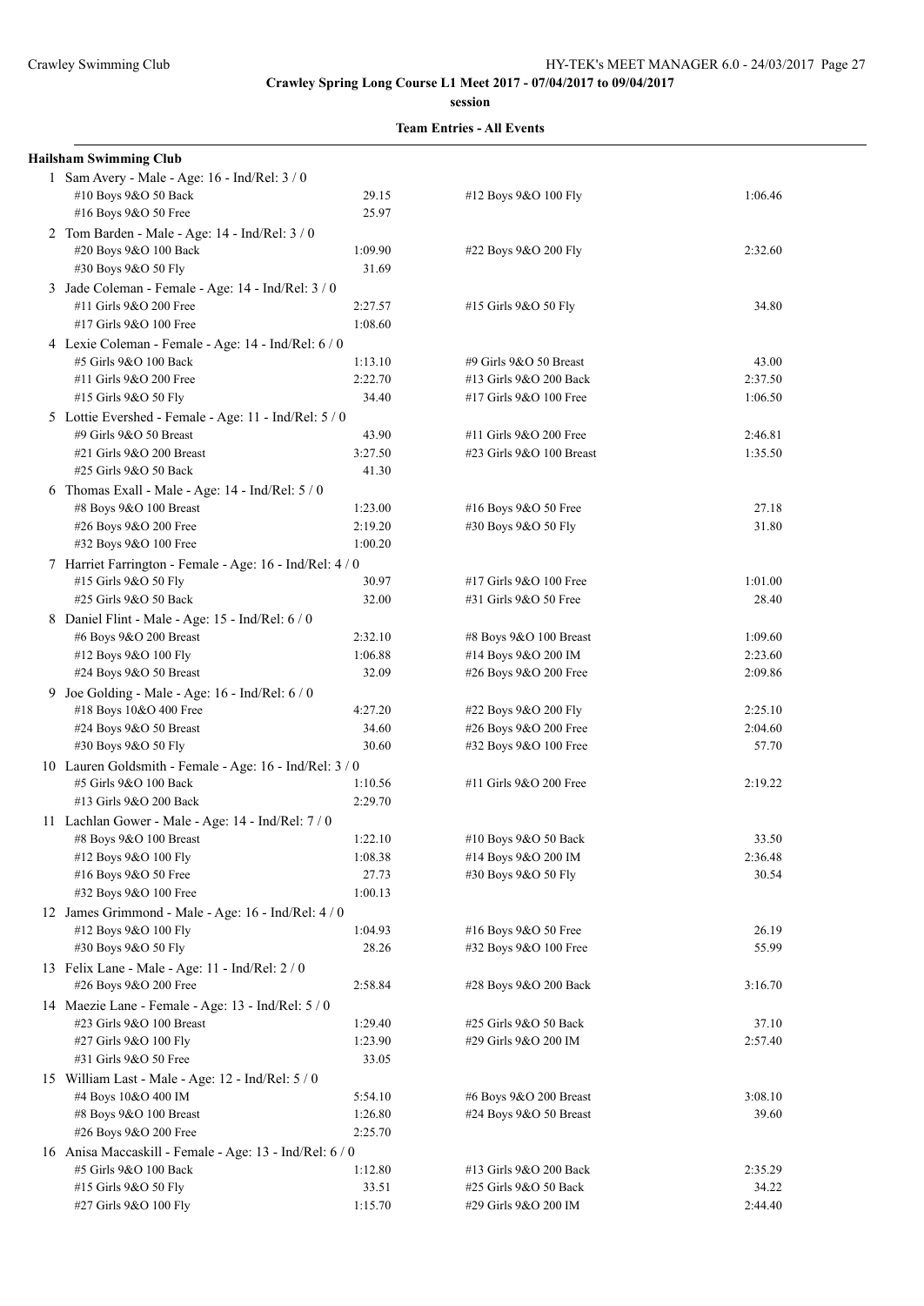**Crawley Spring Long Course L1 Meet 2017 - 07/04/2017 to 09/04/2017**

**session**

**Team Entries - All Events**

**Hailsham Swimming Club**

1 Sam Avery - Male - Age: 16 - Ind/Rel: 3 / 0

| | | | |
|---|---|---|---|
| #10 Boys 9&O 50 Back | 29.15 | #12 Boys 9&O 100 Fly | 1:06.46 |
| #16 Boys 9&O 50 Free | 25.97 | | |

2 Tom Barden - Male - Age: 14 - Ind/Rel: 3 / 0

| | | | |
|---|---|---|---|
| #20 Boys 9&O 100 Back | 1:09.90 | #22 Boys 9&O 200 Fly | 2:32.60 |
| #30 Boys 9&O 50 Fly | 31.69 | | |

3 Jade Coleman - Female - Age: 14 - Ind/Rel: 3 / 0

| | | | |
|---|---|---|---|
| #11 Girls 9&O 200 Free | 2:27.57 | #15 Girls 9&O 50 Fly | 34.80 |
| #17 Girls 9&O 100 Free | 1:08.60 | | |

4 Lexie Coleman - Female - Age: 14 - Ind/Rel: 6 / 0

| | | | |
|---|---|---|---|
| #5 Girls 9&O 100 Back | 1:13.10 | #9 Girls 9&O 50 Breast | 43.00 |
| #11 Girls 9&O 200 Free | 2:22.70 | #13 Girls 9&O 200 Back | 2:37.50 |
| #15 Girls 9&O 50 Fly | 34.40 | #17 Girls 9&O 100 Free | 1:06.50 |

5 Lottie Evershed - Female - Age: 11 - Ind/Rel: 5 / 0

| | | | |
|---|---|---|---|
| #9 Girls 9&O 50 Breast | 43.90 | #11 Girls 9&O 200 Free | 2:46.81 |
| #21 Girls 9&O 200 Breast | 3:27.50 | #23 Girls 9&O 100 Breast | 1:35.50 |
| #25 Girls 9&O 50 Back | 41.30 | | |

6 Thomas Exall - Male - Age: 14 - Ind/Rel: 5 / 0

| | | | |
|---|---|---|---|
| #8 Boys 9&O 100 Breast | 1:23.00 | #16 Boys 9&O 50 Free | 27.18 |
| #26 Boys 9&O 200 Free | 2:19.20 | #30 Boys 9&O 50 Fly | 31.80 |
| #32 Boys 9&O 100 Free | 1:00.20 | | |

7 Harriet Farrington - Female - Age: 16 - Ind/Rel: 4 / 0

| | | | |
|---|---|---|---|
| #15 Girls 9&O 50 Fly | 30.97 | #17 Girls 9&O 100 Free | 1:01.00 |
| #25 Girls 9&O 50 Back | 32.00 | #31 Girls 9&O 50 Free | 28.40 |

8 Daniel Flint - Male - Age: 15 - Ind/Rel: 6 / 0

| | | | |
|---|---|---|---|
| #6 Boys 9&O 200 Breast | 2:32.10 | #8 Boys 9&O 100 Breast | 1:09.60 |
| #12 Boys 9&O 100 Fly | 1:06.88 | #14 Boys 9&O 200 IM | 2:23.60 |
| #24 Boys 9&O 50 Breast | 32.09 | #26 Boys 9&O 200 Free | 2:09.86 |

9 Joe Golding - Male - Age: 16 - Ind/Rel: 6 / 0

| | | | |
|---|---|---|---|
| #18 Boys 10&O 400 Free | 4:27.20 | #22 Boys 9&O 200 Fly | 2:25.10 |
| #24 Boys 9&O 50 Breast | 34.60 | #26 Boys 9&O 200 Free | 2:04.60 |
| #30 Boys 9&O 50 Fly | 30.60 | #32 Boys 9&O 100 Free | 57.70 |

10 Lauren Goldsmith - Female - Age: 16 - Ind/Rel: 3 / 0

| | | | |
|---|---|---|---|
| #5 Girls 9&O 100 Back | 1:10.56 | #11 Girls 9&O 200 Free | 2:19.22 |
| #13 Girls 9&O 200 Back | 2:29.70 | | |

11 Lachlan Gower - Male - Age: 14 - Ind/Rel: 7 / 0

| | | | |
|---|---|---|---|
| #8 Boys 9&O 100 Breast | 1:22.10 | #10 Boys 9&O 50 Back | 33.50 |
| #12 Boys 9&O 100 Fly | 1:08.38 | #14 Boys 9&O 200 IM | 2:36.48 |
| #16 Boys 9&O 50 Free | 27.73 | #30 Boys 9&O 50 Fly | 30.54 |
| #32 Boys 9&O 100 Free | 1:00.13 | | |

12 James Grimmond - Male - Age: 16 - Ind/Rel: 4 / 0

| | | | |
|---|---|---|---|
| #12 Boys 9&O 100 Fly | 1:04.93 | #16 Boys 9&O 50 Free | 26.19 |
| #30 Boys 9&O 50 Fly | 28.26 | #32 Boys 9&O 100 Free | 55.99 |

13 Felix Lane - Male - Age: 11 - Ind/Rel: 2 / 0

| | | | |
|---|---|---|---|
| #26 Boys 9&O 200 Free | 2:58.84 | #28 Boys 9&O 200 Back | 3:16.70 |

14 Maezie Lane - Female - Age: 13 - Ind/Rel: 5 / 0

| | | | |
|---|---|---|---|
| #23 Girls 9&O 100 Breast | 1:29.40 | #25 Girls 9&O 50 Back | 37.10 |
| #27 Girls 9&O 100 Fly | 1:23.90 | #29 Girls 9&O 200 IM | 2:57.40 |
| #31 Girls 9&O 50 Free | 33.05 | | |

15 William Last - Male - Age: 12 - Ind/Rel: 5 / 0

| | | | |
|---|---|---|---|
| #4 Boys 10&O 400 IM | 5:54.10 | #6 Boys 9&O 200 Breast | 3:08.10 |
| #8 Boys 9&O 100 Breast | 1:26.80 | #24 Boys 9&O 50 Breast | 39.60 |
| #26 Boys 9&O 200 Free | 2:25.70 | | |

16 Anisa Maccaskill - Female - Age: 13 - Ind/Rel: 6 / 0

| | | | |
|---|---|---|---|
| #5 Girls 9&O 100 Back | 1:12.80 | #13 Girls 9&O 200 Back | 2:35.29 |
| #15 Girls 9&O 50 Fly | 33.51 | #25 Girls 9&O 50 Back | 34.22 |
| #27 Girls 9&O 100 Fly | 1:15.70 | #29 Girls 9&O 200 IM | 2:44.40 |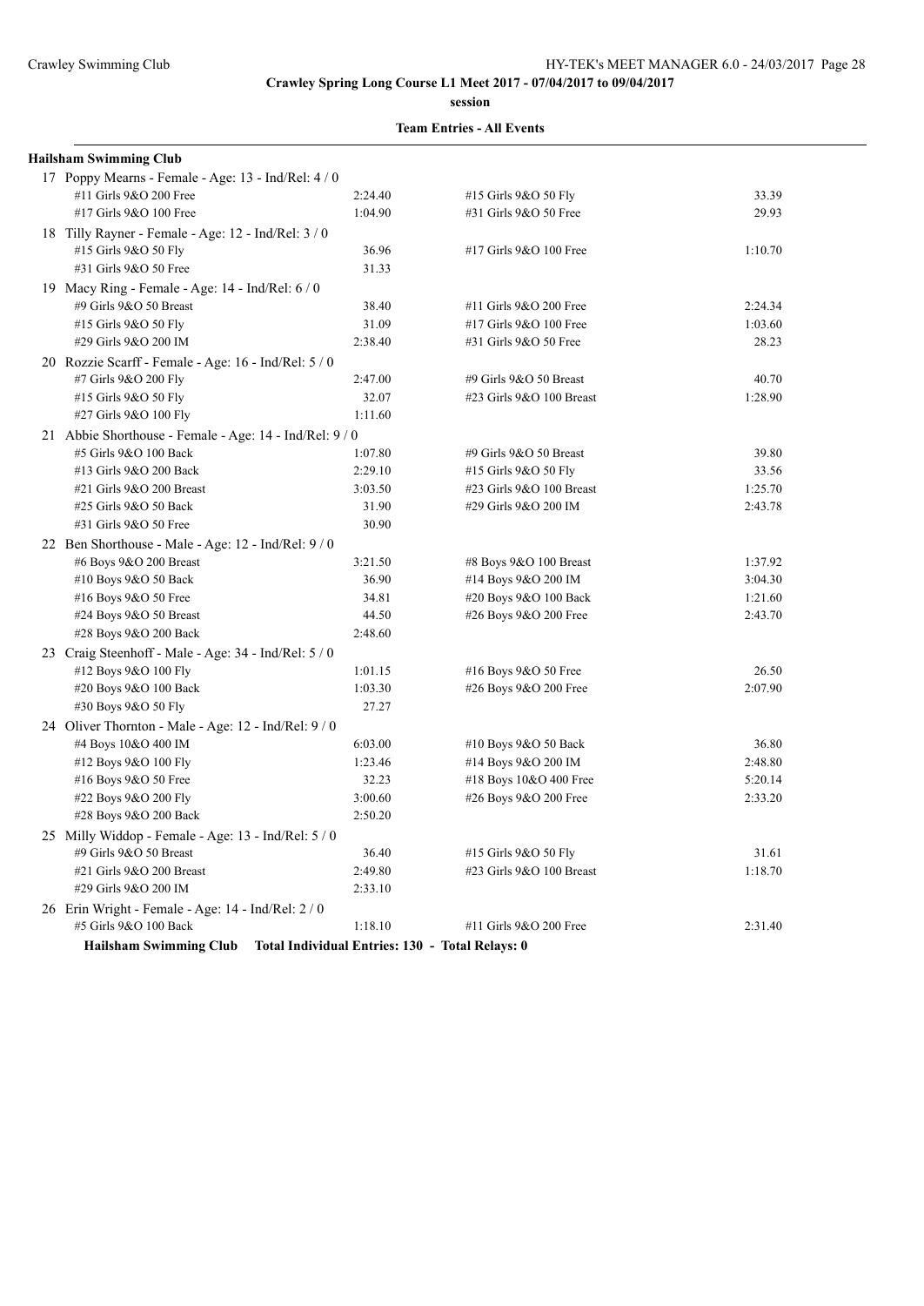**Crawley Spring Long Course L1 Meet 2017 - 07/04/2017 to 09/04/2017**

**session**

**Team Entries - All Events**

**Hailsham Swimming Club**

17 Poppy Mearns - Female - Age: 13 - Ind/Rel: 4 / 0

| | | | |
|---|---|---|---|
| #11 Girls 9&O 200 Free | 2:24.40 | #15 Girls 9&O 50 Fly | 33.39 |
| #17 Girls 9&O 100 Free | 1:04.90 | #31 Girls 9&O 50 Free | 29.93 |

18 Tilly Rayner - Female - Age: 12 - Ind/Rel: 3 / 0

| | | | |
|---|---|---|---|
| #15 Girls 9&O 50 Fly | 36.96 | #17 Girls 9&O 100 Free | 1:10.70 |
| #31 Girls 9&O 50 Free | 31.33 | | |

19 Macy Ring - Female - Age: 14 - Ind/Rel: 6 / 0

| | | | |
|---|---|---|---|
| #9 Girls 9&O 50 Breast | 38.40 | #11 Girls 9&O 200 Free | 2:24.34 |
| #15 Girls 9&O 50 Fly | 31.09 | #17 Girls 9&O 100 Free | 1:03.60 |
| #29 Girls 9&O 200 IM | 2:38.40 | #31 Girls 9&O 50 Free | 28.23 |

20 Rozzie Scarff - Female - Age: 16 - Ind/Rel: 5 / 0

| | | | |
|---|---|---|---|
| #7 Girls 9&O 200 Fly | 2:47.00 | #9 Girls 9&O 50 Breast | 40.70 |
| #15 Girls 9&O 50 Fly | 32.07 | #23 Girls 9&O 100 Breast | 1:28.90 |
| #27 Girls 9&O 100 Fly | 1:11.60 | | |

21 Abbie Shorthouse - Female - Age: 14 - Ind/Rel: 9 / 0

| | | | |
|---|---|---|---|
| #5 Girls 9&O 100 Back | 1:07.80 | #9 Girls 9&O 50 Breast | 39.80 |
| #13 Girls 9&O 200 Back | 2:29.10 | #15 Girls 9&O 50 Fly | 33.56 |
| #21 Girls 9&O 200 Breast | 3:03.50 | #23 Girls 9&O 100 Breast | 1:25.70 |
| #25 Girls 9&O 50 Back | 31.90 | #29 Girls 9&O 200 IM | 2:43.78 |
| #31 Girls 9&O 50 Free | 30.90 | | |

22 Ben Shorthouse - Male - Age: 12 - Ind/Rel: 9 / 0

| | | | |
|---|---|---|---|
| #6 Boys 9&O 200 Breast | 3:21.50 | #8 Boys 9&O 100 Breast | 1:37.92 |
| #10 Boys 9&O 50 Back | 36.90 | #14 Boys 9&O 200 IM | 3:04.30 |
| #16 Boys 9&O 50 Free | 34.81 | #20 Boys 9&O 100 Back | 1:21.60 |
| #24 Boys 9&O 50 Breast | 44.50 | #26 Boys 9&O 200 Free | 2:43.70 |
| #28 Boys 9&O 200 Back | 2:48.60 | | |

23 Craig Steenhoff - Male - Age: 34 - Ind/Rel: 5 / 0

| | | | |
|---|---|---|---|
| #12 Boys 9&O 100 Fly | 1:01.15 | #16 Boys 9&O 50 Free | 26.50 |
| #20 Boys 9&O 100 Back | 1:03.30 | #26 Boys 9&O 200 Free | 2:07.90 |
| #30 Boys 9&O 50 Fly | 27.27 | | |

24 Oliver Thornton - Male - Age: 12 - Ind/Rel: 9 / 0

| | | | |
|---|---|---|---|
| #4 Boys 10&O 400 IM | 6:03.00 | #10 Boys 9&O 50 Back | 36.80 |
| #12 Boys 9&O 100 Fly | 1:23.46 | #14 Boys 9&O 200 IM | 2:48.80 |
| #16 Boys 9&O 50 Free | 32.23 | #18 Boys 10&O 400 Free | 5:20.14 |
| #22 Boys 9&O 200 Fly | 3:00.60 | #26 Boys 9&O 200 Free | 2:33.20 |
| #28 Boys 9&O 200 Back | 2:50.20 | | |

25 Milly Widdop - Female - Age: 13 - Ind/Rel: 5 / 0

| | | | |
|---|---|---|---|
| #9 Girls 9&O 50 Breast | 36.40 | #15 Girls 9&O 50 Fly | 31.61 |
| #21 Girls 9&O 200 Breast | 2:49.80 | #23 Girls 9&O 100 Breast | 1:18.70 |
| #29 Girls 9&O 200 IM | 2:33.10 | | |

26 Erin Wright - Female - Age: 14 - Ind/Rel: 2 / 0

| | | | |
|---|---|---|---|
| #5 Girls 9&O 100 Back | 1:18.10 | #11 Girls 9&O 200 Free | 2:31.40 |

**Hailsham Swimming Club Total Individual Entries: 130 - Total Relays: 0**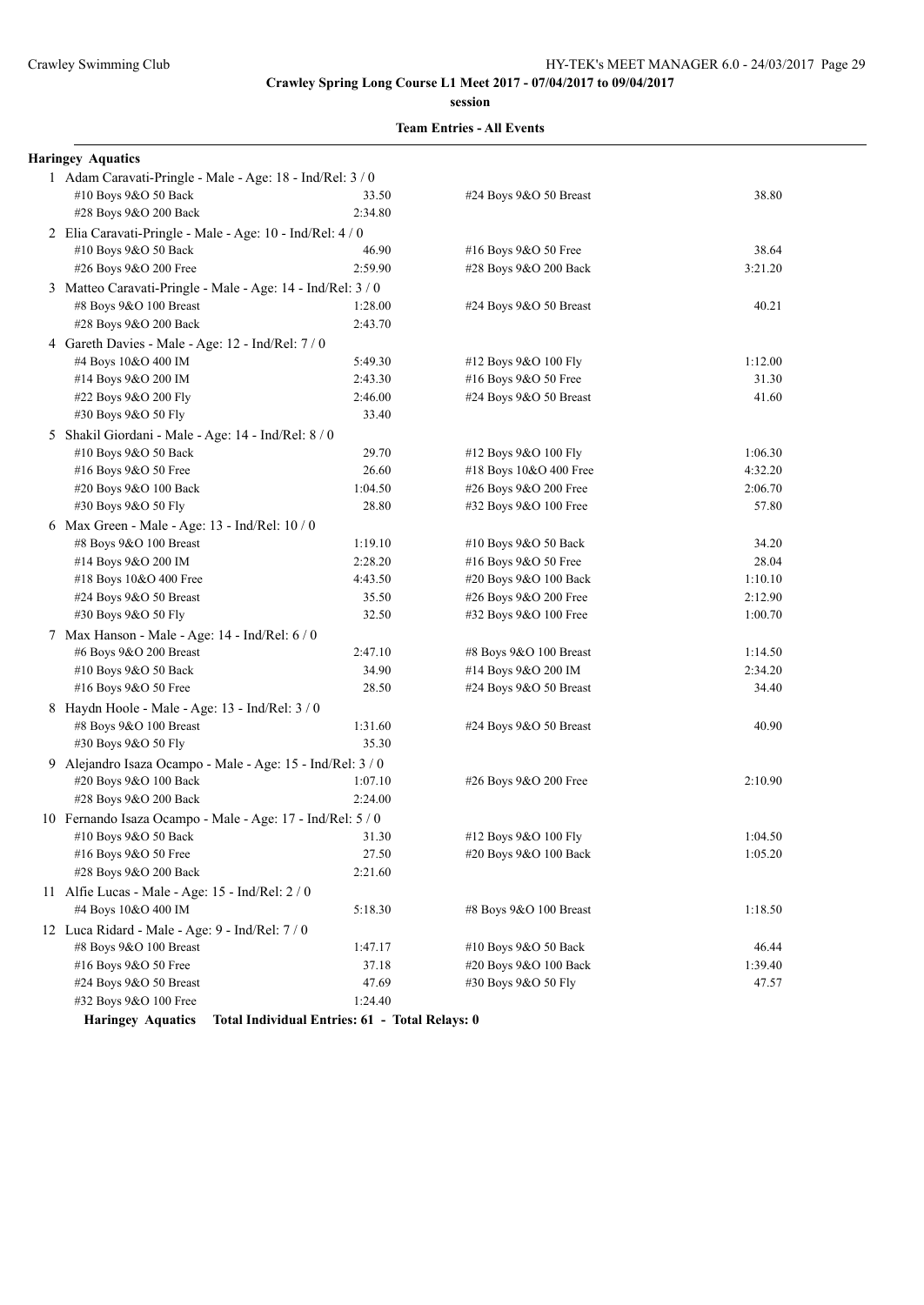**Crawley Spring Long Course L1 Meet 2017 - 07/04/2017 to 09/04/2017**

**session**

**Team Entries - All Events**

## Haringey Aquatics

1 Adam Caravati-Pringle - Male - Age: 18 - Ind/Rel: 3 / 0

| Event | Time | Event | Time |
|---|---|---|---|
| #10 Boys 9&O 50 Back | 33.50 | #24 Boys 9&O 50 Breast | 38.80 |
| #28 Boys 9&O 200 Back | 2:34.80 | | |

2 Elia Caravati-Pringle - Male - Age: 10 - Ind/Rel: 4 / 0

| Event | Time | Event | Time |
|---|---|---|---|
| #10 Boys 9&O 50 Back | 46.90 | #16 Boys 9&O 50 Free | 38.64 |
| #26 Boys 9&O 200 Free | 2:59.90 | #28 Boys 9&O 200 Back | 3:21.20 |

3 Matteo Caravati-Pringle - Male - Age: 14 - Ind/Rel: 3 / 0

| Event | Time | Event | Time |
|---|---|---|---|
| #8 Boys 9&O 100 Breast | 1:28.00 | #24 Boys 9&O 50 Breast | 40.21 |
| #28 Boys 9&O 200 Back | 2:43.70 | | |

4 Gareth Davies - Male - Age: 12 - Ind/Rel: 7 / 0

| Event | Time | Event | Time |
|---|---|---|---|
| #4 Boys 10&O 400 IM | 5:49.30 | #12 Boys 9&O 100 Fly | 1:12.00 |
| #14 Boys 9&O 200 IM | 2:43.30 | #16 Boys 9&O 50 Free | 31.30 |
| #22 Boys 9&O 200 Fly | 2:46.00 | #24 Boys 9&O 50 Breast | 41.60 |
| #30 Boys 9&O 50 Fly | 33.40 | | |

5 Shakil Giordani - Male - Age: 14 - Ind/Rel: 8 / 0

| Event | Time | Event | Time |
|---|---|---|---|
| #10 Boys 9&O 50 Back | 29.70 | #12 Boys 9&O 100 Fly | 1:06.30 |
| #16 Boys 9&O 50 Free | 26.60 | #18 Boys 10&O 400 Free | 4:32.20 |
| #20 Boys 9&O 100 Back | 1:04.50 | #26 Boys 9&O 200 Free | 2:06.70 |
| #30 Boys 9&O 50 Fly | 28.80 | #32 Boys 9&O 100 Free | 57.80 |

6 Max Green - Male - Age: 13 - Ind/Rel: 10 / 0

| Event | Time | Event | Time |
|---|---|---|---|
| #8 Boys 9&O 100 Breast | 1:19.10 | #10 Boys 9&O 50 Back | 34.20 |
| #14 Boys 9&O 200 IM | 2:28.20 | #16 Boys 9&O 50 Free | 28.04 |
| #18 Boys 10&O 400 Free | 4:43.50 | #20 Boys 9&O 100 Back | 1:10.10 |
| #24 Boys 9&O 50 Breast | 35.50 | #26 Boys 9&O 200 Free | 2:12.90 |
| #30 Boys 9&O 50 Fly | 32.50 | #32 Boys 9&O 100 Free | 1:00.70 |

7 Max Hanson - Male - Age: 14 - Ind/Rel: 6 / 0

| Event | Time | Event | Time |
|---|---|---|---|
| #6 Boys 9&O 200 Breast | 2:47.10 | #8 Boys 9&O 100 Breast | 1:14.50 |
| #10 Boys 9&O 50 Back | 34.90 | #14 Boys 9&O 200 IM | 2:34.20 |
| #16 Boys 9&O 50 Free | 28.50 | #24 Boys 9&O 50 Breast | 34.40 |

8 Haydn Hoole - Male - Age: 13 - Ind/Rel: 3 / 0

| Event | Time | Event | Time |
|---|---|---|---|
| #8 Boys 9&O 100 Breast | 1:31.60 | #24 Boys 9&O 50 Breast | 40.90 |
| #30 Boys 9&O 50 Fly | 35.30 | | |

9 Alejandro Isaza Ocampo - Male - Age: 15 - Ind/Rel: 3 / 0

| Event | Time | Event | Time |
|---|---|---|---|
| #20 Boys 9&O 100 Back | 1:07.10 | #26 Boys 9&O 200 Free | 2:10.90 |
| #28 Boys 9&O 200 Back | 2:24.00 | | |

10 Fernando Isaza Ocampo - Male - Age: 17 - Ind/Rel: 5 / 0

| Event | Time | Event | Time |
|---|---|---|---|
| #10 Boys 9&O 50 Back | 31.30 | #12 Boys 9&O 100 Fly | 1:04.50 |
| #16 Boys 9&O 50 Free | 27.50 | #20 Boys 9&O 100 Back | 1:05.20 |
| #28 Boys 9&O 200 Back | 2:21.60 | | |

11 Alfie Lucas - Male - Age: 15 - Ind/Rel: 2 / 0

| Event | Time | Event | Time |
|---|---|---|---|
| #4 Boys 10&O 400 IM | 5:18.30 | #8 Boys 9&O 100 Breast | 1:18.50 |

12 Luca Ridard - Male - Age: 9 - Ind/Rel: 7 / 0

| Event | Time | Event | Time |
|---|---|---|---|
| #8 Boys 9&O 100 Breast | 1:47.17 | #10 Boys 9&O 50 Back | 46.44 |
| #16 Boys 9&O 50 Free | 37.18 | #20 Boys 9&O 100 Back | 1:39.40 |
| #24 Boys 9&O 50 Breast | 47.69 | #30 Boys 9&O 50 Fly | 47.57 |
| #32 Boys 9&O 100 Free | 1:24.40 | | |

**Haringey Aquatics Total Individual Entries: 61 - Total Relays: 0**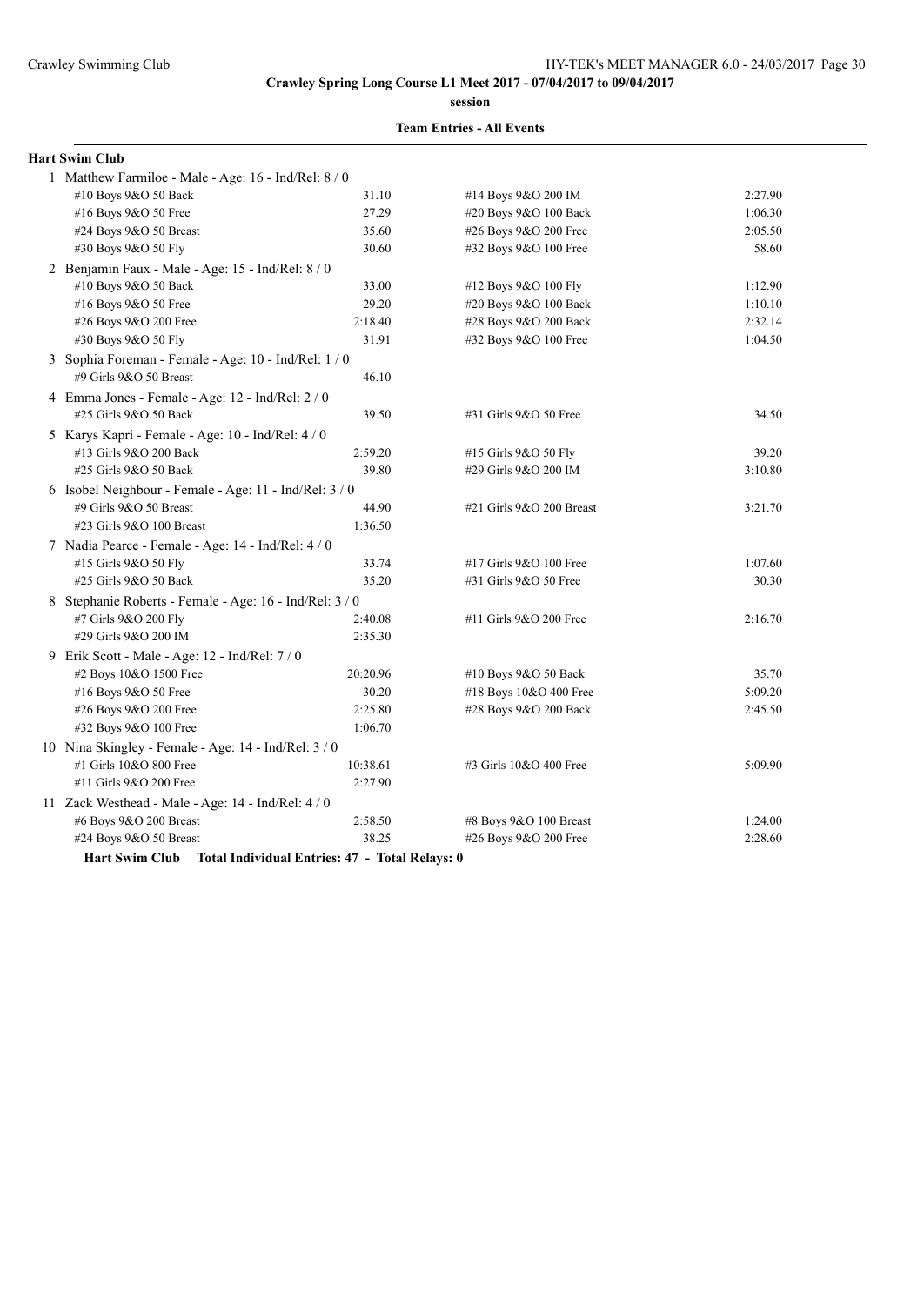**Crawley Spring Long Course L1 Meet 2017 - 07/04/2017 to 09/04/2017**

**session**

**Team Entries - All Events**

## Hart Swim Club

1 Matthew Farmiloe - Male - Age: 16 - Ind/Rel: 8 / 0

| Event | Time | Event | Time |
|---|---|---|---|
| #10 Boys 9&O 50 Back | 31.10 | #14 Boys 9&O 200 IM | 2:27.90 |
| #16 Boys 9&O 50 Free | 27.29 | #20 Boys 9&O 100 Back | 1:06.30 |
| #24 Boys 9&O 50 Breast | 35.60 | #26 Boys 9&O 200 Free | 2:05.50 |
| #30 Boys 9&O 50 Fly | 30.60 | #32 Boys 9&O 100 Free | 58.60 |

2 Benjamin Faux - Male - Age: 15 - Ind/Rel: 8 / 0

| Event | Time | Event | Time |
|---|---|---|---|
| #10 Boys 9&O 50 Back | 33.00 | #12 Boys 9&O 100 Fly | 1:12.90 |
| #16 Boys 9&O 50 Free | 29.20 | #20 Boys 9&O 100 Back | 1:10.10 |
| #26 Boys 9&O 200 Free | 2:18.40 | #28 Boys 9&O 200 Back | 2:32.14 |
| #30 Boys 9&O 50 Fly | 31.91 | #32 Boys 9&O 100 Free | 1:04.50 |

3 Sophia Foreman - Female - Age: 10 - Ind/Rel: 1 / 0

| Event | Time | Event | Time |
|---|---|---|---|
| #9 Girls 9&O 50 Breast | 46.10 | | |

4 Emma Jones - Female - Age: 12 - Ind/Rel: 2 / 0

| Event | Time | Event | Time |
|---|---|---|---|
| #25 Girls 9&O 50 Back | 39.50 | #31 Girls 9&O 50 Free | 34.50 |

5 Karys Kapri - Female - Age: 10 - Ind/Rel: 4 / 0

| Event | Time | Event | Time |
|---|---|---|---|
| #13 Girls 9&O 200 Back | 2:59.20 | #15 Girls 9&O 50 Fly | 39.20 |
| #25 Girls 9&O 50 Back | 39.80 | #29 Girls 9&O 200 IM | 3:10.80 |

6 Isobel Neighbour - Female - Age: 11 - Ind/Rel: 3 / 0

| Event | Time | Event | Time |
|---|---|---|---|
| #9 Girls 9&O 50 Breast | 44.90 | #21 Girls 9&O 200 Breast | 3:21.70 |
| #23 Girls 9&O 100 Breast | 1:36.50 | | |

7 Nadia Pearce - Female - Age: 14 - Ind/Rel: 4 / 0

| Event | Time | Event | Time |
|---|---|---|---|
| #15 Girls 9&O 50 Fly | 33.74 | #17 Girls 9&O 100 Free | 1:07.60 |
| #25 Girls 9&O 50 Back | 35.20 | #31 Girls 9&O 50 Free | 30.30 |

8 Stephanie Roberts - Female - Age: 16 - Ind/Rel: 3 / 0

| Event | Time | Event | Time |
|---|---|---|---|
| #7 Girls 9&O 200 Fly | 2:40.08 | #11 Girls 9&O 200 Free | 2:16.70 |
| #29 Girls 9&O 200 IM | 2:35.30 | | |

9 Erik Scott - Male - Age: 12 - Ind/Rel: 7 / 0

| Event | Time | Event | Time |
|---|---|---|---|
| #2 Boys 10&O 1500 Free | 20:20.96 | #10 Boys 9&O 50 Back | 35.70 |
| #16 Boys 9&O 50 Free | 30.20 | #18 Boys 10&O 400 Free | 5:09.20 |
| #26 Boys 9&O 200 Free | 2:25.80 | #28 Boys 9&O 200 Back | 2:45.50 |
| #32 Boys 9&O 100 Free | 1:06.70 | | |

10 Nina Skingley - Female - Age: 14 - Ind/Rel: 3 / 0

| Event | Time | Event | Time |
|---|---|---|---|
| #1 Girls 10&O 800 Free | 10:38.61 | #3 Girls 10&O 400 Free | 5:09.90 |
| #11 Girls 9&O 200 Free | 2:27.90 | | |

11 Zack Westhead - Male - Age: 14 - Ind/Rel: 4 / 0

| Event | Time | Event | Time |
|---|---|---|---|
| #6 Boys 9&O 200 Breast | 2:58.50 | #8 Boys 9&O 100 Breast | 1:24.00 |
| #24 Boys 9&O 50 Breast | 38.25 | #26 Boys 9&O 200 Free | 2:28.60 |

**Hart Swim Club Total Individual Entries: 47 - Total Relays: 0**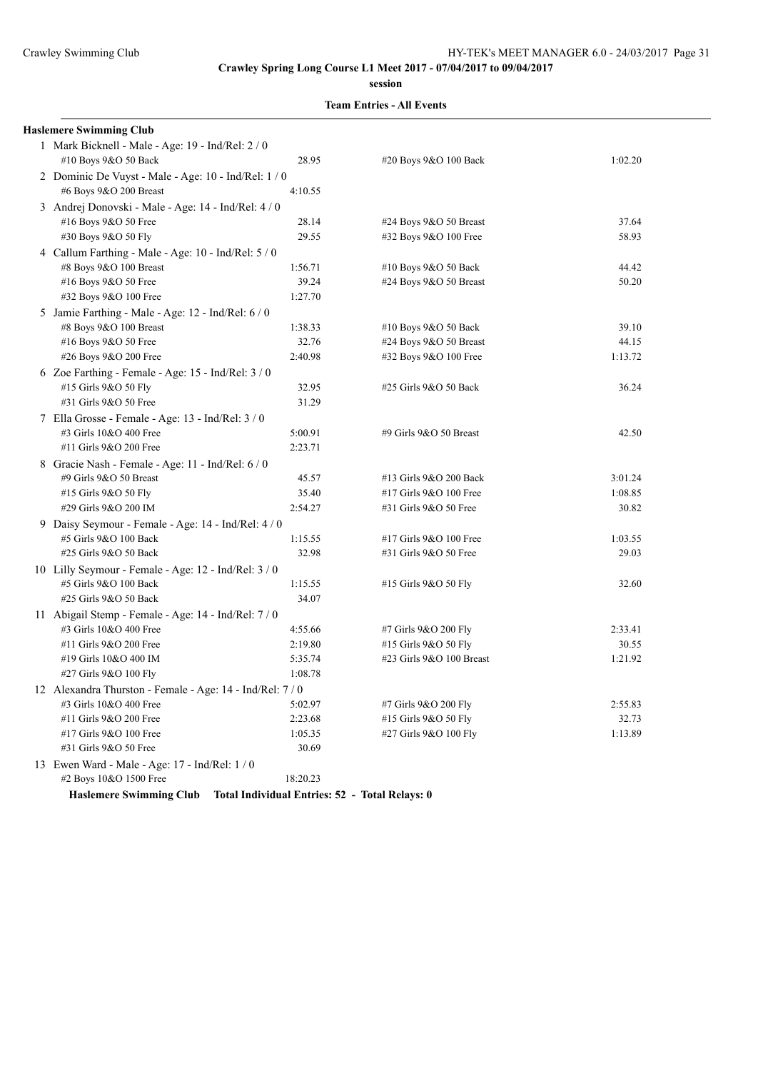**Crawley Spring Long Course L1 Meet 2017 - 07/04/2017 to 09/04/2017**

**session**

**Team Entries - All Events**

**Haslemere Swimming Club**

1 Mark Bicknell - Male - Age: 19 - Ind/Rel: 2 / 0

| | | | |
|---|---|---|---|
| #10 Boys 9&O 50 Back | 28.95 | #20 Boys 9&O 100 Back | 1:02.20 |

2 Dominic De Vuyst - Male - Age: 10 - Ind/Rel: 1 / 0

| | | | |
|---|---|---|---|
| #6 Boys 9&O 200 Breast | 4:10.55 | | |

3 Andrej Donovski - Male - Age: 14 - Ind/Rel: 4 / 0

| | | | |
|---|---|---|---|
| #16 Boys 9&O 50 Free | 28.14 | #24 Boys 9&O 50 Breast | 37.64 |
| #30 Boys 9&O 50 Fly | 29.55 | #32 Boys 9&O 100 Free | 58.93 |

4 Callum Farthing - Male - Age: 10 - Ind/Rel: 5 / 0

| | | | |
|---|---|---|---|
| #8 Boys 9&O 100 Breast | 1:56.71 | #10 Boys 9&O 50 Back | 44.42 |
| #16 Boys 9&O 50 Free | 39.24 | #24 Boys 9&O 50 Breast | 50.20 |
| #32 Boys 9&O 100 Free | 1:27.70 | | |

5 Jamie Farthing - Male - Age: 12 - Ind/Rel: 6 / 0

| | | | |
|---|---|---|---|
| #8 Boys 9&O 100 Breast | 1:38.33 | #10 Boys 9&O 50 Back | 39.10 |
| #16 Boys 9&O 50 Free | 32.76 | #24 Boys 9&O 50 Breast | 44.15 |
| #26 Boys 9&O 200 Free | 2:40.98 | #32 Boys 9&O 100 Free | 1:13.72 |

6 Zoe Farthing - Female - Age: 15 - Ind/Rel: 3 / 0

| | | | |
|---|---|---|---|
| #15 Girls 9&O 50 Fly | 32.95 | #25 Girls 9&O 50 Back | 36.24 |
| #31 Girls 9&O 50 Free | 31.29 | | |

7 Ella Grosse - Female - Age: 13 - Ind/Rel: 3 / 0

| | | | |
|---|---|---|---|
| #3 Girls 10&O 400 Free | 5:00.91 | #9 Girls 9&O 50 Breast | 42.50 |
| #11 Girls 9&O 200 Free | 2:23.71 | | |

8 Gracie Nash - Female - Age: 11 - Ind/Rel: 6 / 0

| | | | |
|---|---|---|---|
| #9 Girls 9&O 50 Breast | 45.57 | #13 Girls 9&O 200 Back | 3:01.24 |
| #15 Girls 9&O 50 Fly | 35.40 | #17 Girls 9&O 100 Free | 1:08.85 |
| #29 Girls 9&O 200 IM | 2:54.27 | #31 Girls 9&O 50 Free | 30.82 |

9 Daisy Seymour - Female - Age: 14 - Ind/Rel: 4 / 0

| | | | |
|---|---|---|---|
| #5 Girls 9&O 100 Back | 1:15.55 | #17 Girls 9&O 100 Free | 1:03.55 |
| #25 Girls 9&O 50 Back | 32.98 | #31 Girls 9&O 50 Free | 29.03 |

10 Lilly Seymour - Female - Age: 12 - Ind/Rel: 3 / 0

| | | | |
|---|---|---|---|
| #5 Girls 9&O 100 Back | 1:15.55 | #15 Girls 9&O 50 Fly | 32.60 |
| #25 Girls 9&O 50 Back | 34.07 | | |

11 Abigail Stemp - Female - Age: 14 - Ind/Rel: 7 / 0

| | | | |
|---|---|---|---|
| #3 Girls 10&O 400 Free | 4:55.66 | #7 Girls 9&O 200 Fly | 2:33.41 |
| #11 Girls 9&O 200 Free | 2:19.80 | #15 Girls 9&O 50 Fly | 30.55 |
| #19 Girls 10&O 400 IM | 5:35.74 | #23 Girls 9&O 100 Breast | 1:21.92 |
| #27 Girls 9&O 100 Fly | 1:08.78 | | |

12 Alexandra Thurston - Female - Age: 14 - Ind/Rel: 7 / 0

| | | | |
|---|---|---|---|
| #3 Girls 10&O 400 Free | 5:02.97 | #7 Girls 9&O 200 Fly | 2:55.83 |
| #11 Girls 9&O 200 Free | 2:23.68 | #15 Girls 9&O 50 Fly | 32.73 |
| #17 Girls 9&O 100 Free | 1:05.35 | #27 Girls 9&O 100 Fly | 1:13.89 |
| #31 Girls 9&O 50 Free | 30.69 | | |

13 Ewen Ward - Male - Age: 17 - Ind/Rel: 1 / 0

| | | | |
|---|---|---|---|
| #2 Boys 10&O 1500 Free | 18:20.23 | | |

**Haslemere Swimming Club Total Individual Entries: 52 - Total Relays: 0**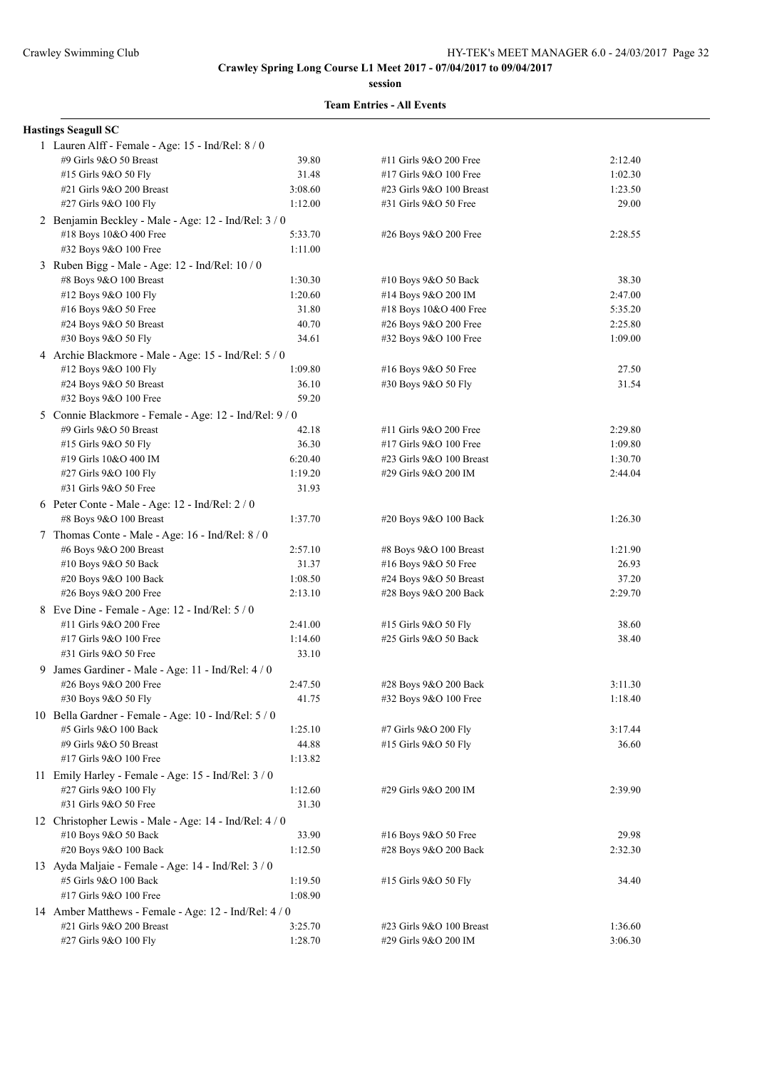**Crawley Spring Long Course L1 Meet 2017 - 07/04/2017 to 09/04/2017**

**session**

**Team Entries - All Events**

**Hastings Seagull SC**

1 Lauren Alff - Female - Age: 15 - Ind/Rel: 8 / 0

| | | | |
|---|---|---|---|
| #9 Girls 9&O 50 Breast | 39.80 | #11 Girls 9&O 200 Free | 2:12.40 |
| #15 Girls 9&O 50 Fly | 31.48 | #17 Girls 9&O 100 Free | 1:02.30 |
| #21 Girls 9&O 200 Breast | 3:08.60 | #23 Girls 9&O 100 Breast | 1:23.50 |
| #27 Girls 9&O 100 Fly | 1:12.00 | #31 Girls 9&O 50 Free | 29.00 |

2 Benjamin Beckley - Male - Age: 12 - Ind/Rel: 3 / 0

| | | | |
|---|---|---|---|
| #18 Boys 10&O 400 Free | 5:33.70 | #26 Boys 9&O 200 Free | 2:28.55 |
| #32 Boys 9&O 100 Free | 1:11.00 | | |

3 Ruben Bigg - Male - Age: 12 - Ind/Rel: 10 / 0

| | | | |
|---|---|---|---|
| #8 Boys 9&O 100 Breast | 1:30.30 | #10 Boys 9&O 50 Back | 38.30 |
| #12 Boys 9&O 100 Fly | 1:20.60 | #14 Boys 9&O 200 IM | 2:47.00 |
| #16 Boys 9&O 50 Free | 31.80 | #18 Boys 10&O 400 Free | 5:35.20 |
| #24 Boys 9&O 50 Breast | 40.70 | #26 Boys 9&O 200 Free | 2:25.80 |
| #30 Boys 9&O 50 Fly | 34.61 | #32 Boys 9&O 100 Free | 1:09.00 |

4 Archie Blackmore - Male - Age: 15 - Ind/Rel: 5 / 0

| | | | |
|---|---|---|---|
| #12 Boys 9&O 100 Fly | 1:09.80 | #16 Boys 9&O 50 Free | 27.50 |
| #24 Boys 9&O 50 Breast | 36.10 | #30 Boys 9&O 50 Fly | 31.54 |
| #32 Boys 9&O 100 Free | 59.20 | | |

5 Connie Blackmore - Female - Age: 12 - Ind/Rel: 9 / 0

| | | | |
|---|---|---|---|
| #9 Girls 9&O 50 Breast | 42.18 | #11 Girls 9&O 200 Free | 2:29.80 |
| #15 Girls 9&O 50 Fly | 36.30 | #17 Girls 9&O 100 Free | 1:09.80 |
| #19 Girls 10&O 400 IM | 6:20.40 | #23 Girls 9&O 100 Breast | 1:30.70 |
| #27 Girls 9&O 100 Fly | 1:19.20 | #29 Girls 9&O 200 IM | 2:44.04 |
| #31 Girls 9&O 50 Free | 31.93 | | |

6 Peter Conte - Male - Age: 12 - Ind/Rel: 2 / 0

| | | | |
|---|---|---|---|
| #8 Boys 9&O 100 Breast | 1:37.70 | #20 Boys 9&O 100 Back | 1:26.30 |

7 Thomas Conte - Male - Age: 16 - Ind/Rel: 8 / 0

| | | | |
|---|---|---|---|
| #6 Boys 9&O 200 Breast | 2:57.10 | #8 Boys 9&O 100 Breast | 1:21.90 |
| #10 Boys 9&O 50 Back | 31.37 | #16 Boys 9&O 50 Free | 26.93 |
| #20 Boys 9&O 100 Back | 1:08.50 | #24 Boys 9&O 50 Breast | 37.20 |
| #26 Boys 9&O 200 Free | 2:13.10 | #28 Boys 9&O 200 Back | 2:29.70 |

8 Eve Dine - Female - Age: 12 - Ind/Rel: 5 / 0

| | | | |
|---|---|---|---|
| #11 Girls 9&O 200 Free | 2:41.00 | #15 Girls 9&O 50 Fly | 38.60 |
| #17 Girls 9&O 100 Free | 1:14.60 | #25 Girls 9&O 50 Back | 38.40 |
| #31 Girls 9&O 50 Free | 33.10 | | |

9 James Gardiner - Male - Age: 11 - Ind/Rel: 4 / 0

| | | | |
|---|---|---|---|
| #26 Boys 9&O 200 Free | 2:47.50 | #28 Boys 9&O 200 Back | 3:11.30 |
| #30 Boys 9&O 50 Fly | 41.75 | #32 Boys 9&O 100 Free | 1:18.40 |

10 Bella Gardner - Female - Age: 10 - Ind/Rel: 5 / 0

| | | | |
|---|---|---|---|
| #5 Girls 9&O 100 Back | 1:25.10 | #7 Girls 9&O 200 Fly | 3:17.44 |
| #9 Girls 9&O 50 Breast | 44.88 | #15 Girls 9&O 50 Fly | 36.60 |
| #17 Girls 9&O 100 Free | 1:13.82 | | |

11 Emily Harley - Female - Age: 15 - Ind/Rel: 3 / 0

| | | | |
|---|---|---|---|
| #27 Girls 9&O 100 Fly | 1:12.60 | #29 Girls 9&O 200 IM | 2:39.90 |
| #31 Girls 9&O 50 Free | 31.30 | | |

12 Christopher Lewis - Male - Age: 14 - Ind/Rel: 4 / 0

| | | | |
|---|---|---|---|
| #10 Boys 9&O 50 Back | 33.90 | #16 Boys 9&O 50 Free | 29.98 |
| #20 Boys 9&O 100 Back | 1:12.50 | #28 Boys 9&O 200 Back | 2:32.30 |

13 Ayda Maljaie - Female - Age: 14 - Ind/Rel: 3 / 0

| | | | |
|---|---|---|---|
| #5 Girls 9&O 100 Back | 1:19.50 | #15 Girls 9&O 50 Fly | 34.40 |
| #17 Girls 9&O 100 Free | 1:08.90 | | |

14 Amber Matthews - Female - Age: 12 - Ind/Rel: 4 / 0

| | | | |
|---|---|---|---|
| #21 Girls 9&O 200 Breast | 3:25.70 | #23 Girls 9&O 100 Breast | 1:36.60 |
| #27 Girls 9&O 100 Fly | 1:28.70 | #29 Girls 9&O 200 IM | 3:06.30 |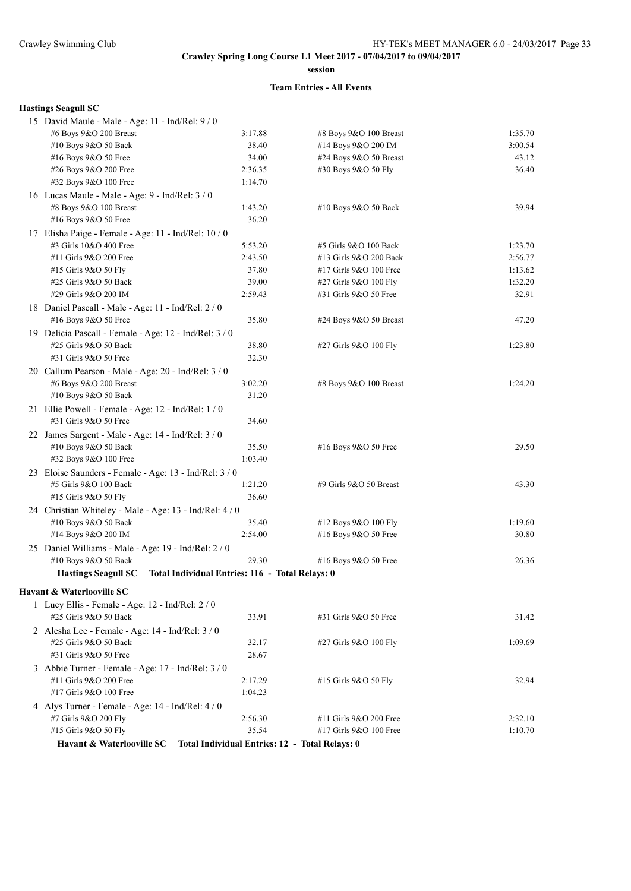**Crawley Spring Long Course L1 Meet 2017 - 07/04/2017 to 09/04/2017**

**session**

**Team Entries - All Events**

**Hastings Seagull SC**

15 David Maule - Male - Age: 11 - Ind/Rel: 9 / 0

| | | | |
|---|---|---|---|
| #6 Boys 9&O 200 Breast | 3:17.88 | #8 Boys 9&O 100 Breast | 1:35.70 |
| #10 Boys 9&O 50 Back | 38.40 | #14 Boys 9&O 200 IM | 3:00.54 |
| #16 Boys 9&O 50 Free | 34.00 | #24 Boys 9&O 50 Breast | 43.12 |
| #26 Boys 9&O 200 Free | 2:36.35 | #30 Boys 9&O 50 Fly | 36.40 |
| #32 Boys 9&O 100 Free | 1:14.70 | | |

16 Lucas Maule - Male - Age: 9 - Ind/Rel: 3 / 0

| | | | |
|---|---|---|---|
| #8 Boys 9&O 100 Breast | 1:43.20 | #10 Boys 9&O 50 Back | 39.94 |
| #16 Boys 9&O 50 Free | 36.20 | | |

17 Elisha Paige - Female - Age: 11 - Ind/Rel: 10 / 0

| | | | |
|---|---|---|---|
| #3 Girls 10&O 400 Free | 5:53.20 | #5 Girls 9&O 100 Back | 1:23.70 |
| #11 Girls 9&O 200 Free | 2:43.50 | #13 Girls 9&O 200 Back | 2:56.77 |
| #15 Girls 9&O 50 Fly | 37.80 | #17 Girls 9&O 100 Free | 1:13.62 |
| #25 Girls 9&O 50 Back | 39.00 | #27 Girls 9&O 100 Fly | 1:32.20 |
| #29 Girls 9&O 200 IM | 2:59.43 | #31 Girls 9&O 50 Free | 32.91 |

18 Daniel Pascall - Male - Age: 11 - Ind/Rel: 2 / 0

| | | | |
|---|---|---|---|
| #16 Boys 9&O 50 Free | 35.80 | #24 Boys 9&O 50 Breast | 47.20 |

19 Delicia Pascall - Female - Age: 12 - Ind/Rel: 3 / 0

| | | | |
|---|---|---|---|
| #25 Girls 9&O 50 Back | 38.80 | #27 Girls 9&O 100 Fly | 1:23.80 |
| #31 Girls 9&O 50 Free | 32.30 | | |

20 Callum Pearson - Male - Age: 20 - Ind/Rel: 3 / 0

| | | | |
|---|---|---|---|
| #6 Boys 9&O 200 Breast | 3:02.20 | #8 Boys 9&O 100 Breast | 1:24.20 |
| #10 Boys 9&O 50 Back | 31.20 | | |

21 Ellie Powell - Female - Age: 12 - Ind/Rel: 1 / 0

| | | | |
|---|---|---|---|
| #31 Girls 9&O 50 Free | 34.60 | | |

22 James Sargent - Male - Age: 14 - Ind/Rel: 3 / 0

| | | | |
|---|---|---|---|
| #10 Boys 9&O 50 Back | 35.50 | #16 Boys 9&O 50 Free | 29.50 |
| #32 Boys 9&O 100 Free | 1:03.40 | | |

23 Eloise Saunders - Female - Age: 13 - Ind/Rel: 3 / 0

| | | | |
|---|---|---|---|
| #5 Girls 9&O 100 Back | 1:21.20 | #9 Girls 9&O 50 Breast | 43.30 |
| #15 Girls 9&O 50 Fly | 36.60 | | |

24 Christian Whiteley - Male - Age: 13 - Ind/Rel: 4 / 0

| | | | |
|---|---|---|---|
| #10 Boys 9&O 50 Back | 35.40 | #12 Boys 9&O 100 Fly | 1:19.60 |
| #14 Boys 9&O 200 IM | 2:54.00 | #16 Boys 9&O 50 Free | 30.80 |

25 Daniel Williams - Male - Age: 19 - Ind/Rel: 2 / 0

| | | | |
|---|---|---|---|
| #10 Boys 9&O 50 Back | 29.30 | #16 Boys 9&O 50 Free | 26.36 |

**Hastings Seagull SC Total Individual Entries: 116 - Total Relays: 0**

**Havant & Waterlooville SC**

1 Lucy Ellis - Female - Age: 12 - Ind/Rel: 2 / 0

| | | | |
|---|---|---|---|
| #25 Girls 9&O 50 Back | 33.91 | #31 Girls 9&O 50 Free | 31.42 |

2 Alesha Lee - Female - Age: 14 - Ind/Rel: 3 / 0

| | | | |
|---|---|---|---|
| #25 Girls 9&O 50 Back | 32.17 | #27 Girls 9&O 100 Fly | 1:09.69 |
| #31 Girls 9&O 50 Free | 28.67 | | |

3 Abbie Turner - Female - Age: 17 - Ind/Rel: 3 / 0

| | | | |
|---|---|---|---|
| #11 Girls 9&O 200 Free | 2:17.29 | #15 Girls 9&O 50 Fly | 32.94 |
| #17 Girls 9&O 100 Free | 1:04.23 | | |

4 Alys Turner - Female - Age: 14 - Ind/Rel: 4 / 0

| | | | |
|---|---|---|---|
| #7 Girls 9&O 200 Fly | 2:56.30 | #11 Girls 9&O 200 Free | 2:32.10 |
| #15 Girls 9&O 50 Fly | 35.54 | #17 Girls 9&O 100 Free | 1:10.70 |

**Havant & Waterlooville SC Total Individual Entries: 12 - Total Relays: 0**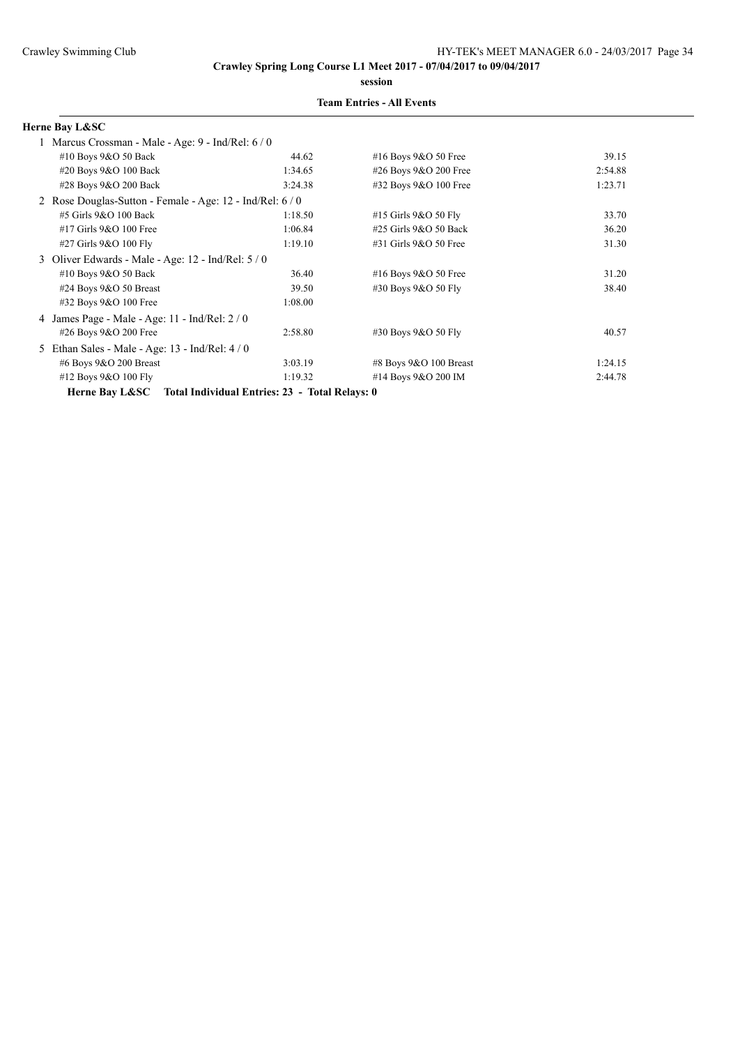**Crawley Spring Long Course L1 Meet 2017 - 07/04/2017 to 09/04/2017**

**session**

**Team Entries - All Events**

**Herne Bay L&SC**

1 Marcus Crossman - Male - Age: 9 - Ind/Rel: 6 / 0

| Event | Time | Event | Time |
|---|---|---|---|
| #10 Boys 9&O 50 Back | 44.62 | #16 Boys 9&O 50 Free | 39.15 |
| #20 Boys 9&O 100 Back | 1:34.65 | #26 Boys 9&O 200 Free | 2:54.88 |
| #28 Boys 9&O 200 Back | 3:24.38 | #32 Boys 9&O 100 Free | 1:23.71 |

2 Rose Douglas-Sutton - Female - Age: 12 - Ind/Rel: 6 / 0

| Event | Time | Event | Time |
|---|---|---|---|
| #5 Girls 9&O 100 Back | 1:18.50 | #15 Girls 9&O 50 Fly | 33.70 |
| #17 Girls 9&O 100 Free | 1:06.84 | #25 Girls 9&O 50 Back | 36.20 |
| #27 Girls 9&O 100 Fly | 1:19.10 | #31 Girls 9&O 50 Free | 31.30 |

3 Oliver Edwards - Male - Age: 12 - Ind/Rel: 5 / 0

| Event | Time | Event | Time |
|---|---|---|---|
| #10 Boys 9&O 50 Back | 36.40 | #16 Boys 9&O 50 Free | 31.20 |
| #24 Boys 9&O 50 Breast | 39.50 | #30 Boys 9&O 50 Fly | 38.40 |
| #32 Boys 9&O 100 Free | 1:08.00 | | |

4 James Page - Male - Age: 11 - Ind/Rel: 2 / 0

| Event | Time | Event | Time |
|---|---|---|---|
| #26 Boys 9&O 200 Free | 2:58.80 | #30 Boys 9&O 50 Fly | 40.57 |

5 Ethan Sales - Male - Age: 13 - Ind/Rel: 4 / 0

| Event | Time | Event | Time |
|---|---|---|---|
| #6 Boys 9&O 200 Breast | 3:03.19 | #8 Boys 9&O 100 Breast | 1:24.15 |
| #12 Boys 9&O 100 Fly | 1:19.32 | #14 Boys 9&O 200 IM | 2:44.78 |

**Herne Bay L&SC Total Individual Entries: 23 - Total Relays: 0**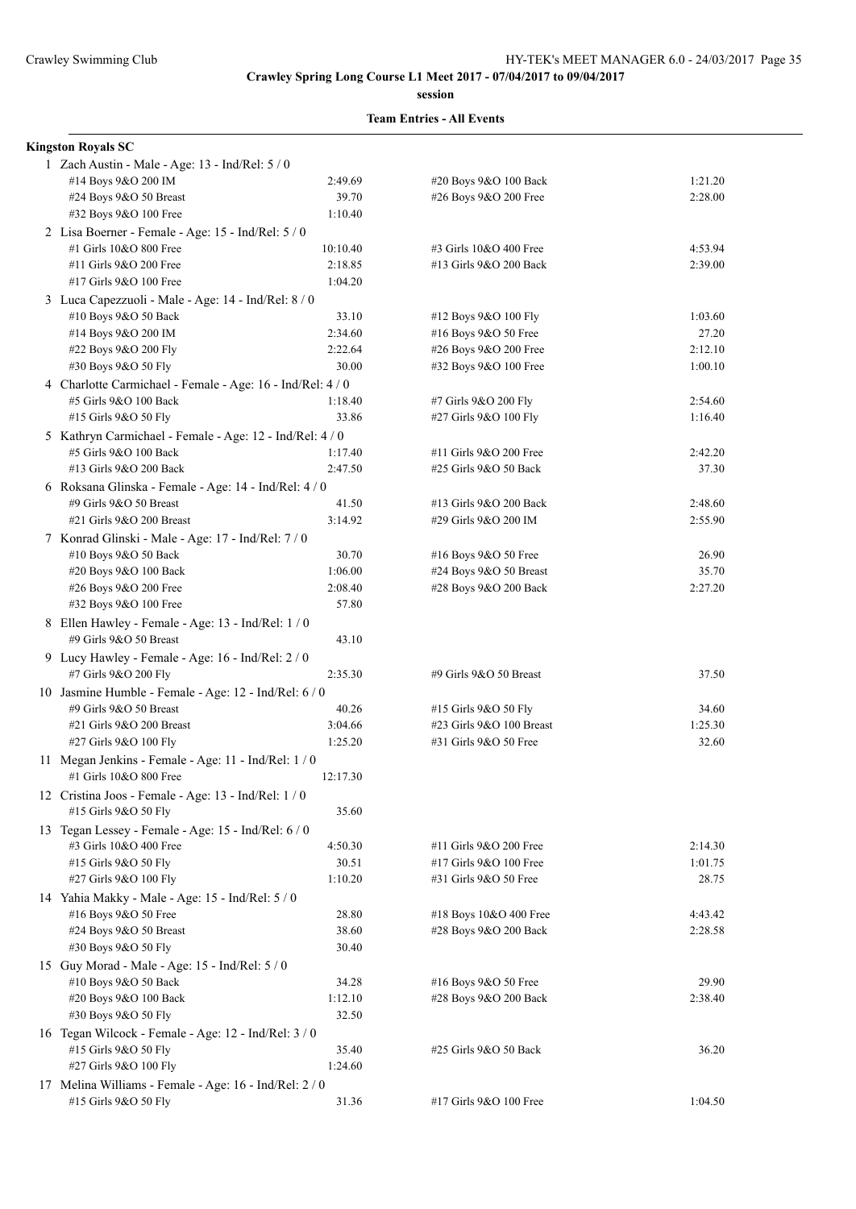**Crawley Spring Long Course L1 Meet 2017 - 07/04/2017 to 09/04/2017**

**session**

**Team Entries - All Events**

## Kingston Royals SC

1 Zach Austin - Male - Age: 13 - Ind/Rel: 5 / 0

| | | | |
|---|---|---|---|
| #14 Boys 9&O 200 IM | 2:49.69 | #20 Boys 9&O 100 Back | 1:21.20 |
| #24 Boys 9&O 50 Breast | 39.70 | #26 Boys 9&O 200 Free | 2:28.00 |
| #32 Boys 9&O 100 Free | 1:10.40 | | |

2 Lisa Boerner - Female - Age: 15 - Ind/Rel: 5 / 0

| | | | |
|---|---|---|---|
| #1 Girls 10&O 800 Free | 10:10.40 | #3 Girls 10&O 400 Free | 4:53.94 |
| #11 Girls 9&O 200 Free | 2:18.85 | #13 Girls 9&O 200 Back | 2:39.00 |
| #17 Girls 9&O 100 Free | 1:04.20 | | |

3 Luca Capezzuoli - Male - Age: 14 - Ind/Rel: 8 / 0

| | | | |
|---|---|---|---|
| #10 Boys 9&O 50 Back | 33.10 | #12 Boys 9&O 100 Fly | 1:03.60 |
| #14 Boys 9&O 200 IM | 2:34.60 | #16 Boys 9&O 50 Free | 27.20 |
| #22 Boys 9&O 200 Fly | 2:22.64 | #26 Boys 9&O 200 Free | 2:12.10 |
| #30 Boys 9&O 50 Fly | 30.00 | #32 Boys 9&O 100 Free | 1:00.10 |

4 Charlotte Carmichael - Female - Age: 16 - Ind/Rel: 4 / 0

| | | | |
|---|---|---|---|
| #5 Girls 9&O 100 Back | 1:18.40 | #7 Girls 9&O 200 Fly | 2:54.60 |
| #15 Girls 9&O 50 Fly | 33.86 | #27 Girls 9&O 100 Fly | 1:16.40 |

5 Kathryn Carmichael - Female - Age: 12 - Ind/Rel: 4 / 0

| | | | |
|---|---|---|---|
| #5 Girls 9&O 100 Back | 1:17.40 | #11 Girls 9&O 200 Free | 2:42.20 |
| #13 Girls 9&O 200 Back | 2:47.50 | #25 Girls 9&O 50 Back | 37.30 |

6 Roksana Glinska - Female - Age: 14 - Ind/Rel: 4 / 0

| | | | |
|---|---|---|---|
| #9 Girls 9&O 50 Breast | 41.50 | #13 Girls 9&O 200 Back | 2:48.60 |
| #21 Girls 9&O 200 Breast | 3:14.92 | #29 Girls 9&O 200 IM | 2:55.90 |

7 Konrad Glinski - Male - Age: 17 - Ind/Rel: 7 / 0

| | | | |
|---|---|---|---|
| #10 Boys 9&O 50 Back | 30.70 | #16 Boys 9&O 50 Free | 26.90 |
| #20 Boys 9&O 100 Back | 1:06.00 | #24 Boys 9&O 50 Breast | 35.70 |
| #26 Boys 9&O 200 Free | 2:08.40 | #28 Boys 9&O 200 Back | 2:27.20 |
| #32 Boys 9&O 100 Free | 57.80 | | |

8 Ellen Hawley - Female - Age: 13 - Ind/Rel: 1 / 0

| | | | |
|---|---|---|---|
| #9 Girls 9&O 50 Breast | 43.10 | | |

9 Lucy Hawley - Female - Age: 16 - Ind/Rel: 2 / 0

| | | | |
|---|---|---|---|
| #7 Girls 9&O 200 Fly | 2:35.30 | #9 Girls 9&O 50 Breast | 37.50 |

10 Jasmine Humble - Female - Age: 12 - Ind/Rel: 6 / 0

| | | | |
|---|---|---|---|
| #9 Girls 9&O 50 Breast | 40.26 | #15 Girls 9&O 50 Fly | 34.60 |
| #21 Girls 9&O 200 Breast | 3:04.66 | #23 Girls 9&O 100 Breast | 1:25.30 |
| #27 Girls 9&O 100 Fly | 1:25.20 | #31 Girls 9&O 50 Free | 32.60 |

11 Megan Jenkins - Female - Age: 11 - Ind/Rel: 1 / 0

| | | | |
|---|---|---|---|
| #1 Girls 10&O 800 Free | 12:17.30 | | |

12 Cristina Joos - Female - Age: 13 - Ind/Rel: 1 / 0

| | | | |
|---|---|---|---|
| #15 Girls 9&O 50 Fly | 35.60 | | |

13 Tegan Lessey - Female - Age: 15 - Ind/Rel: 6 / 0

| | | | |
|---|---|---|---|
| #3 Girls 10&O 400 Free | 4:50.30 | #11 Girls 9&O 200 Free | 2:14.30 |
| #15 Girls 9&O 50 Fly | 30.51 | #17 Girls 9&O 100 Free | 1:01.75 |
| #27 Girls 9&O 100 Fly | 1:10.20 | #31 Girls 9&O 50 Free | 28.75 |

14 Yahia Makky - Male - Age: 15 - Ind/Rel: 5 / 0

| | | | |
|---|---|---|---|
| #16 Boys 9&O 50 Free | 28.80 | #18 Boys 10&O 400 Free | 4:43.42 |
| #24 Boys 9&O 50 Breast | 38.60 | #28 Boys 9&O 200 Back | 2:28.58 |
| #30 Boys 9&O 50 Fly | 30.40 | | |

15 Guy Morad - Male - Age: 15 - Ind/Rel: 5 / 0

| | | | |
|---|---|---|---|
| #10 Boys 9&O 50 Back | 34.28 | #16 Boys 9&O 50 Free | 29.90 |
| #20 Boys 9&O 100 Back | 1:12.10 | #28 Boys 9&O 200 Back | 2:38.40 |
| #30 Boys 9&O 50 Fly | 32.50 | | |

16 Tegan Wilcock - Female - Age: 12 - Ind/Rel: 3 / 0

| | | | |
|---|---|---|---|
| #15 Girls 9&O 50 Fly | 35.40 | #25 Girls 9&O 50 Back | 36.20 |
| #27 Girls 9&O 100 Fly | 1:24.60 | | |

17 Melina Williams - Female - Age: 16 - Ind/Rel: 2 / 0

| | | | |
|---|---|---|---|
| #15 Girls 9&O 50 Fly | 31.36 | #17 Girls 9&O 100 Free | 1:04.50 |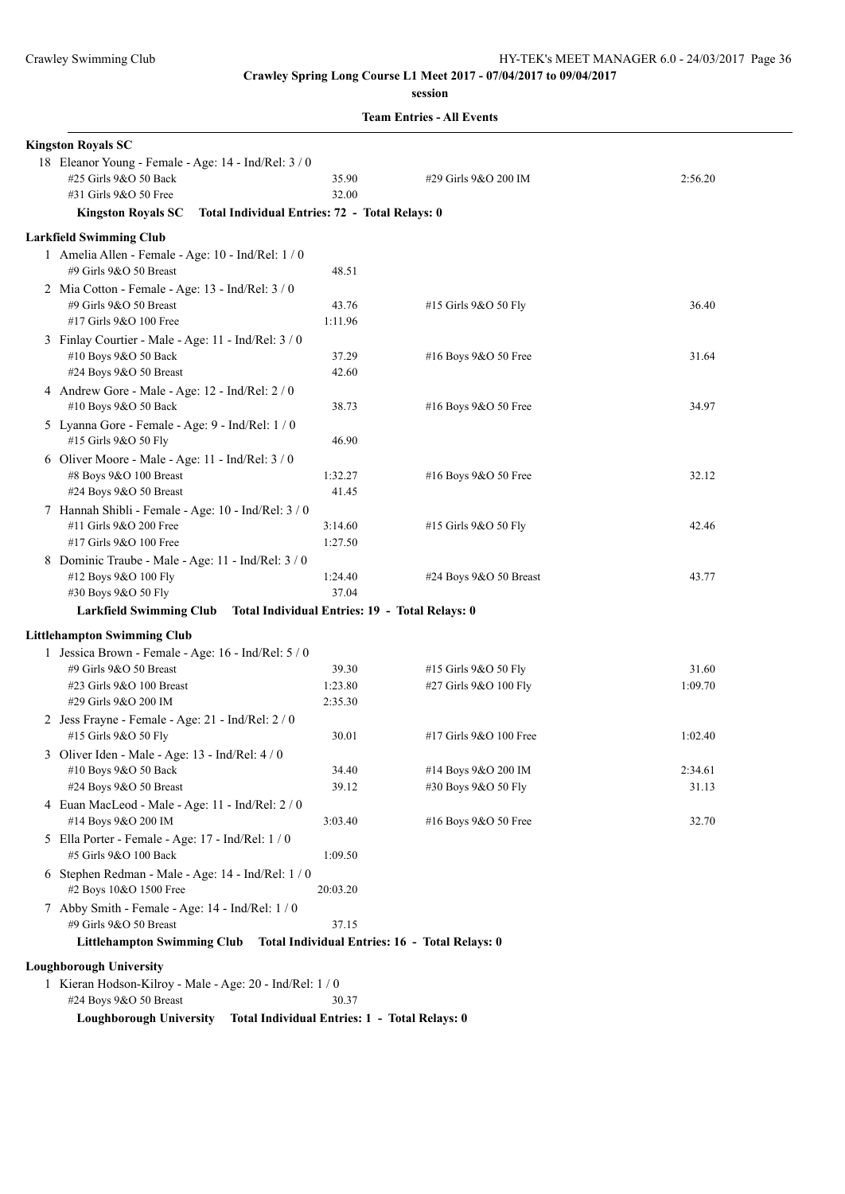**Crawley Spring Long Course L1 Meet 2017 - 07/04/2017 to 09/04/2017**

**session**

**Team Entries - All Events**

**Kingston Royals SC**

18 Eleanor Young - Female - Age: 14 - Ind/Rel: 3 / 0

| | | | |
|---|---|---|---|
| #25 Girls 9&O 50 Back | 35.90 | #29 Girls 9&O 200 IM | 2:56.20 |
| #31 Girls 9&O 50 Free | 32.00 | | |

**Kingston Royals SC Total Individual Entries: 72 - Total Relays: 0**

**Larkfield Swimming Club**

1 Amelia Allen - Female - Age: 10 - Ind/Rel: 1 / 0

| | | | |
|---|---|---|---|
| #9 Girls 9&O 50 Breast | 48.51 | | |

2 Mia Cotton - Female - Age: 13 - Ind/Rel: 3 / 0

| | | | |
|---|---|---|---|
| #9 Girls 9&O 50 Breast | 43.76 | #15 Girls 9&O 50 Fly | 36.40 |
| #17 Girls 9&O 100 Free | 1:11.96 | | |

3 Finlay Courtier - Male - Age: 11 - Ind/Rel: 3 / 0

| | | | |
|---|---|---|---|
| #10 Boys 9&O 50 Back | 37.29 | #16 Boys 9&O 50 Free | 31.64 |
| #24 Boys 9&O 50 Breast | 42.60 | | |

4 Andrew Gore - Male - Age: 12 - Ind/Rel: 2 / 0

| | | | |
|---|---|---|---|
| #10 Boys 9&O 50 Back | 38.73 | #16 Boys 9&O 50 Free | 34.97 |

5 Lyanna Gore - Female - Age: 9 - Ind/Rel: 1 / 0

| | | | |
|---|---|---|---|
| #15 Girls 9&O 50 Fly | 46.90 | | |

6 Oliver Moore - Male - Age: 11 - Ind/Rel: 3 / 0

| | | | |
|---|---|---|---|
| #8 Boys 9&O 100 Breast | 1:32.27 | #16 Boys 9&O 50 Free | 32.12 |
| #24 Boys 9&O 50 Breast | 41.45 | | |

7 Hannah Shibli - Female - Age: 10 - Ind/Rel: 3 / 0

| | | | |
|---|---|---|---|
| #11 Girls 9&O 200 Free | 3:14.60 | #15 Girls 9&O 50 Fly | 42.46 |
| #17 Girls 9&O 100 Free | 1:27.50 | | |

8 Dominic Traube - Male - Age: 11 - Ind/Rel: 3 / 0

| | | | |
|---|---|---|---|
| #12 Boys 9&O 100 Fly | 1:24.40 | #24 Boys 9&O 50 Breast | 43.77 |
| #30 Boys 9&O 50 Fly | 37.04 | | |

**Larkfield Swimming Club Total Individual Entries: 19 - Total Relays: 0**

**Littlehampton Swimming Club**

1 Jessica Brown - Female - Age: 16 - Ind/Rel: 5 / 0

| | | | |
|---|---|---|---|
| #9 Girls 9&O 50 Breast | 39.30 | #15 Girls 9&O 50 Fly | 31.60 |
| #23 Girls 9&O 100 Breast | 1:23.80 | #27 Girls 9&O 100 Fly | 1:09.70 |
| #29 Girls 9&O 200 IM | 2:35.30 | | |

2 Jess Frayne - Female - Age: 21 - Ind/Rel: 2 / 0

| | | | |
|---|---|---|---|
| #15 Girls 9&O 50 Fly | 30.01 | #17 Girls 9&O 100 Free | 1:02.40 |

3 Oliver Iden - Male - Age: 13 - Ind/Rel: 4 / 0

| | | | |
|---|---|---|---|
| #10 Boys 9&O 50 Back | 34.40 | #14 Boys 9&O 200 IM | 2:34.61 |
| #24 Boys 9&O 50 Breast | 39.12 | #30 Boys 9&O 50 Fly | 31.13 |

4 Euan MacLeod - Male - Age: 11 - Ind/Rel: 2 / 0

| | | | |
|---|---|---|---|
| #14 Boys 9&O 200 IM | 3:03.40 | #16 Boys 9&O 50 Free | 32.70 |

5 Ella Porter - Female - Age: 17 - Ind/Rel: 1 / 0

| | | | |
|---|---|---|---|
| #5 Girls 9&O 100 Back | 1:09.50 | | |

6 Stephen Redman - Male - Age: 14 - Ind/Rel: 1 / 0

| | | | |
|---|---|---|---|
| #2 Boys 10&O 1500 Free | 20:03.20 | | |

7 Abby Smith - Female - Age: 14 - Ind/Rel: 1 / 0

| | | | |
|---|---|---|---|
| #9 Girls 9&O 50 Breast | 37.15 | | |

**Littlehampton Swimming Club Total Individual Entries: 16 - Total Relays: 0**

**Loughborough University**

1 Kieran Hodson-Kilroy - Male - Age: 20 - Ind/Rel: 1 / 0

| | | | |
|---|---|---|---|
| #24 Boys 9&O 50 Breast | 30.37 | | |

**Loughborough University Total Individual Entries: 1 - Total Relays: 0**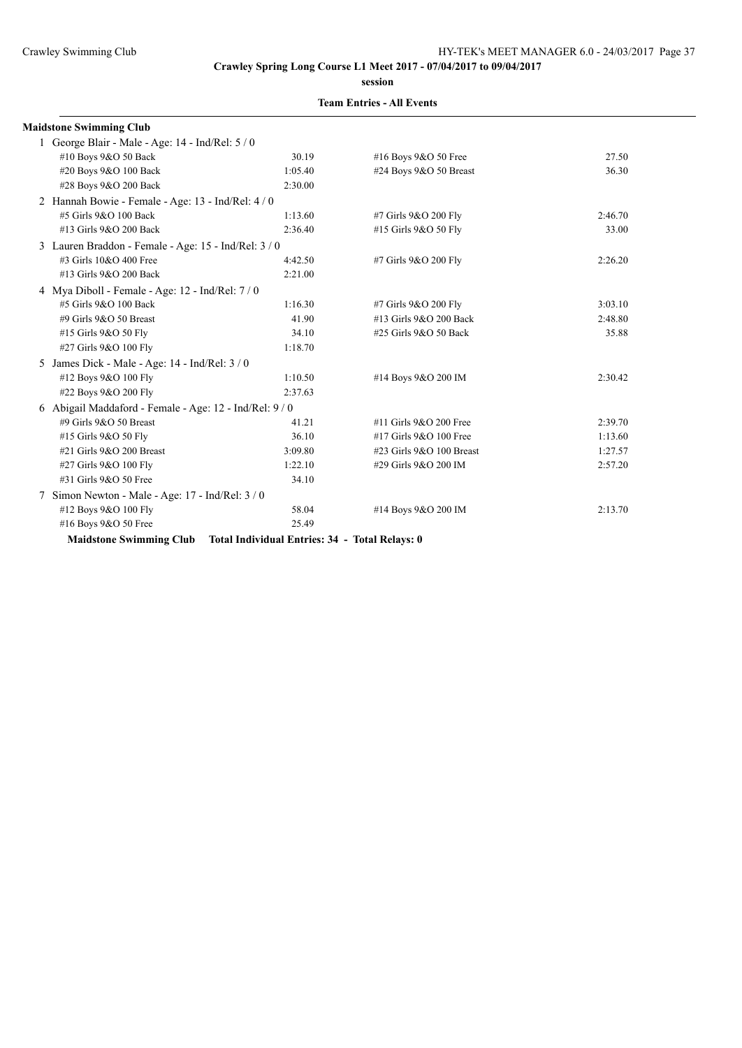**Crawley Spring Long Course L1 Meet 2017 - 07/04/2017 to 09/04/2017**

**session**

**Team Entries - All Events**

**Maidstone Swimming Club**

1 George Blair - Male - Age: 14 - Ind/Rel: 5 / 0

| | | | |
|---|---|---|---|
| #10 Boys 9&O 50 Back | 30.19 | #16 Boys 9&O 50 Free | 27.50 |
| #20 Boys 9&O 100 Back | 1:05.40 | #24 Boys 9&O 50 Breast | 36.30 |
| #28 Boys 9&O 200 Back | 2:30.00 | | |

2 Hannah Bowie - Female - Age: 13 - Ind/Rel: 4 / 0

| | | | |
|---|---|---|---|
| #5 Girls 9&O 100 Back | 1:13.60 | #7 Girls 9&O 200 Fly | 2:46.70 |
| #13 Girls 9&O 200 Back | 2:36.40 | #15 Girls 9&O 50 Fly | 33.00 |

3 Lauren Braddon - Female - Age: 15 - Ind/Rel: 3 / 0

| | | | |
|---|---|---|---|
| #3 Girls 10&O 400 Free | 4:42.50 | #7 Girls 9&O 200 Fly | 2:26.20 |
| #13 Girls 9&O 200 Back | 2:21.00 | | |

4 Mya Diboll - Female - Age: 12 - Ind/Rel: 7 / 0

| | | | |
|---|---|---|---|
| #5 Girls 9&O 100 Back | 1:16.30 | #7 Girls 9&O 200 Fly | 3:03.10 |
| #9 Girls 9&O 50 Breast | 41.90 | #13 Girls 9&O 200 Back | 2:48.80 |
| #15 Girls 9&O 50 Fly | 34.10 | #25 Girls 9&O 50 Back | 35.88 |
| #27 Girls 9&O 100 Fly | 1:18.70 | | |

5 James Dick - Male - Age: 14 - Ind/Rel: 3 / 0

| | | | |
|---|---|---|---|
| #12 Boys 9&O 100 Fly | 1:10.50 | #14 Boys 9&O 200 IM | 2:30.42 |
| #22 Boys 9&O 200 Fly | 2:37.63 | | |

6 Abigail Maddaford - Female - Age: 12 - Ind/Rel: 9 / 0

| | | | |
|---|---|---|---|
| #9 Girls 9&O 50 Breast | 41.21 | #11 Girls 9&O 200 Free | 2:39.70 |
| #15 Girls 9&O 50 Fly | 36.10 | #17 Girls 9&O 100 Free | 1:13.60 |
| #21 Girls 9&O 200 Breast | 3:09.80 | #23 Girls 9&O 100 Breast | 1:27.57 |
| #27 Girls 9&O 100 Fly | 1:22.10 | #29 Girls 9&O 200 IM | 2:57.20 |
| #31 Girls 9&O 50 Free | 34.10 | | |

7 Simon Newton - Male - Age: 17 - Ind/Rel: 3 / 0

| | | | |
|---|---|---|---|
| #12 Boys 9&O 100 Fly | 58.04 | #14 Boys 9&O 200 IM | 2:13.70 |
| #16 Boys 9&O 50 Free | 25.49 | | |

**Maidstone Swimming Club Total Individual Entries: 34 - Total Relays: 0**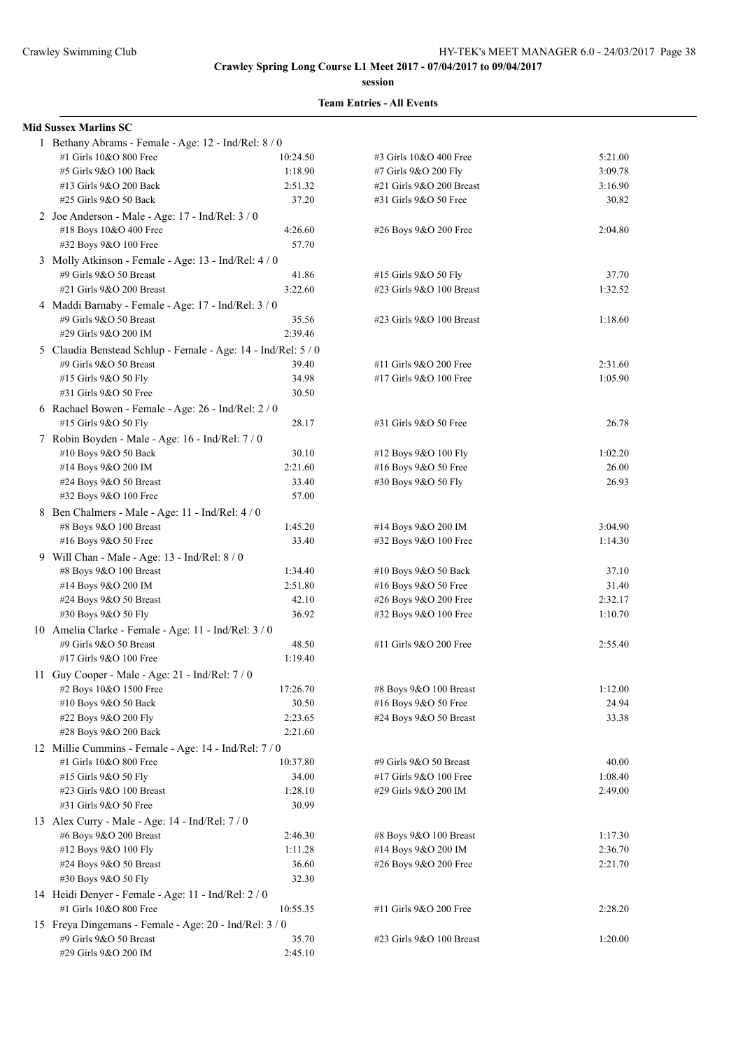**Crawley Spring Long Course L1 Meet 2017 - 07/04/2017 to 09/04/2017**

**session**

**Team Entries - All Events**

**Mid Sussex Marlins SC**

1 Bethany Abrams - Female - Age: 12 - Ind/Rel: 8 / 0

| Event | Time | Event | Time |
|---|---|---|---|
| #1 Girls 10&O 800 Free | 10:24.50 | #3 Girls 10&O 400 Free | 5:21.00 |
| #5 Girls 9&O 100 Back | 1:18.90 | #7 Girls 9&O 200 Fly | 3:09.78 |
| #13 Girls 9&O 200 Back | 2:51.32 | #21 Girls 9&O 200 Breast | 3:16.90 |
| #25 Girls 9&O 50 Back | 37.20 | #31 Girls 9&O 50 Free | 30.82 |

2 Joe Anderson - Male - Age: 17 - Ind/Rel: 3 / 0

| Event | Time | Event | Time |
|---|---|---|---|
| #18 Boys 10&O 400 Free | 4:26.60 | #26 Boys 9&O 200 Free | 2:04.80 |
| #32 Boys 9&O 100 Free | 57.70 | | |

3 Molly Atkinson - Female - Age: 13 - Ind/Rel: 4 / 0

| Event | Time | Event | Time |
|---|---|---|---|
| #9 Girls 9&O 50 Breast | 41.86 | #15 Girls 9&O 50 Fly | 37.70 |
| #21 Girls 9&O 200 Breast | 3:22.60 | #23 Girls 9&O 100 Breast | 1:32.52 |

4 Maddi Barnaby - Female - Age: 17 - Ind/Rel: 3 / 0

| Event | Time | Event | Time |
|---|---|---|---|
| #9 Girls 9&O 50 Breast | 35.56 | #23 Girls 9&O 100 Breast | 1:18.60 |
| #29 Girls 9&O 200 IM | 2:39.46 | | |

5 Claudia Benstead Schlup - Female - Age: 14 - Ind/Rel: 5 / 0

| Event | Time | Event | Time |
|---|---|---|---|
| #9 Girls 9&O 50 Breast | 39.40 | #11 Girls 9&O 200 Free | 2:31.60 |
| #15 Girls 9&O 50 Fly | 34.98 | #17 Girls 9&O 100 Free | 1:05.90 |
| #31 Girls 9&O 50 Free | 30.50 | | |

6 Rachael Bowen - Female - Age: 26 - Ind/Rel: 2 / 0

| Event | Time | Event | Time |
|---|---|---|---|
| #15 Girls 9&O 50 Fly | 28.17 | #31 Girls 9&O 50 Free | 26.78 |

7 Robin Boyden - Male - Age: 16 - Ind/Rel: 7 / 0

| Event | Time | Event | Time |
|---|---|---|---|
| #10 Boys 9&O 50 Back | 30.10 | #12 Boys 9&O 100 Fly | 1:02.20 |
| #14 Boys 9&O 200 IM | 2:21.60 | #16 Boys 9&O 50 Free | 26.00 |
| #24 Boys 9&O 50 Breast | 33.40 | #30 Boys 9&O 50 Fly | 26.93 |
| #32 Boys 9&O 100 Free | 57.00 | | |

8 Ben Chalmers - Male - Age: 11 - Ind/Rel: 4 / 0

| Event | Time | Event | Time |
|---|---|---|---|
| #8 Boys 9&O 100 Breast | 1:45.20 | #14 Boys 9&O 200 IM | 3:04.90 |
| #16 Boys 9&O 50 Free | 33.40 | #32 Boys 9&O 100 Free | 1:14.30 |

9 Will Chan - Male - Age: 13 - Ind/Rel: 8 / 0

| Event | Time | Event | Time |
|---|---|---|---|
| #8 Boys 9&O 100 Breast | 1:34.40 | #10 Boys 9&O 50 Back | 37.10 |
| #14 Boys 9&O 200 IM | 2:51.80 | #16 Boys 9&O 50 Free | 31.40 |
| #24 Boys 9&O 50 Breast | 42.10 | #26 Boys 9&O 200 Free | 2:32.17 |
| #30 Boys 9&O 50 Fly | 36.92 | #32 Boys 9&O 100 Free | 1:10.70 |

10 Amelia Clarke - Female - Age: 11 - Ind/Rel: 3 / 0

| Event | Time | Event | Time |
|---|---|---|---|
| #9 Girls 9&O 50 Breast | 48.50 | #11 Girls 9&O 200 Free | 2:55.40 |
| #17 Girls 9&O 100 Free | 1:19.40 | | |

11 Guy Cooper - Male - Age: 21 - Ind/Rel: 7 / 0

| Event | Time | Event | Time |
|---|---|---|---|
| #2 Boys 10&O 1500 Free | 17:26.70 | #8 Boys 9&O 100 Breast | 1:12.00 |
| #10 Boys 9&O 50 Back | 30.50 | #16 Boys 9&O 50 Free | 24.94 |
| #22 Boys 9&O 200 Fly | 2:23.65 | #24 Boys 9&O 50 Breast | 33.38 |
| #28 Boys 9&O 200 Back | 2:21.60 | | |

12 Millie Cummins - Female - Age: 14 - Ind/Rel: 7 / 0

| Event | Time | Event | Time |
|---|---|---|---|
| #1 Girls 10&O 800 Free | 10:37.80 | #9 Girls 9&O 50 Breast | 40.00 |
| #15 Girls 9&O 50 Fly | 34.00 | #17 Girls 9&O 100 Free | 1:08.40 |
| #23 Girls 9&O 100 Breast | 1:28.10 | #29 Girls 9&O 200 IM | 2:49.00 |
| #31 Girls 9&O 50 Free | 30.99 | | |

13 Alex Curry - Male - Age: 14 - Ind/Rel: 7 / 0

| Event | Time | Event | Time |
|---|---|---|---|
| #6 Boys 9&O 200 Breast | 2:46.30 | #8 Boys 9&O 100 Breast | 1:17.30 |
| #12 Boys 9&O 100 Fly | 1:11.28 | #14 Boys 9&O 200 IM | 2:36.70 |
| #24 Boys 9&O 50 Breast | 36.60 | #26 Boys 9&O 200 Free | 2:21.70 |
| #30 Boys 9&O 50 Fly | 32.30 | | |

14 Heidi Denyer - Female - Age: 11 - Ind/Rel: 2 / 0

| Event | Time | Event | Time |
|---|---|---|---|
| #1 Girls 10&O 800 Free | 10:55.35 | #11 Girls 9&O 200 Free | 2:28.20 |

15 Freya Dingemans - Female - Age: 20 - Ind/Rel: 3 / 0

| Event | Time | Event | Time |
|---|---|---|---|
| #9 Girls 9&O 50 Breast | 35.70 | #23 Girls 9&O 100 Breast | 1:20.00 |
| #29 Girls 9&O 200 IM | 2:45.10 | | |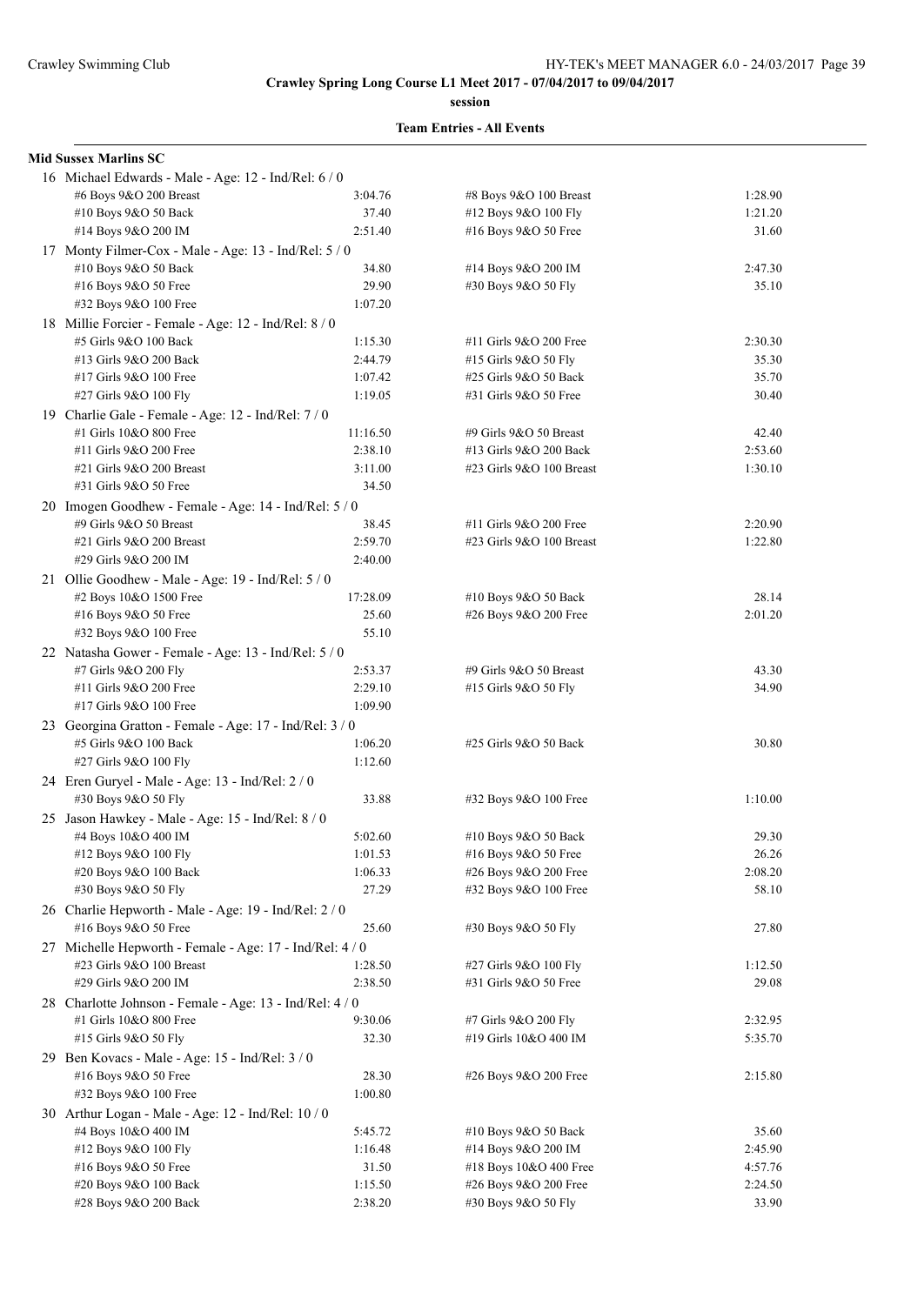**Crawley Spring Long Course L1 Meet 2017 - 07/04/2017 to 09/04/2017**

**session**

**Team Entries - All Events**

**Mid Sussex Marlins SC**

16 Michael Edwards - Male - Age: 12 - Ind/Rel: 6 / 0

| Event | Time | Event | Time |
|---|---|---|---|
| #6 Boys 9&O 200 Breast | 3:04.76 | #8 Boys 9&O 100 Breast | 1:28.90 |
| #10 Boys 9&O 50 Back | 37.40 | #12 Boys 9&O 100 Fly | 1:21.20 |
| #14 Boys 9&O 200 IM | 2:51.40 | #16 Boys 9&O 50 Free | 31.60 |

17 Monty Filmer-Cox - Male - Age: 13 - Ind/Rel: 5 / 0

| Event | Time | Event | Time |
|---|---|---|---|
| #10 Boys 9&O 50 Back | 34.80 | #14 Boys 9&O 200 IM | 2:47.30 |
| #16 Boys 9&O 50 Free | 29.90 | #30 Boys 9&O 50 Fly | 35.10 |
| #32 Boys 9&O 100 Free | 1:07.20 | | |

18 Millie Forcier - Female - Age: 12 - Ind/Rel: 8 / 0

| Event | Time | Event | Time |
|---|---|---|---|
| #5 Girls 9&O 100 Back | 1:15.30 | #11 Girls 9&O 200 Free | 2:30.30 |
| #13 Girls 9&O 200 Back | 2:44.79 | #15 Girls 9&O 50 Fly | 35.30 |
| #17 Girls 9&O 100 Free | 1:07.42 | #25 Girls 9&O 50 Back | 35.70 |
| #27 Girls 9&O 100 Fly | 1:19.05 | #31 Girls 9&O 50 Free | 30.40 |

19 Charlie Gale - Female - Age: 12 - Ind/Rel: 7 / 0

| Event | Time | Event | Time |
|---|---|---|---|
| #1 Girls 10&O 800 Free | 11:16.50 | #9 Girls 9&O 50 Breast | 42.40 |
| #11 Girls 9&O 200 Free | 2:38.10 | #13 Girls 9&O 200 Back | 2:53.60 |
| #21 Girls 9&O 200 Breast | 3:11.00 | #23 Girls 9&O 100 Breast | 1:30.10 |
| #31 Girls 9&O 50 Free | 34.50 | | |

20 Imogen Goodhew - Female - Age: 14 - Ind/Rel: 5 / 0

| Event | Time | Event | Time |
|---|---|---|---|
| #9 Girls 9&O 50 Breast | 38.45 | #11 Girls 9&O 200 Free | 2:20.90 |
| #21 Girls 9&O 200 Breast | 2:59.70 | #23 Girls 9&O 100 Breast | 1:22.80 |
| #29 Girls 9&O 200 IM | 2:40.00 | | |

21 Ollie Goodhew - Male - Age: 19 - Ind/Rel: 5 / 0

| Event | Time | Event | Time |
|---|---|---|---|
| #2 Boys 10&O 1500 Free | 17:28.09 | #10 Boys 9&O 50 Back | 28.14 |
| #16 Boys 9&O 50 Free | 25.60 | #26 Boys 9&O 200 Free | 2:01.20 |
| #32 Boys 9&O 100 Free | 55.10 | | |

22 Natasha Gower - Female - Age: 13 - Ind/Rel: 5 / 0

| Event | Time | Event | Time |
|---|---|---|---|
| #7 Girls 9&O 200 Fly | 2:53.37 | #9 Girls 9&O 50 Breast | 43.30 |
| #11 Girls 9&O 200 Free | 2:29.10 | #15 Girls 9&O 50 Fly | 34.90 |
| #17 Girls 9&O 100 Free | 1:09.90 | | |

23 Georgina Gratton - Female - Age: 17 - Ind/Rel: 3 / 0

| Event | Time | Event | Time |
|---|---|---|---|
| #5 Girls 9&O 100 Back | 1:06.20 | #25 Girls 9&O 50 Back | 30.80 |
| #27 Girls 9&O 100 Fly | 1:12.60 | | |

24 Eren Guryel - Male - Age: 13 - Ind/Rel: 2 / 0

| Event | Time | Event | Time |
|---|---|---|---|
| #30 Boys 9&O 50 Fly | 33.88 | #32 Boys 9&O 100 Free | 1:10.00 |

25 Jason Hawkey - Male - Age: 15 - Ind/Rel: 8 / 0

| Event | Time | Event | Time |
|---|---|---|---|
| #4 Boys 10&O 400 IM | 5:02.60 | #10 Boys 9&O 50 Back | 29.30 |
| #12 Boys 9&O 100 Fly | 1:01.53 | #16 Boys 9&O 50 Free | 26.26 |
| #20 Boys 9&O 100 Back | 1:06.33 | #26 Boys 9&O 200 Free | 2:08.20 |
| #30 Boys 9&O 50 Fly | 27.29 | #32 Boys 9&O 100 Free | 58.10 |

26 Charlie Hepworth - Male - Age: 19 - Ind/Rel: 2 / 0

| Event | Time | Event | Time |
|---|---|---|---|
| #16 Boys 9&O 50 Free | 25.60 | #30 Boys 9&O 50 Fly | 27.80 |

27 Michelle Hepworth - Female - Age: 17 - Ind/Rel: 4 / 0

| Event | Time | Event | Time |
|---|---|---|---|
| #23 Girls 9&O 100 Breast | 1:28.50 | #27 Girls 9&O 100 Fly | 1:12.50 |
| #29 Girls 9&O 200 IM | 2:38.50 | #31 Girls 9&O 50 Free | 29.08 |

28 Charlotte Johnson - Female - Age: 13 - Ind/Rel: 4 / 0

| Event | Time | Event | Time |
|---|---|---|---|
| #1 Girls 10&O 800 Free | 9:30.06 | #7 Girls 9&O 200 Fly | 2:32.95 |
| #15 Girls 9&O 50 Fly | 32.30 | #19 Girls 10&O 400 IM | 5:35.70 |

29 Ben Kovacs - Male - Age: 15 - Ind/Rel: 3 / 0

| Event | Time | Event | Time |
|---|---|---|---|
| #16 Boys 9&O 50 Free | 28.30 | #26 Boys 9&O 200 Free | 2:15.80 |
| #32 Boys 9&O 100 Free | 1:00.80 | | |

30 Arthur Logan - Male - Age: 12 - Ind/Rel: 10 / 0

| Event | Time | Event | Time |
|---|---|---|---|
| #4 Boys 10&O 400 IM | 5:45.72 | #10 Boys 9&O 50 Back | 35.60 |
| #12 Boys 9&O 100 Fly | 1:16.48 | #14 Boys 9&O 200 IM | 2:45.90 |
| #16 Boys 9&O 50 Free | 31.50 | #18 Boys 10&O 400 Free | 4:57.76 |
| #20 Boys 9&O 100 Back | 1:15.50 | #26 Boys 9&O 200 Free | 2:24.50 |
| #28 Boys 9&O 200 Back | 2:38.20 | #30 Boys 9&O 50 Fly | 33.90 |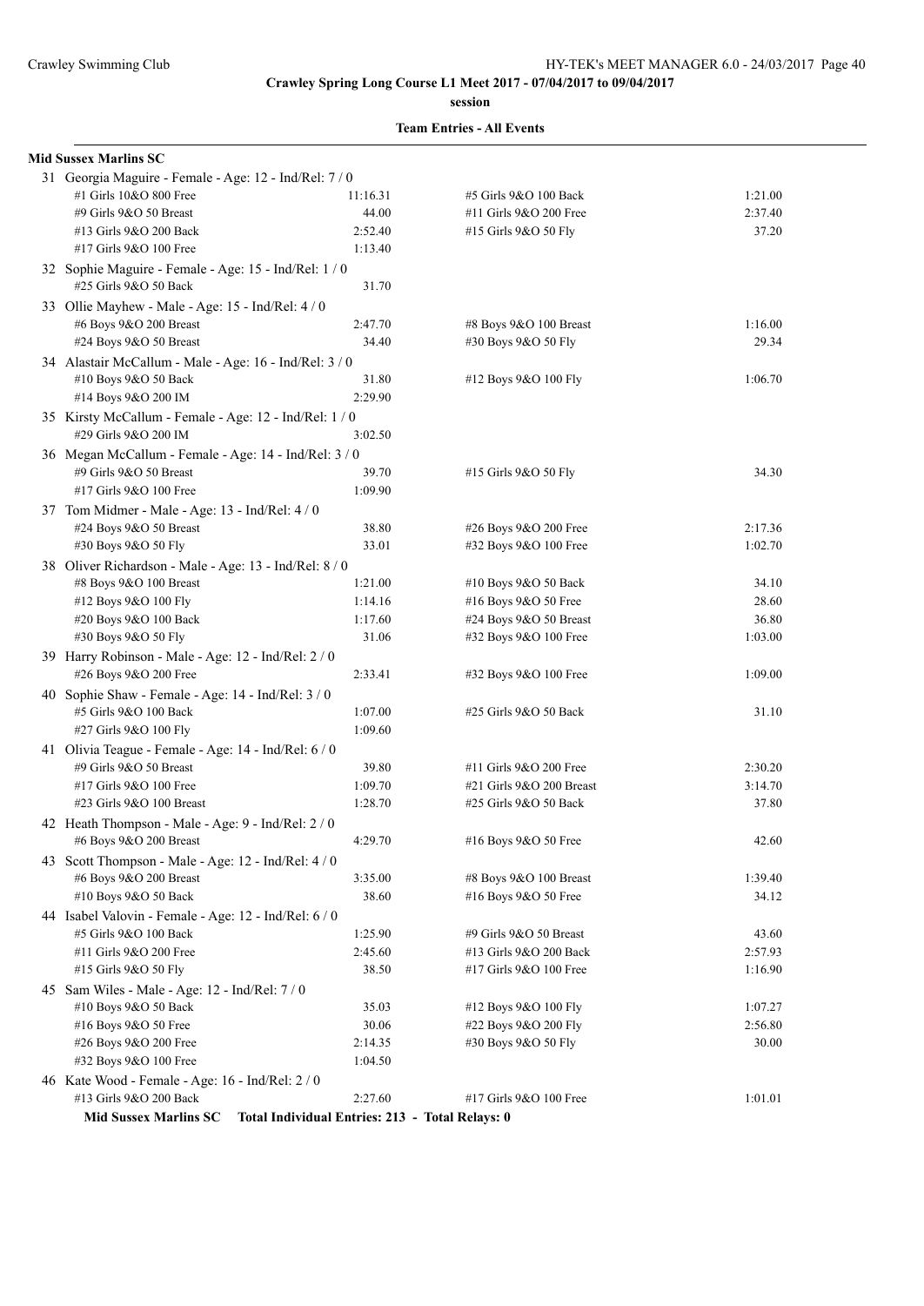**Crawley Spring Long Course L1 Meet 2017 - 07/04/2017 to 09/04/2017**

**session**

**Team Entries - All Events**

**Mid Sussex Marlins SC**

31 Georgia Maguire - Female - Age: 12 - Ind/Rel: 7 / 0

| | | | |
|---|---|---|---|
| #1 Girls 10&O 800 Free | 11:16.31 | #5 Girls 9&O 100 Back | 1:21.00 |
| #9 Girls 9&O 50 Breast | 44.00 | #11 Girls 9&O 200 Free | 2:37.40 |
| #13 Girls 9&O 200 Back | 2:52.40 | #15 Girls 9&O 50 Fly | 37.20 |
| #17 Girls 9&O 100 Free | 1:13.40 | | |

32 Sophie Maguire - Female - Age: 15 - Ind/Rel: 1 / 0

| | | | |
|---|---|---|---|
| #25 Girls 9&O 50 Back | 31.70 | | |

33 Ollie Mayhew - Male - Age: 15 - Ind/Rel: 4 / 0

| | | | |
|---|---|---|---|
| #6 Boys 9&O 200 Breast | 2:47.70 | #8 Boys 9&O 100 Breast | 1:16.00 |
| #24 Boys 9&O 50 Breast | 34.40 | #30 Boys 9&O 50 Fly | 29.34 |

34 Alastair McCallum - Male - Age: 16 - Ind/Rel: 3 / 0

| | | | |
|---|---|---|---|
| #10 Boys 9&O 50 Back | 31.80 | #12 Boys 9&O 100 Fly | 1:06.70 |
| #14 Boys 9&O 200 IM | 2:29.90 | | |

35 Kirsty McCallum - Female - Age: 12 - Ind/Rel: 1 / 0

| | | | |
|---|---|---|---|
| #29 Girls 9&O 200 IM | 3:02.50 | | |

36 Megan McCallum - Female - Age: 14 - Ind/Rel: 3 / 0

| | | | |
|---|---|---|---|
| #9 Girls 9&O 50 Breast | 39.70 | #15 Girls 9&O 50 Fly | 34.30 |
| #17 Girls 9&O 100 Free | 1:09.90 | | |

37 Tom Midmer - Male - Age: 13 - Ind/Rel: 4 / 0

| | | | |
|---|---|---|---|
| #24 Boys 9&O 50 Breast | 38.80 | #26 Boys 9&O 200 Free | 2:17.36 |
| #30 Boys 9&O 50 Fly | 33.01 | #32 Boys 9&O 100 Free | 1:02.70 |

38 Oliver Richardson - Male - Age: 13 - Ind/Rel: 8 / 0

| | | | |
|---|---|---|---|
| #8 Boys 9&O 100 Breast | 1:21.00 | #10 Boys 9&O 50 Back | 34.10 |
| #12 Boys 9&O 100 Fly | 1:14.16 | #16 Boys 9&O 50 Free | 28.60 |
| #20 Boys 9&O 100 Back | 1:17.60 | #24 Boys 9&O 50 Breast | 36.80 |
| #30 Boys 9&O 50 Fly | 31.06 | #32 Boys 9&O 100 Free | 1:03.00 |

39 Harry Robinson - Male - Age: 12 - Ind/Rel: 2 / 0

| | | | |
|---|---|---|---|
| #26 Boys 9&O 200 Free | 2:33.41 | #32 Boys 9&O 100 Free | 1:09.00 |

40 Sophie Shaw - Female - Age: 14 - Ind/Rel: 3 / 0

| | | | |
|---|---|---|---|
| #5 Girls 9&O 100 Back | 1:07.00 | #25 Girls 9&O 50 Back | 31.10 |
| #27 Girls 9&O 100 Fly | 1:09.60 | | |

41 Olivia Teague - Female - Age: 14 - Ind/Rel: 6 / 0

| | | | |
|---|---|---|---|
| #9 Girls 9&O 50 Breast | 39.80 | #11 Girls 9&O 200 Free | 2:30.20 |
| #17 Girls 9&O 100 Free | 1:09.70 | #21 Girls 9&O 200 Breast | 3:14.70 |
| #23 Girls 9&O 100 Breast | 1:28.70 | #25 Girls 9&O 50 Back | 37.80 |

42 Heath Thompson - Male - Age: 9 - Ind/Rel: 2 / 0

| | | | |
|---|---|---|---|
| #6 Boys 9&O 200 Breast | 4:29.70 | #16 Boys 9&O 50 Free | 42.60 |

43 Scott Thompson - Male - Age: 12 - Ind/Rel: 4 / 0

| | | | |
|---|---|---|---|
| #6 Boys 9&O 200 Breast | 3:35.00 | #8 Boys 9&O 100 Breast | 1:39.40 |
| #10 Boys 9&O 50 Back | 38.60 | #16 Boys 9&O 50 Free | 34.12 |

44 Isabel Valovin - Female - Age: 12 - Ind/Rel: 6 / 0

| | | | |
|---|---|---|---|
| #5 Girls 9&O 100 Back | 1:25.90 | #9 Girls 9&O 50 Breast | 43.60 |
| #11 Girls 9&O 200 Free | 2:45.60 | #13 Girls 9&O 200 Back | 2:57.93 |
| #15 Girls 9&O 50 Fly | 38.50 | #17 Girls 9&O 100 Free | 1:16.90 |

45 Sam Wiles - Male - Age: 12 - Ind/Rel: 7 / 0

| | | | |
|---|---|---|---|
| #10 Boys 9&O 50 Back | 35.03 | #12 Boys 9&O 100 Fly | 1:07.27 |
| #16 Boys 9&O 50 Free | 30.06 | #22 Boys 9&O 200 Fly | 2:56.80 |
| #26 Boys 9&O 200 Free | 2:14.35 | #30 Boys 9&O 50 Fly | 30.00 |
| #32 Boys 9&O 100 Free | 1:04.50 | | |

46 Kate Wood - Female - Age: 16 - Ind/Rel: 2 / 0

| | | | |
|---|---|---|---|
| #13 Girls 9&O 200 Back | 2:27.60 | #17 Girls 9&O 100 Free | 1:01.01 |

**Mid Sussex Marlins SC Total Individual Entries: 213 - Total Relays: 0**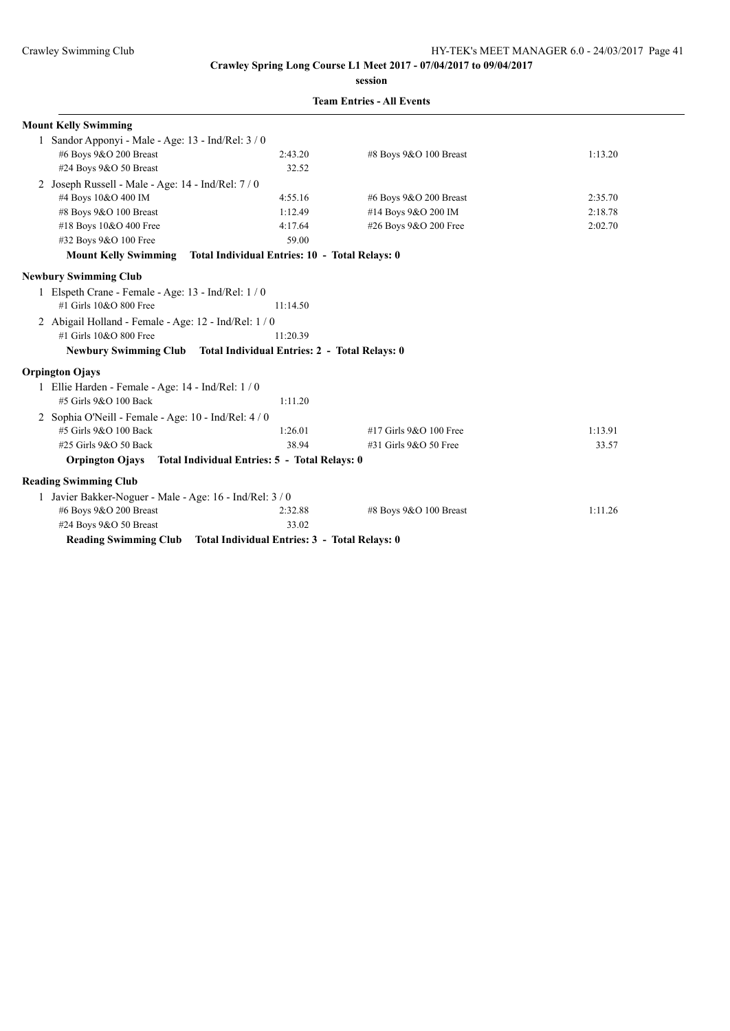**Crawley Spring Long Course L1 Meet 2017 - 07/04/2017 to 09/04/2017**

**session**

**Team Entries - All Events**

### Mount Kelly Swimming

1 Sandor Apponyi - Male - Age: 13 - Ind/Rel: 3 / 0

| | | | |
|---|---|---|---|
| #6 Boys 9&O 200 Breast | 2:43.20 | #8 Boys 9&O 100 Breast | 1:13.20 |
| #24 Boys 9&O 50 Breast | 32.52 | | |

2 Joseph Russell - Male - Age: 14 - Ind/Rel: 7 / 0

| | | | |
|---|---|---|---|
| #4 Boys 10&O 400 IM | 4:55.16 | #6 Boys 9&O 200 Breast | 2:35.70 |
| #8 Boys 9&O 100 Breast | 1:12.49 | #14 Boys 9&O 200 IM | 2:18.78 |
| #18 Boys 10&O 400 Free | 4:17.64 | #26 Boys 9&O 200 Free | 2:02.70 |
| #32 Boys 9&O 100 Free | 59.00 | | |

**Mount Kelly Swimming Total Individual Entries: 10 - Total Relays: 0**

### Newbury Swimming Club

1 Elspeth Crane - Female - Age: 13 - Ind/Rel: 1 / 0

| | |
|---|---|
| #1 Girls 10&O 800 Free | 11:14.50 |

2 Abigail Holland - Female - Age: 12 - Ind/Rel: 1 / 0

| | |
|---|---|
| #1 Girls 10&O 800 Free | 11:20.39 |

**Newbury Swimming Club Total Individual Entries: 2 - Total Relays: 0**

### Orpington Ojays

1 Ellie Harden - Female - Age: 14 - Ind/Rel: 1 / 0

| | |
|---|---|
| #5 Girls 9&O 100 Back | 1:11.20 |

2 Sophia O'Neill - Female - Age: 10 - Ind/Rel: 4 / 0

| | | | |
|---|---|---|---|
| #5 Girls 9&O 100 Back | 1:26.01 | #17 Girls 9&O 100 Free | 1:13.91 |
| #25 Girls 9&O 50 Back | 38.94 | #31 Girls 9&O 50 Free | 33.57 |

**Orpington Ojays Total Individual Entries: 5 - Total Relays: 0**

### Reading Swimming Club

1 Javier Bakker-Noguer - Male - Age: 16 - Ind/Rel: 3 / 0

| | | | |
|---|---|---|---|
| #6 Boys 9&O 200 Breast | 2:32.88 | #8 Boys 9&O 100 Breast | 1:11.26 |
| #24 Boys 9&O 50 Breast | 33.02 | | |

**Reading Swimming Club Total Individual Entries: 3 - Total Relays: 0**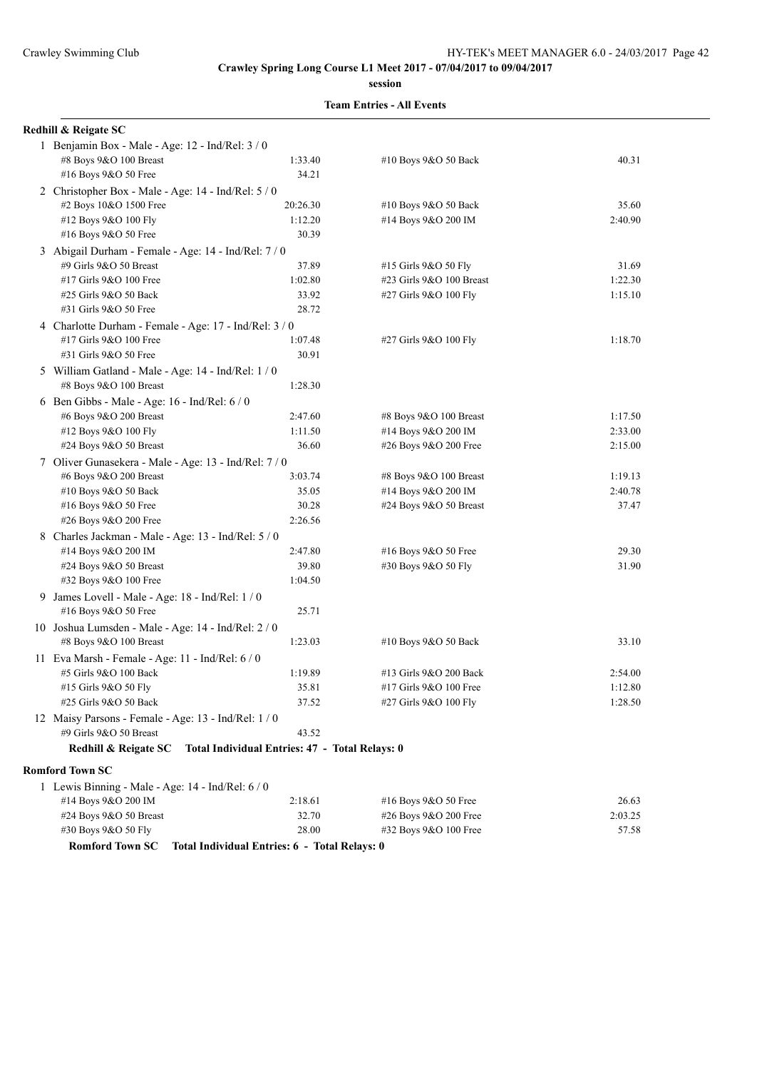**Crawley Spring Long Course L1 Meet 2017 - 07/04/2017 to 09/04/2017**

**session**

**Team Entries - All Events**

**Redhill & Reigate SC**

1 Benjamin Box - Male - Age: 12 - Ind/Rel: 3 / 0

| Event | Time | Event | Time |
|---|---|---|---|
| #8 Boys 9&O 100 Breast | 1:33.40 | #10 Boys 9&O 50 Back | 40.31 |
| #16 Boys 9&O 50 Free | 34.21 | | |

2 Christopher Box - Male - Age: 14 - Ind/Rel: 5 / 0

| Event | Time | Event | Time |
|---|---|---|---|
| #2 Boys 10&O 1500 Free | 20:26.30 | #10 Boys 9&O 50 Back | 35.60 |
| #12 Boys 9&O 100 Fly | 1:12.20 | #14 Boys 9&O 200 IM | 2:40.90 |
| #16 Boys 9&O 50 Free | 30.39 | | |

3 Abigail Durham - Female - Age: 14 - Ind/Rel: 7 / 0

| Event | Time | Event | Time |
|---|---|---|---|
| #9 Girls 9&O 50 Breast | 37.89 | #15 Girls 9&O 50 Fly | 31.69 |
| #17 Girls 9&O 100 Free | 1:02.80 | #23 Girls 9&O 100 Breast | 1:22.30 |
| #25 Girls 9&O 50 Back | 33.92 | #27 Girls 9&O 100 Fly | 1:15.10 |
| #31 Girls 9&O 50 Free | 28.72 | | |

4 Charlotte Durham - Female - Age: 17 - Ind/Rel: 3 / 0

| Event | Time | Event | Time |
|---|---|---|---|
| #17 Girls 9&O 100 Free | 1:07.48 | #27 Girls 9&O 100 Fly | 1:18.70 |
| #31 Girls 9&O 50 Free | 30.91 | | |

5 William Gatland - Male - Age: 14 - Ind/Rel: 1 / 0

| Event | Time | Event | Time |
|---|---|---|---|
| #8 Boys 9&O 100 Breast | 1:28.30 | | |

6 Ben Gibbs - Male - Age: 16 - Ind/Rel: 6 / 0

| Event | Time | Event | Time |
|---|---|---|---|
| #6 Boys 9&O 200 Breast | 2:47.60 | #8 Boys 9&O 100 Breast | 1:17.50 |
| #12 Boys 9&O 100 Fly | 1:11.50 | #14 Boys 9&O 200 IM | 2:33.00 |
| #24 Boys 9&O 50 Breast | 36.60 | #26 Boys 9&O 200 Free | 2:15.00 |

7 Oliver Gunasekera - Male - Age: 13 - Ind/Rel: 7 / 0

| Event | Time | Event | Time |
|---|---|---|---|
| #6 Boys 9&O 200 Breast | 3:03.74 | #8 Boys 9&O 100 Breast | 1:19.13 |
| #10 Boys 9&O 50 Back | 35.05 | #14 Boys 9&O 200 IM | 2:40.78 |
| #16 Boys 9&O 50 Free | 30.28 | #24 Boys 9&O 50 Breast | 37.47 |
| #26 Boys 9&O 200 Free | 2:26.56 | | |

8 Charles Jackman - Male - Age: 13 - Ind/Rel: 5 / 0

| Event | Time | Event | Time |
|---|---|---|---|
| #14 Boys 9&O 200 IM | 2:47.80 | #16 Boys 9&O 50 Free | 29.30 |
| #24 Boys 9&O 50 Breast | 39.80 | #30 Boys 9&O 50 Fly | 31.90 |
| #32 Boys 9&O 100 Free | 1:04.50 | | |

9 James Lovell - Male - Age: 18 - Ind/Rel: 1 / 0

| Event | Time | Event | Time |
|---|---|---|---|
| #16 Boys 9&O 50 Free | 25.71 | | |

10 Joshua Lumsden - Male - Age: 14 - Ind/Rel: 2 / 0

| Event | Time | Event | Time |
|---|---|---|---|
| #8 Boys 9&O 100 Breast | 1:23.03 | #10 Boys 9&O 50 Back | 33.10 |

11 Eva Marsh - Female - Age: 11 - Ind/Rel: 6 / 0

| Event | Time | Event | Time |
|---|---|---|---|
| #5 Girls 9&O 100 Back | 1:19.89 | #13 Girls 9&O 200 Back | 2:54.00 |
| #15 Girls 9&O 50 Fly | 35.81 | #17 Girls 9&O 100 Free | 1:12.80 |
| #25 Girls 9&O 50 Back | 37.52 | #27 Girls 9&O 100 Fly | 1:28.50 |

12 Maisy Parsons - Female - Age: 13 - Ind/Rel: 1 / 0

| Event | Time | Event | Time |
|---|---|---|---|
| #9 Girls 9&O 50 Breast | 43.52 | | |

**Redhill & Reigate SC Total Individual Entries: 47 - Total Relays: 0**

**Romford Town SC**

1 Lewis Binning - Male - Age: 14 - Ind/Rel: 6 / 0

| Event | Time | Event | Time |
|---|---|---|---|
| #14 Boys 9&O 200 IM | 2:18.61 | #16 Boys 9&O 50 Free | 26.63 |
| #24 Boys 9&O 50 Breast | 32.70 | #26 Boys 9&O 200 Free | 2:03.25 |
| #30 Boys 9&O 50 Fly | 28.00 | #32 Boys 9&O 100 Free | 57.58 |

**Romford Town SC Total Individual Entries: 6 - Total Relays: 0**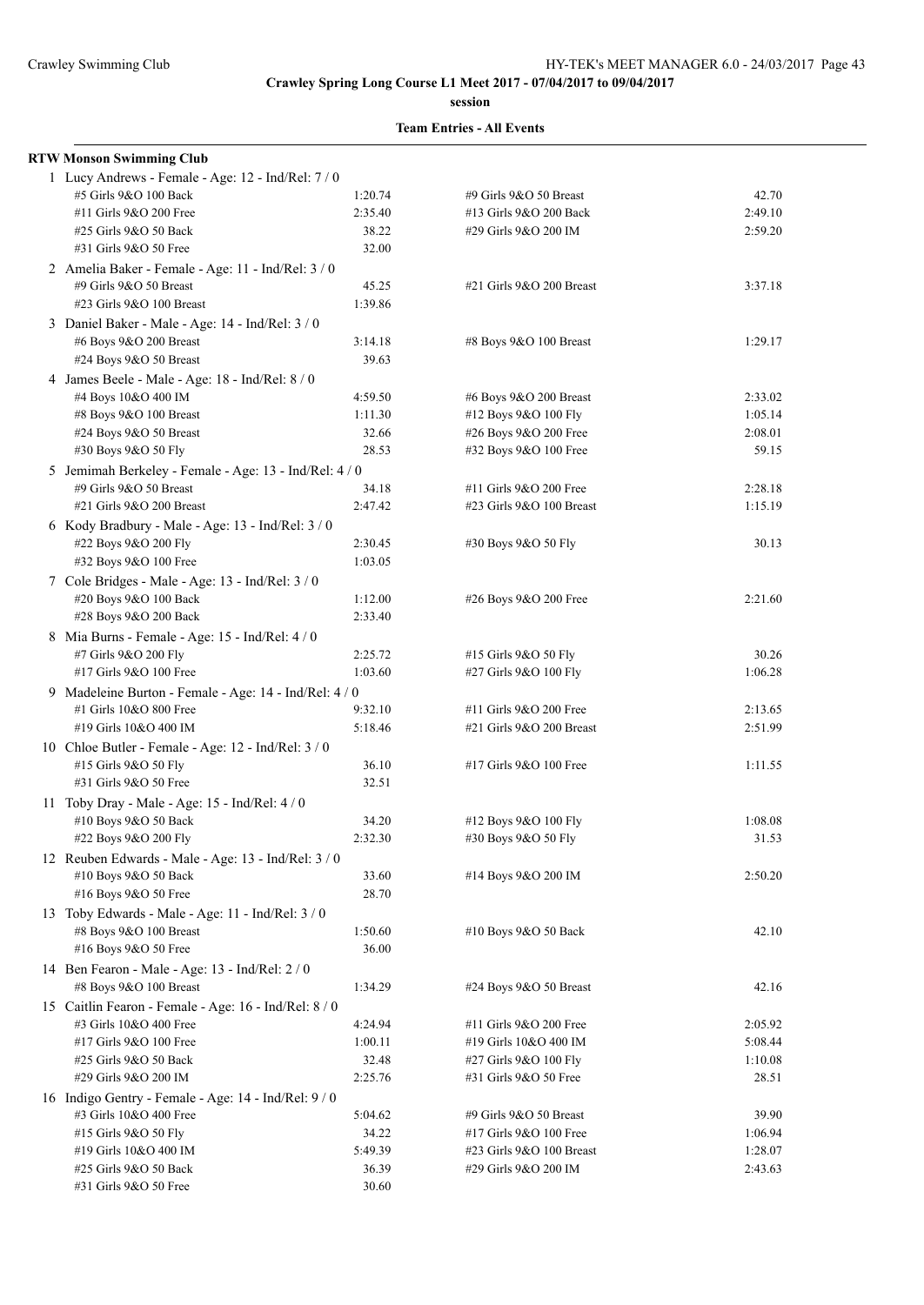**Crawley Spring Long Course L1 Meet 2017 - 07/04/2017 to 09/04/2017**

**session**

**Team Entries - All Events**

**RTW Monson Swimming Club**

1 Lucy Andrews - Female - Age: 12 - Ind/Rel: 7 / 0

| Event | Time | Event | Time |
|---|---|---|---|
| #5 Girls 9&O 100 Back | 1:20.74 | #9 Girls 9&O 50 Breast | 42.70 |
| #11 Girls 9&O 200 Free | 2:35.40 | #13 Girls 9&O 200 Back | 2:49.10 |
| #25 Girls 9&O 50 Back | 38.22 | #29 Girls 9&O 200 IM | 2:59.20 |
| #31 Girls 9&O 50 Free | 32.00 | | |

2 Amelia Baker - Female - Age: 11 - Ind/Rel: 3 / 0

| Event | Time | Event | Time |
|---|---|---|---|
| #9 Girls 9&O 50 Breast | 45.25 | #21 Girls 9&O 200 Breast | 3:37.18 |
| #23 Girls 9&O 100 Breast | 1:39.86 | | |

3 Daniel Baker - Male - Age: 14 - Ind/Rel: 3 / 0

| Event | Time | Event | Time |
|---|---|---|---|
| #6 Boys 9&O 200 Breast | 3:14.18 | #8 Boys 9&O 100 Breast | 1:29.17 |
| #24 Boys 9&O 50 Breast | 39.63 | | |

4 James Beele - Male - Age: 18 - Ind/Rel: 8 / 0

| Event | Time | Event | Time |
|---|---|---|---|
| #4 Boys 10&O 400 IM | 4:59.50 | #6 Boys 9&O 200 Breast | 2:33.02 |
| #8 Boys 9&O 100 Breast | 1:11.30 | #12 Boys 9&O 100 Fly | 1:05.14 |
| #24 Boys 9&O 50 Breast | 32.66 | #26 Boys 9&O 200 Free | 2:08.01 |
| #30 Boys 9&O 50 Fly | 28.53 | #32 Boys 9&O 100 Free | 59.15 |

5 Jemimah Berkeley - Female - Age: 13 - Ind/Rel: 4 / 0

| Event | Time | Event | Time |
|---|---|---|---|
| #9 Girls 9&O 50 Breast | 34.18 | #11 Girls 9&O 200 Free | 2:28.18 |
| #21 Girls 9&O 200 Breast | 2:47.42 | #23 Girls 9&O 100 Breast | 1:15.19 |

6 Kody Bradbury - Male - Age: 13 - Ind/Rel: 3 / 0

| Event | Time | Event | Time |
|---|---|---|---|
| #22 Boys 9&O 200 Fly | 2:30.45 | #30 Boys 9&O 50 Fly | 30.13 |
| #32 Boys 9&O 100 Free | 1:03.05 | | |

7 Cole Bridges - Male - Age: 13 - Ind/Rel: 3 / 0

| Event | Time | Event | Time |
|---|---|---|---|
| #20 Boys 9&O 100 Back | 1:12.00 | #26 Boys 9&O 200 Free | 2:21.60 |
| #28 Boys 9&O 200 Back | 2:33.40 | | |

8 Mia Burns - Female - Age: 15 - Ind/Rel: 4 / 0

| Event | Time | Event | Time |
|---|---|---|---|
| #7 Girls 9&O 200 Fly | 2:25.72 | #15 Girls 9&O 50 Fly | 30.26 |
| #17 Girls 9&O 100 Free | 1:03.60 | #27 Girls 9&O 100 Fly | 1:06.28 |

9 Madeleine Burton - Female - Age: 14 - Ind/Rel: 4 / 0

| Event | Time | Event | Time |
|---|---|---|---|
| #1 Girls 10&O 800 Free | 9:32.10 | #11 Girls 9&O 200 Free | 2:13.65 |
| #19 Girls 10&O 400 IM | 5:18.46 | #21 Girls 9&O 200 Breast | 2:51.99 |

10 Chloe Butler - Female - Age: 12 - Ind/Rel: 3 / 0

| Event | Time | Event | Time |
|---|---|---|---|
| #15 Girls 9&O 50 Fly | 36.10 | #17 Girls 9&O 100 Free | 1:11.55 |
| #31 Girls 9&O 50 Free | 32.51 | | |

11 Toby Dray - Male - Age: 15 - Ind/Rel: 4 / 0

| Event | Time | Event | Time |
|---|---|---|---|
| #10 Boys 9&O 50 Back | 34.20 | #12 Boys 9&O 100 Fly | 1:08.08 |
| #22 Boys 9&O 200 Fly | 2:32.30 | #30 Boys 9&O 50 Fly | 31.53 |

12 Reuben Edwards - Male - Age: 13 - Ind/Rel: 3 / 0

| Event | Time | Event | Time |
|---|---|---|---|
| #10 Boys 9&O 50 Back | 33.60 | #14 Boys 9&O 200 IM | 2:50.20 |
| #16 Boys 9&O 50 Free | 28.70 | | |

13 Toby Edwards - Male - Age: 11 - Ind/Rel: 3 / 0

| Event | Time | Event | Time |
|---|---|---|---|
| #8 Boys 9&O 100 Breast | 1:50.60 | #10 Boys 9&O 50 Back | 42.10 |
| #16 Boys 9&O 50 Free | 36.00 | | |

14 Ben Fearon - Male - Age: 13 - Ind/Rel: 2 / 0

| Event | Time | Event | Time |
|---|---|---|---|
| #8 Boys 9&O 100 Breast | 1:34.29 | #24 Boys 9&O 50 Breast | 42.16 |

15 Caitlin Fearon - Female - Age: 16 - Ind/Rel: 8 / 0

| Event | Time | Event | Time |
|---|---|---|---|
| #3 Girls 10&O 400 Free | 4:24.94 | #11 Girls 9&O 200 Free | 2:05.92 |
| #17 Girls 9&O 100 Free | 1:00.11 | #19 Girls 10&O 400 IM | 5:08.44 |
| #25 Girls 9&O 50 Back | 32.48 | #27 Girls 9&O 100 Fly | 1:10.08 |
| #29 Girls 9&O 200 IM | 2:25.76 | #31 Girls 9&O 50 Free | 28.51 |

16 Indigo Gentry - Female - Age: 14 - Ind/Rel: 9 / 0

| Event | Time | Event | Time |
|---|---|---|---|
| #3 Girls 10&O 400 Free | 5:04.62 | #9 Girls 9&O 50 Breast | 39.90 |
| #15 Girls 9&O 50 Fly | 34.22 | #17 Girls 9&O 100 Free | 1:06.94 |
| #19 Girls 10&O 400 IM | 5:49.39 | #23 Girls 9&O 100 Breast | 1:28.07 |
| #25 Girls 9&O 50 Back | 36.39 | #29 Girls 9&O 200 IM | 2:43.63 |
| #31 Girls 9&O 50 Free | 30.60 | | |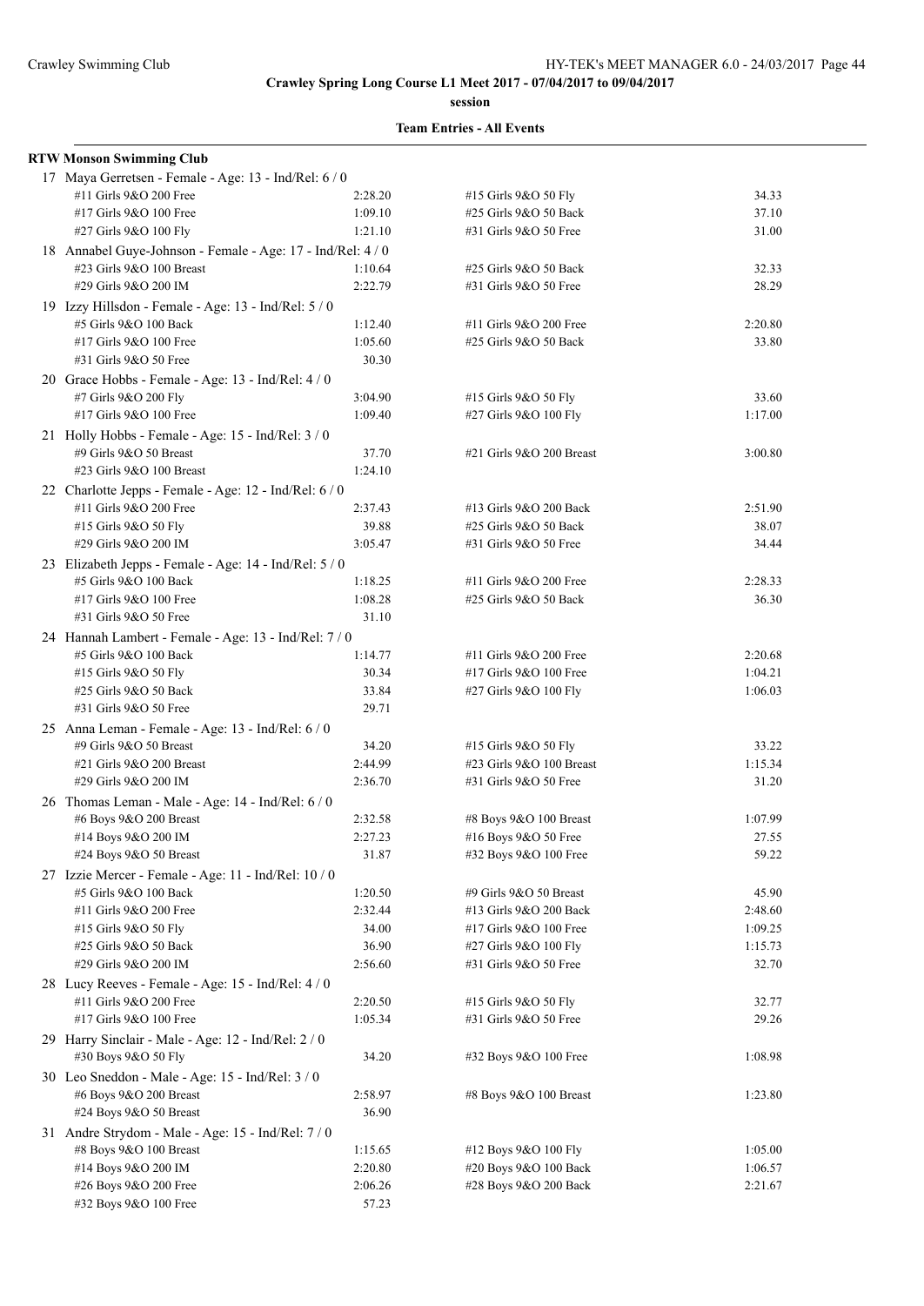**Crawley Spring Long Course L1 Meet 2017 - 07/04/2017 to 09/04/2017**

**session**

**Team Entries - All Events**

**RTW Monson Swimming Club**

17 Maya Gerretsen - Female - Age: 13 - Ind/Rel: 6 / 0

| | | | |
|---|---|---|---|
| #11 Girls 9&O 200 Free | 2:28.20 | #15 Girls 9&O 50 Fly | 34.33 |
| #17 Girls 9&O 100 Free | 1:09.10 | #25 Girls 9&O 50 Back | 37.10 |
| #27 Girls 9&O 100 Fly | 1:21.10 | #31 Girls 9&O 50 Free | 31.00 |

18 Annabel Guye-Johnson - Female - Age: 17 - Ind/Rel: 4 / 0

| | | | |
|---|---|---|---|
| #23 Girls 9&O 100 Breast | 1:10.64 | #25 Girls 9&O 50 Back | 32.33 |
| #29 Girls 9&O 200 IM | 2:22.79 | #31 Girls 9&O 50 Free | 28.29 |

19 Izzy Hillsdon - Female - Age: 13 - Ind/Rel: 5 / 0

| | | | |
|---|---|---|---|
| #5 Girls 9&O 100 Back | 1:12.40 | #11 Girls 9&O 200 Free | 2:20.80 |
| #17 Girls 9&O 100 Free | 1:05.60 | #25 Girls 9&O 50 Back | 33.80 |
| #31 Girls 9&O 50 Free | 30.30 | | |

20 Grace Hobbs - Female - Age: 13 - Ind/Rel: 4 / 0

| | | | |
|---|---|---|---|
| #7 Girls 9&O 200 Fly | 3:04.90 | #15 Girls 9&O 50 Fly | 33.60 |
| #17 Girls 9&O 100 Free | 1:09.40 | #27 Girls 9&O 100 Fly | 1:17.00 |

21 Holly Hobbs - Female - Age: 15 - Ind/Rel: 3 / 0

| | | | |
|---|---|---|---|
| #9 Girls 9&O 50 Breast | 37.70 | #21 Girls 9&O 200 Breast | 3:00.80 |
| #23 Girls 9&O 100 Breast | 1:24.10 | | |

22 Charlotte Jepps - Female - Age: 12 - Ind/Rel: 6 / 0

| | | | |
|---|---|---|---|
| #11 Girls 9&O 200 Free | 2:37.43 | #13 Girls 9&O 200 Back | 2:51.90 |
| #15 Girls 9&O 50 Fly | 39.88 | #25 Girls 9&O 50 Back | 38.07 |
| #29 Girls 9&O 200 IM | 3:05.47 | #31 Girls 9&O 50 Free | 34.44 |

23 Elizabeth Jepps - Female - Age: 14 - Ind/Rel: 5 / 0

| | | | |
|---|---|---|---|
| #5 Girls 9&O 100 Back | 1:18.25 | #11 Girls 9&O 200 Free | 2:28.33 |
| #17 Girls 9&O 100 Free | 1:08.28 | #25 Girls 9&O 50 Back | 36.30 |
| #31 Girls 9&O 50 Free | 31.10 | | |

24 Hannah Lambert - Female - Age: 13 - Ind/Rel: 7 / 0

| | | | |
|---|---|---|---|
| #5 Girls 9&O 100 Back | 1:14.77 | #11 Girls 9&O 200 Free | 2:20.68 |
| #15 Girls 9&O 50 Fly | 30.34 | #17 Girls 9&O 100 Free | 1:04.21 |
| #25 Girls 9&O 50 Back | 33.84 | #27 Girls 9&O 100 Fly | 1:06.03 |
| #31 Girls 9&O 50 Free | 29.71 | | |

25 Anna Leman - Female - Age: 13 - Ind/Rel: 6 / 0

| | | | |
|---|---|---|---|
| #9 Girls 9&O 50 Breast | 34.20 | #15 Girls 9&O 50 Fly | 33.22 |
| #21 Girls 9&O 200 Breast | 2:44.99 | #23 Girls 9&O 100 Breast | 1:15.34 |
| #29 Girls 9&O 200 IM | 2:36.70 | #31 Girls 9&O 50 Free | 31.20 |

26 Thomas Leman - Male - Age: 14 - Ind/Rel: 6 / 0

| | | | |
|---|---|---|---|
| #6 Boys 9&O 200 Breast | 2:32.58 | #8 Boys 9&O 100 Breast | 1:07.99 |
| #14 Boys 9&O 200 IM | 2:27.23 | #16 Boys 9&O 50 Free | 27.55 |
| #24 Boys 9&O 50 Breast | 31.87 | #32 Boys 9&O 100 Free | 59.22 |

27 Izzie Mercer - Female - Age: 11 - Ind/Rel: 10 / 0

| | | | |
|---|---|---|---|
| #5 Girls 9&O 100 Back | 1:20.50 | #9 Girls 9&O 50 Breast | 45.90 |
| #11 Girls 9&O 200 Free | 2:32.44 | #13 Girls 9&O 200 Back | 2:48.60 |
| #15 Girls 9&O 50 Fly | 34.00 | #17 Girls 9&O 100 Free | 1:09.25 |
| #25 Girls 9&O 50 Back | 36.90 | #27 Girls 9&O 100 Fly | 1:15.73 |
| #29 Girls 9&O 200 IM | 2:56.60 | #31 Girls 9&O 50 Free | 32.70 |

28 Lucy Reeves - Female - Age: 15 - Ind/Rel: 4 / 0

| | | | |
|---|---|---|---|
| #11 Girls 9&O 200 Free | 2:20.50 | #15 Girls 9&O 50 Fly | 32.77 |
| #17 Girls 9&O 100 Free | 1:05.34 | #31 Girls 9&O 50 Free | 29.26 |

29 Harry Sinclair - Male - Age: 12 - Ind/Rel: 2 / 0

| | | | |
|---|---|---|---|
| #30 Boys 9&O 50 Fly | 34.20 | #32 Boys 9&O 100 Free | 1:08.98 |

30 Leo Sneddon - Male - Age: 15 - Ind/Rel: 3 / 0

| | | | |
|---|---|---|---|
| #6 Boys 9&O 200 Breast | 2:58.97 | #8 Boys 9&O 100 Breast | 1:23.80 |
| #24 Boys 9&O 50 Breast | 36.90 | | |

31 Andre Strydom - Male - Age: 15 - Ind/Rel: 7 / 0

| | | | |
|---|---|---|---|
| #8 Boys 9&O 100 Breast | 1:15.65 | #12 Boys 9&O 100 Fly | 1:05.00 |
| #14 Boys 9&O 200 IM | 2:20.80 | #20 Boys 9&O 100 Back | 1:06.57 |
| #26 Boys 9&O 200 Free | 2:06.26 | #28 Boys 9&O 200 Back | 2:21.67 |
| #32 Boys 9&O 100 Free | 57.23 | | |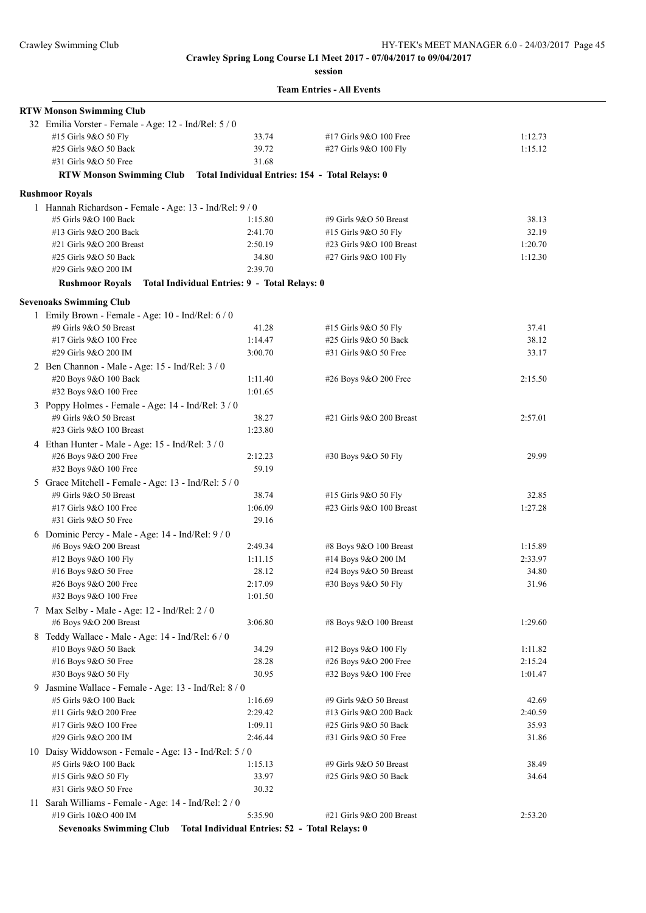**Crawley Spring Long Course L1 Meet 2017 - 07/04/2017 to 09/04/2017**

**session**

**Team Entries - All Events**

**RTW Monson Swimming Club**

32 Emilia Vorster - Female - Age: 12 - Ind/Rel: 5 / 0

| | | | |
|---|---|---|---|
| #15 Girls 9&O 50 Fly | 33.74 | #17 Girls 9&O 100 Free | 1:12.73 |
| #25 Girls 9&O 50 Back | 39.72 | #27 Girls 9&O 100 Fly | 1:15.12 |
| #31 Girls 9&O 50 Free | 31.68 | | |

**RTW Monson Swimming Club Total Individual Entries: 154 - Total Relays: 0**

**Rushmoor Royals**

1 Hannah Richardson - Female - Age: 13 - Ind/Rel: 9 / 0

| | | | |
|---|---|---|---|
| #5 Girls 9&O 100 Back | 1:15.80 | #9 Girls 9&O 50 Breast | 38.13 |
| #13 Girls 9&O 200 Back | 2:41.70 | #15 Girls 9&O 50 Fly | 32.19 |
| #21 Girls 9&O 200 Breast | 2:50.19 | #23 Girls 9&O 100 Breast | 1:20.70 |
| #25 Girls 9&O 50 Back | 34.80 | #27 Girls 9&O 100 Fly | 1:12.30 |
| #29 Girls 9&O 200 IM | 2:39.70 | | |

**Rushmoor Royals Total Individual Entries: 9 - Total Relays: 0**

**Sevenoaks Swimming Club**

1 Emily Brown - Female - Age: 10 - Ind/Rel: 6 / 0

| | | | |
|---|---|---|---|
| #9 Girls 9&O 50 Breast | 41.28 | #15 Girls 9&O 50 Fly | 37.41 |
| #17 Girls 9&O 100 Free | 1:14.47 | #25 Girls 9&O 50 Back | 38.12 |
| #29 Girls 9&O 200 IM | 3:00.70 | #31 Girls 9&O 50 Free | 33.17 |

2 Ben Channon - Male - Age: 15 - Ind/Rel: 3 / 0

| | | | |
|---|---|---|---|
| #20 Boys 9&O 100 Back | 1:11.40 | #26 Boys 9&O 200 Free | 2:15.50 |
| #32 Boys 9&O 100 Free | 1:01.65 | | |

3 Poppy Holmes - Female - Age: 14 - Ind/Rel: 3 / 0

| | | | |
|---|---|---|---|
| #9 Girls 9&O 50 Breast | 38.27 | #21 Girls 9&O 200 Breast | 2:57.01 |
| #23 Girls 9&O 100 Breast | 1:23.80 | | |

4 Ethan Hunter - Male - Age: 15 - Ind/Rel: 3 / 0

| | | | |
|---|---|---|---|
| #26 Boys 9&O 200 Free | 2:12.23 | #30 Boys 9&O 50 Fly | 29.99 |
| #32 Boys 9&O 100 Free | 59.19 | | |

5 Grace Mitchell - Female - Age: 13 - Ind/Rel: 5 / 0

| | | | |
|---|---|---|---|
| #9 Girls 9&O 50 Breast | 38.74 | #15 Girls 9&O 50 Fly | 32.85 |
| #17 Girls 9&O 100 Free | 1:06.09 | #23 Girls 9&O 100 Breast | 1:27.28 |
| #31 Girls 9&O 50 Free | 29.16 | | |

6 Dominic Percy - Male - Age: 14 - Ind/Rel: 9 / 0

| | | | |
|---|---|---|---|
| #6 Boys 9&O 200 Breast | 2:49.34 | #8 Boys 9&O 100 Breast | 1:15.89 |
| #12 Boys 9&O 100 Fly | 1:11.15 | #14 Boys 9&O 200 IM | 2:33.97 |
| #16 Boys 9&O 50 Free | 28.12 | #24 Boys 9&O 50 Breast | 34.80 |
| #26 Boys 9&O 200 Free | 2:17.09 | #30 Boys 9&O 50 Fly | 31.96 |
| #32 Boys 9&O 100 Free | 1:01.50 | | |

7 Max Selby - Male - Age: 12 - Ind/Rel: 2 / 0

| | | | |
|---|---|---|---|
| #6 Boys 9&O 200 Breast | 3:06.80 | #8 Boys 9&O 100 Breast | 1:29.60 |

8 Teddy Wallace - Male - Age: 14 - Ind/Rel: 6 / 0

| | | | |
|---|---|---|---|
| #10 Boys 9&O 50 Back | 34.29 | #12 Boys 9&O 100 Fly | 1:11.82 |
| #16 Boys 9&O 50 Free | 28.28 | #26 Boys 9&O 200 Free | 2:15.24 |
| #30 Boys 9&O 50 Fly | 30.95 | #32 Boys 9&O 100 Free | 1:01.47 |

9 Jasmine Wallace - Female - Age: 13 - Ind/Rel: 8 / 0

| | | | |
|---|---|---|---|
| #5 Girls 9&O 100 Back | 1:16.69 | #9 Girls 9&O 50 Breast | 42.69 |
| #11 Girls 9&O 200 Free | 2:29.42 | #13 Girls 9&O 200 Back | 2:40.59 |
| #17 Girls 9&O 100 Free | 1:09.11 | #25 Girls 9&O 50 Back | 35.93 |
| #29 Girls 9&O 200 IM | 2:46.44 | #31 Girls 9&O 50 Free | 31.86 |

10 Daisy Widdowson - Female - Age: 13 - Ind/Rel: 5 / 0

| | | | |
|---|---|---|---|
| #5 Girls 9&O 100 Back | 1:15.13 | #9 Girls 9&O 50 Breast | 38.49 |
| #15 Girls 9&O 50 Fly | 33.97 | #25 Girls 9&O 50 Back | 34.64 |
| #31 Girls 9&O 50 Free | 30.32 | | |

11 Sarah Williams - Female - Age: 14 - Ind/Rel: 2 / 0

| | | | |
|---|---|---|---|
| #19 Girls 10&O 400 IM | 5:35.90 | #21 Girls 9&O 200 Breast | 2:53.20 |

**Sevenoaks Swimming Club Total Individual Entries: 52 - Total Relays: 0**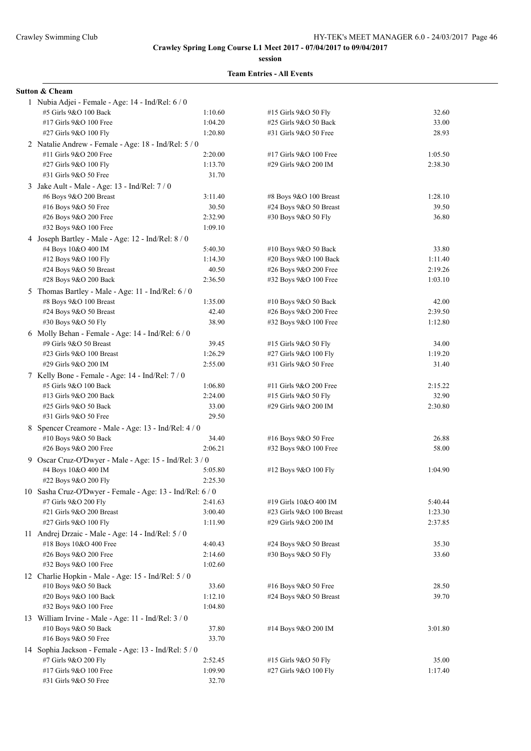**Crawley Spring Long Course L1 Meet 2017 - 07/04/2017 to 09/04/2017**

**session**

**Team Entries - All Events**

**Sutton & Cheam**

1 Nubia Adjei - Female - Age: 14 - Ind/Rel: 6 / 0

| Event | Time | Event | Time |
|---|---|---|---|
| #5 Girls 9&O 100 Back | 1:10.60 | #15 Girls 9&O 50 Fly | 32.60 |
| #17 Girls 9&O 100 Free | 1:04.20 | #25 Girls 9&O 50 Back | 33.00 |
| #27 Girls 9&O 100 Fly | 1:20.80 | #31 Girls 9&O 50 Free | 28.93 |

2 Natalie Andrew - Female - Age: 18 - Ind/Rel: 5 / 0

| Event | Time | Event | Time |
|---|---|---|---|
| #11 Girls 9&O 200 Free | 2:20.00 | #17 Girls 9&O 100 Free | 1:05.50 |
| #27 Girls 9&O 100 Fly | 1:13.70 | #29 Girls 9&O 200 IM | 2:38.30 |
| #31 Girls 9&O 50 Free | 31.70 | | |

3 Jake Ault - Male - Age: 13 - Ind/Rel: 7 / 0

| Event | Time | Event | Time |
|---|---|---|---|
| #6 Boys 9&O 200 Breast | 3:11.40 | #8 Boys 9&O 100 Breast | 1:28.10 |
| #16 Boys 9&O 50 Free | 30.50 | #24 Boys 9&O 50 Breast | 39.50 |
| #26 Boys 9&O 200 Free | 2:32.90 | #30 Boys 9&O 50 Fly | 36.80 |
| #32 Boys 9&O 100 Free | 1:09.10 | | |

4 Joseph Bartley - Male - Age: 12 - Ind/Rel: 8 / 0

| Event | Time | Event | Time |
|---|---|---|---|
| #4 Boys 10&O 400 IM | 5:40.30 | #10 Boys 9&O 50 Back | 33.80 |
| #12 Boys 9&O 100 Fly | 1:14.30 | #20 Boys 9&O 100 Back | 1:11.40 |
| #24 Boys 9&O 50 Breast | 40.50 | #26 Boys 9&O 200 Free | 2:19.26 |
| #28 Boys 9&O 200 Back | 2:36.50 | #32 Boys 9&O 100 Free | 1:03.10 |

5 Thomas Bartley - Male - Age: 11 - Ind/Rel: 6 / 0

| Event | Time | Event | Time |
|---|---|---|---|
| #8 Boys 9&O 100 Breast | 1:35.00 | #10 Boys 9&O 50 Back | 42.00 |
| #24 Boys 9&O 50 Breast | 42.40 | #26 Boys 9&O 200 Free | 2:39.50 |
| #30 Boys 9&O 50 Fly | 38.90 | #32 Boys 9&O 100 Free | 1:12.80 |

6 Molly Behan - Female - Age: 14 - Ind/Rel: 6 / 0

| Event | Time | Event | Time |
|---|---|---|---|
| #9 Girls 9&O 50 Breast | 39.45 | #15 Girls 9&O 50 Fly | 34.00 |
| #23 Girls 9&O 100 Breast | 1:26.29 | #27 Girls 9&O 100 Fly | 1:19.20 |
| #29 Girls 9&O 200 IM | 2:55.00 | #31 Girls 9&O 50 Free | 31.40 |

7 Kelly Bone - Female - Age: 14 - Ind/Rel: 7 / 0

| Event | Time | Event | Time |
|---|---|---|---|
| #5 Girls 9&O 100 Back | 1:06.80 | #11 Girls 9&O 200 Free | 2:15.22 |
| #13 Girls 9&O 200 Back | 2:24.00 | #15 Girls 9&O 50 Fly | 32.90 |
| #25 Girls 9&O 50 Back | 33.00 | #29 Girls 9&O 200 IM | 2:30.80 |
| #31 Girls 9&O 50 Free | 29.50 | | |

8 Spencer Creamore - Male - Age: 13 - Ind/Rel: 4 / 0

| Event | Time | Event | Time |
|---|---|---|---|
| #10 Boys 9&O 50 Back | 34.40 | #16 Boys 9&O 50 Free | 26.88 |
| #26 Boys 9&O 200 Free | 2:06.21 | #32 Boys 9&O 100 Free | 58.00 |

9 Oscar Cruz-O'Dwyer - Male - Age: 15 - Ind/Rel: 3 / 0

| Event | Time | Event | Time |
|---|---|---|---|
| #4 Boys 10&O 400 IM | 5:05.80 | #12 Boys 9&O 100 Fly | 1:04.90 |
| #22 Boys 9&O 200 Fly | 2:25.30 | | |

10 Sasha Cruz-O'Dwyer - Female - Age: 13 - Ind/Rel: 6 / 0

| Event | Time | Event | Time |
|---|---|---|---|
| #7 Girls 9&O 200 Fly | 2:41.63 | #19 Girls 10&O 400 IM | 5:40.44 |
| #21 Girls 9&O 200 Breast | 3:00.40 | #23 Girls 9&O 100 Breast | 1:23.30 |
| #27 Girls 9&O 100 Fly | 1:11.90 | #29 Girls 9&O 200 IM | 2:37.85 |

11 Andrej Drzaic - Male - Age: 14 - Ind/Rel: 5 / 0

| Event | Time | Event | Time |
|---|---|---|---|
| #18 Boys 10&O 400 Free | 4:40.43 | #24 Boys 9&O 50 Breast | 35.30 |
| #26 Boys 9&O 200 Free | 2:14.60 | #30 Boys 9&O 50 Fly | 33.60 |
| #32 Boys 9&O 100 Free | 1:02.60 | | |

12 Charlie Hopkin - Male - Age: 15 - Ind/Rel: 5 / 0

| Event | Time | Event | Time |
|---|---|---|---|
| #10 Boys 9&O 50 Back | 33.60 | #16 Boys 9&O 50 Free | 28.50 |
| #20 Boys 9&O 100 Back | 1:12.10 | #24 Boys 9&O 50 Breast | 39.70 |
| #32 Boys 9&O 100 Free | 1:04.80 | | |

13 William Irvine - Male - Age: 11 - Ind/Rel: 3 / 0

| Event | Time | Event | Time |
|---|---|---|---|
| #10 Boys 9&O 50 Back | 37.80 | #14 Boys 9&O 200 IM | 3:01.80 |
| #16 Boys 9&O 50 Free | 33.70 | | |

14 Sophia Jackson - Female - Age: 13 - Ind/Rel: 5 / 0

| Event | Time | Event | Time |
|---|---|---|---|
| #7 Girls 9&O 200 Fly | 2:52.45 | #15 Girls 9&O 50 Fly | 35.00 |
| #17 Girls 9&O 100 Free | 1:09.90 | #27 Girls 9&O 100 Fly | 1:17.40 |
| #31 Girls 9&O 50 Free | 32.70 | | |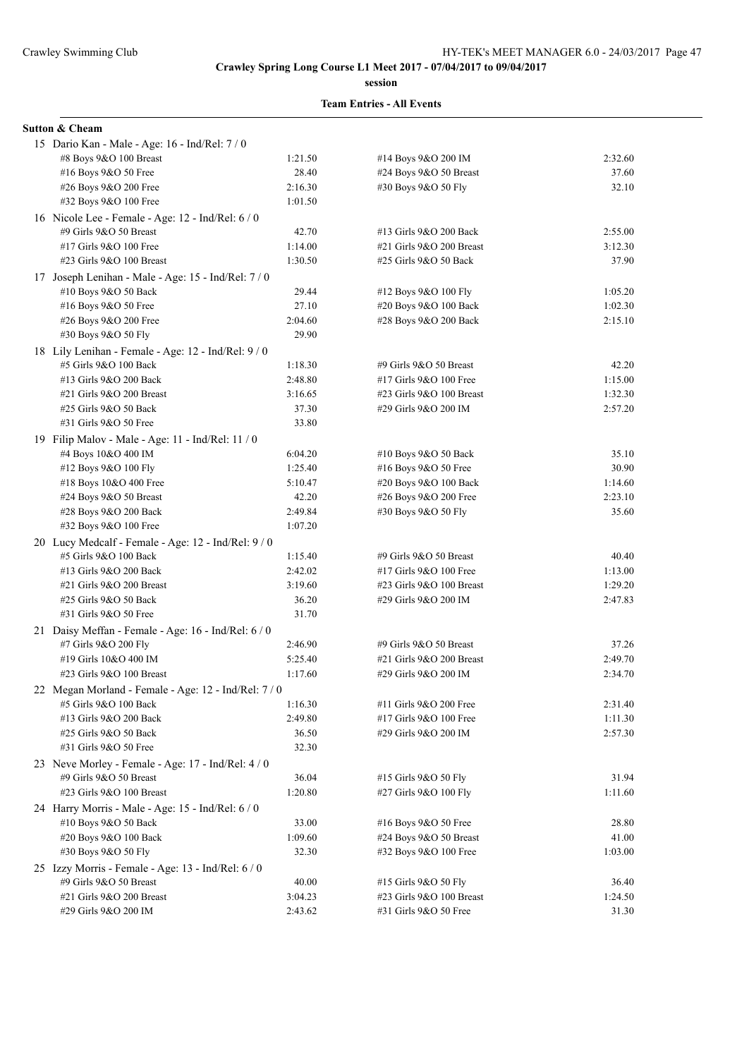**Crawley Spring Long Course L1 Meet 2017 - 07/04/2017 to 09/04/2017**

session

**Team Entries - All Events**

**Sutton & Cheam**

15 Dario Kan - Male - Age: 16 - Ind/Rel: 7 / 0

| Event | Time | Event | Time |
|---|---|---|---|
| #8 Boys 9&O 100 Breast | 1:21.50 | #14 Boys 9&O 200 IM | 2:32.60 |
| #16 Boys 9&O 50 Free | 28.40 | #24 Boys 9&O 50 Breast | 37.60 |
| #26 Boys 9&O 200 Free | 2:16.30 | #30 Boys 9&O 50 Fly | 32.10 |
| #32 Boys 9&O 100 Free | 1:01.50 | | |

16 Nicole Lee - Female - Age: 12 - Ind/Rel: 6 / 0

| Event | Time | Event | Time |
|---|---|---|---|
| #9 Girls 9&O 50 Breast | 42.70 | #13 Girls 9&O 200 Back | 2:55.00 |
| #17 Girls 9&O 100 Free | 1:14.00 | #21 Girls 9&O 200 Breast | 3:12.30 |
| #23 Girls 9&O 100 Breast | 1:30.50 | #25 Girls 9&O 50 Back | 37.90 |

17 Joseph Lenihan - Male - Age: 15 - Ind/Rel: 7 / 0

| Event | Time | Event | Time |
|---|---|---|---|
| #10 Boys 9&O 50 Back | 29.44 | #12 Boys 9&O 100 Fly | 1:05.20 |
| #16 Boys 9&O 50 Free | 27.10 | #20 Boys 9&O 100 Back | 1:02.30 |
| #26 Boys 9&O 200 Free | 2:04.60 | #28 Boys 9&O 200 Back | 2:15.10 |
| #30 Boys 9&O 50 Fly | 29.90 | | |

18 Lily Lenihan - Female - Age: 12 - Ind/Rel: 9 / 0

| Event | Time | Event | Time |
|---|---|---|---|
| #5 Girls 9&O 100 Back | 1:18.30 | #9 Girls 9&O 50 Breast | 42.20 |
| #13 Girls 9&O 200 Back | 2:48.80 | #17 Girls 9&O 100 Free | 1:15.00 |
| #21 Girls 9&O 200 Breast | 3:16.65 | #23 Girls 9&O 100 Breast | 1:32.30 |
| #25 Girls 9&O 50 Back | 37.30 | #29 Girls 9&O 200 IM | 2:57.20 |
| #31 Girls 9&O 50 Free | 33.80 | | |

19 Filip Malov - Male - Age: 11 - Ind/Rel: 11 / 0

| Event | Time | Event | Time |
|---|---|---|---|
| #4 Boys 10&O 400 IM | 6:04.20 | #10 Boys 9&O 50 Back | 35.10 |
| #12 Boys 9&O 100 Fly | 1:25.40 | #16 Boys 9&O 50 Free | 30.90 |
| #18 Boys 10&O 400 Free | 5:10.47 | #20 Boys 9&O 100 Back | 1:14.60 |
| #24 Boys 9&O 50 Breast | 42.20 | #26 Boys 9&O 200 Free | 2:23.10 |
| #28 Boys 9&O 200 Back | 2:49.84 | #30 Boys 9&O 50 Fly | 35.60 |
| #32 Boys 9&O 100 Free | 1:07.20 | | |

20 Lucy Medcalf - Female - Age: 12 - Ind/Rel: 9 / 0

| Event | Time | Event | Time |
|---|---|---|---|
| #5 Girls 9&O 100 Back | 1:15.40 | #9 Girls 9&O 50 Breast | 40.40 |
| #13 Girls 9&O 200 Back | 2:42.02 | #17 Girls 9&O 100 Free | 1:13.00 |
| #21 Girls 9&O 200 Breast | 3:19.60 | #23 Girls 9&O 100 Breast | 1:29.20 |
| #25 Girls 9&O 50 Back | 36.20 | #29 Girls 9&O 200 IM | 2:47.83 |
| #31 Girls 9&O 50 Free | 31.70 | | |

21 Daisy Meffan - Female - Age: 16 - Ind/Rel: 6 / 0

| Event | Time | Event | Time |
|---|---|---|---|
| #7 Girls 9&O 200 Fly | 2:46.90 | #9 Girls 9&O 50 Breast | 37.26 |
| #19 Girls 10&O 400 IM | 5:25.40 | #21 Girls 9&O 200 Breast | 2:49.70 |
| #23 Girls 9&O 100 Breast | 1:17.60 | #29 Girls 9&O 200 IM | 2:34.70 |

22 Megan Morland - Female - Age: 12 - Ind/Rel: 7 / 0

| Event | Time | Event | Time |
|---|---|---|---|
| #5 Girls 9&O 100 Back | 1:16.30 | #11 Girls 9&O 200 Free | 2:31.40 |
| #13 Girls 9&O 200 Back | 2:49.80 | #17 Girls 9&O 100 Free | 1:11.30 |
| #25 Girls 9&O 50 Back | 36.50 | #29 Girls 9&O 200 IM | 2:57.30 |
| #31 Girls 9&O 50 Free | 32.30 | | |

23 Neve Morley - Female - Age: 17 - Ind/Rel: 4 / 0

| Event | Time | Event | Time |
|---|---|---|---|
| #9 Girls 9&O 50 Breast | 36.04 | #15 Girls 9&O 50 Fly | 31.94 |
| #23 Girls 9&O 100 Breast | 1:20.80 | #27 Girls 9&O 100 Fly | 1:11.60 |

24 Harry Morris - Male - Age: 15 - Ind/Rel: 6 / 0

| Event | Time | Event | Time |
|---|---|---|---|
| #10 Boys 9&O 50 Back | 33.00 | #16 Boys 9&O 50 Free | 28.80 |
| #20 Boys 9&O 100 Back | 1:09.60 | #24 Boys 9&O 50 Breast | 41.00 |
| #30 Boys 9&O 50 Fly | 32.30 | #32 Boys 9&O 100 Free | 1:03.00 |

25 Izzy Morris - Female - Age: 13 - Ind/Rel: 6 / 0

| Event | Time | Event | Time |
|---|---|---|---|
| #9 Girls 9&O 50 Breast | 40.00 | #15 Girls 9&O 50 Fly | 36.40 |
| #21 Girls 9&O 200 Breast | 3:04.23 | #23 Girls 9&O 100 Breast | 1:24.50 |
| #29 Girls 9&O 200 IM | 2:43.62 | #31 Girls 9&O 50 Free | 31.30 |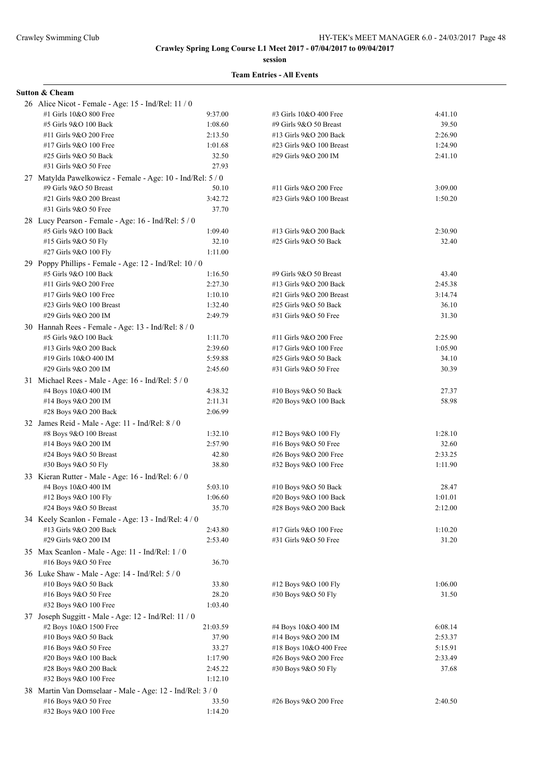**Crawley Spring Long Course L1 Meet 2017 - 07/04/2017 to 09/04/2017**

**session**

**Team Entries - All Events**

**Sutton & Cheam**

26 Alice Nicot - Female - Age: 15 - Ind/Rel: 11 / 0

| Event | Time | Event | Time |
|---|---|---|---|
| #1 Girls 10&O 800 Free | 9:37.00 | #3 Girls 10&O 400 Free | 4:41.10 |
| #5 Girls 9&O 100 Back | 1:08.60 | #9 Girls 9&O 50 Breast | 39.50 |
| #11 Girls 9&O 200 Free | 2:13.50 | #13 Girls 9&O 200 Back | 2:26.90 |
| #17 Girls 9&O 100 Free | 1:01.68 | #23 Girls 9&O 100 Breast | 1:24.90 |
| #25 Girls 9&O 50 Back | 32.50 | #29 Girls 9&O 200 IM | 2:41.10 |
| #31 Girls 9&O 50 Free | 27.93 | | |

27 Matylda Pawelkowicz - Female - Age: 10 - Ind/Rel: 5 / 0

| Event | Time | Event | Time |
|---|---|---|---|
| #9 Girls 9&O 50 Breast | 50.10 | #11 Girls 9&O 200 Free | 3:09.00 |
| #21 Girls 9&O 200 Breast | 3:42.72 | #23 Girls 9&O 100 Breast | 1:50.20 |
| #31 Girls 9&O 50 Free | 37.70 | | |

28 Lucy Pearson - Female - Age: 16 - Ind/Rel: 5 / 0

| Event | Time | Event | Time |
|---|---|---|---|
| #5 Girls 9&O 100 Back | 1:09.40 | #13 Girls 9&O 200 Back | 2:30.90 |
| #15 Girls 9&O 50 Fly | 32.10 | #25 Girls 9&O 50 Back | 32.40 |
| #27 Girls 9&O 100 Fly | 1:11.00 | | |

29 Poppy Phillips - Female - Age: 12 - Ind/Rel: 10 / 0

| Event | Time | Event | Time |
|---|---|---|---|
| #5 Girls 9&O 100 Back | 1:16.50 | #9 Girls 9&O 50 Breast | 43.40 |
| #11 Girls 9&O 200 Free | 2:27.30 | #13 Girls 9&O 200 Back | 2:45.38 |
| #17 Girls 9&O 100 Free | 1:10.10 | #21 Girls 9&O 200 Breast | 3:14.74 |
| #23 Girls 9&O 100 Breast | 1:32.40 | #25 Girls 9&O 50 Back | 36.10 |
| #29 Girls 9&O 200 IM | 2:49.79 | #31 Girls 9&O 50 Free | 31.30 |

30 Hannah Rees - Female - Age: 13 - Ind/Rel: 8 / 0

| Event | Time | Event | Time |
|---|---|---|---|
| #5 Girls 9&O 100 Back | 1:11.70 | #11 Girls 9&O 200 Free | 2:25.90 |
| #13 Girls 9&O 200 Back | 2:39.60 | #17 Girls 9&O 100 Free | 1:05.90 |
| #19 Girls 10&O 400 IM | 5:59.88 | #25 Girls 9&O 50 Back | 34.10 |
| #29 Girls 9&O 200 IM | 2:45.60 | #31 Girls 9&O 50 Free | 30.39 |

31 Michael Rees - Male - Age: 16 - Ind/Rel: 5 / 0

| Event | Time | Event | Time |
|---|---|---|---|
| #4 Boys 10&O 400 IM | 4:38.32 | #10 Boys 9&O 50 Back | 27.37 |
| #14 Boys 9&O 200 IM | 2:11.31 | #20 Boys 9&O 100 Back | 58.98 |
| #28 Boys 9&O 200 Back | 2:06.99 | | |

32 James Reid - Male - Age: 11 - Ind/Rel: 8 / 0

| Event | Time | Event | Time |
|---|---|---|---|
| #8 Boys 9&O 100 Breast | 1:32.10 | #12 Boys 9&O 100 Fly | 1:28.10 |
| #14 Boys 9&O 200 IM | 2:57.90 | #16 Boys 9&O 50 Free | 32.60 |
| #24 Boys 9&O 50 Breast | 42.80 | #26 Boys 9&O 200 Free | 2:33.25 |
| #30 Boys 9&O 50 Fly | 38.80 | #32 Boys 9&O 100 Free | 1:11.90 |

33 Kieran Rutter - Male - Age: 16 - Ind/Rel: 6 / 0

| Event | Time | Event | Time |
|---|---|---|---|
| #4 Boys 10&O 400 IM | 5:03.10 | #10 Boys 9&O 50 Back | 28.47 |
| #12 Boys 9&O 100 Fly | 1:06.60 | #20 Boys 9&O 100 Back | 1:01.01 |
| #24 Boys 9&O 50 Breast | 35.70 | #28 Boys 9&O 200 Back | 2:12.00 |

34 Keely Scanlon - Female - Age: 13 - Ind/Rel: 4 / 0

| Event | Time | Event | Time |
|---|---|---|---|
| #13 Girls 9&O 200 Back | 2:43.80 | #17 Girls 9&O 100 Free | 1:10.20 |
| #29 Girls 9&O 200 IM | 2:53.40 | #31 Girls 9&O 50 Free | 31.20 |

35 Max Scanlon - Male - Age: 11 - Ind/Rel: 1 / 0

| Event | Time | Event | Time |
|---|---|---|---|
| #16 Boys 9&O 50 Free | 36.70 | | |

36 Luke Shaw - Male - Age: 14 - Ind/Rel: 5 / 0

| Event | Time | Event | Time |
|---|---|---|---|
| #10 Boys 9&O 50 Back | 33.80 | #12 Boys 9&O 100 Fly | 1:06.00 |
| #16 Boys 9&O 50 Free | 28.20 | #30 Boys 9&O 50 Fly | 31.50 |
| #32 Boys 9&O 100 Free | 1:03.40 | | |

37 Joseph Suggitt - Male - Age: 12 - Ind/Rel: 11 / 0

| Event | Time | Event | Time |
|---|---|---|---|
| #2 Boys 10&O 1500 Free | 21:03.59 | #4 Boys 10&O 400 IM | 6:08.14 |
| #10 Boys 9&O 50 Back | 37.90 | #14 Boys 9&O 200 IM | 2:53.37 |
| #16 Boys 9&O 50 Free | 33.27 | #18 Boys 10&O 400 Free | 5:15.91 |
| #20 Boys 9&O 100 Back | 1:17.90 | #26 Boys 9&O 200 Free | 2:33.49 |
| #28 Boys 9&O 200 Back | 2:45.22 | #30 Boys 9&O 50 Fly | 37.68 |
| #32 Boys 9&O 100 Free | 1:12.10 | | |

38 Martin Van Domselaar - Male - Age: 12 - Ind/Rel: 3 / 0

| Event | Time | Event | Time |
|---|---|---|---|
| #16 Boys 9&O 50 Free | 33.50 | #26 Boys 9&O 200 Free | 2:40.50 |
| #32 Boys 9&O 100 Free | 1:14.20 | | |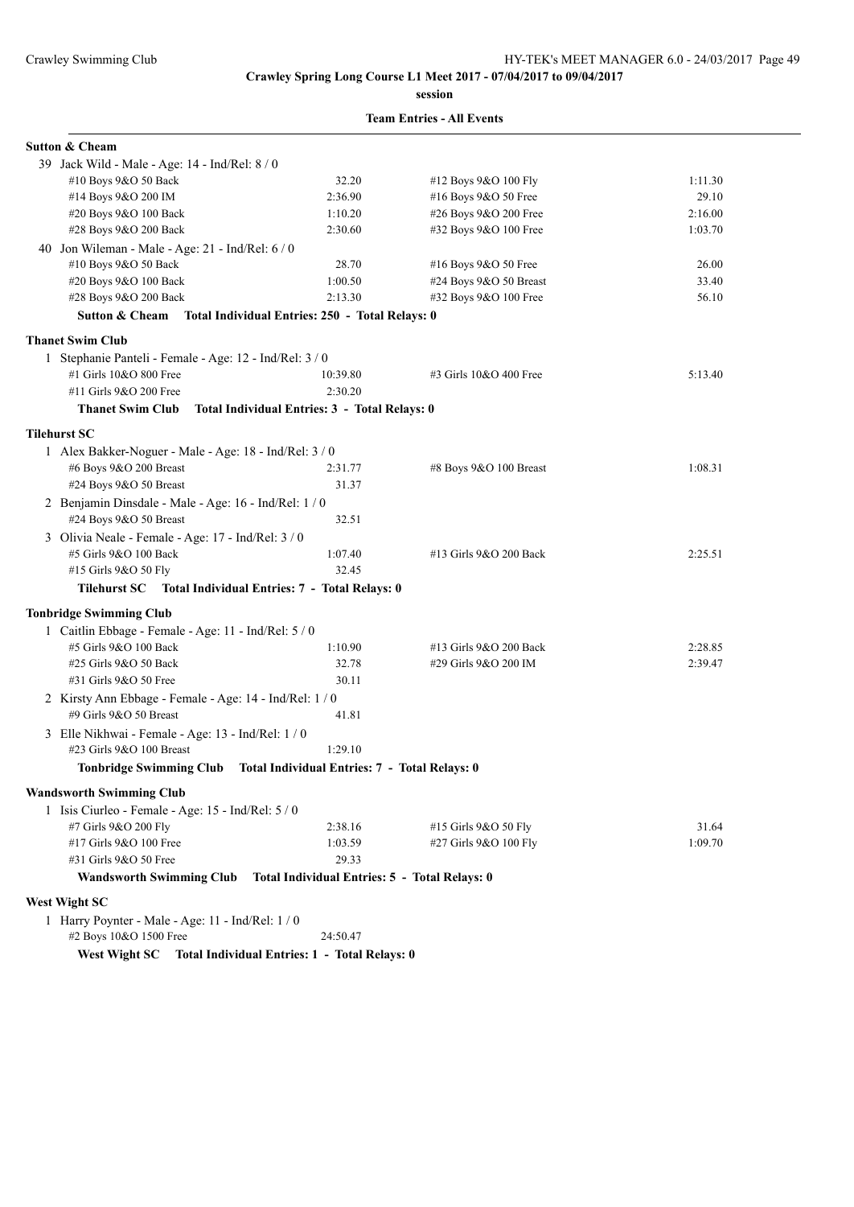**Crawley Spring Long Course L1 Meet 2017 - 07/04/2017 to 09/04/2017**

**session**

**Team Entries - All Events**

**Sutton & Cheam**

39 Jack Wild - Male - Age: 14 - Ind/Rel: 8 / 0

| | | | |
|---|---|---|---|
| #10 Boys 9&O 50 Back | 32.20 | #12 Boys 9&O 100 Fly | 1:11.30 |
| #14 Boys 9&O 200 IM | 2:36.90 | #16 Boys 9&O 50 Free | 29.10 |
| #20 Boys 9&O 100 Back | 1:10.20 | #26 Boys 9&O 200 Free | 2:16.00 |
| #28 Boys 9&O 200 Back | 2:30.60 | #32 Boys 9&O 100 Free | 1:03.70 |

40 Jon Wileman - Male - Age: 21 - Ind/Rel: 6 / 0

| | | | |
|---|---|---|---|
| #10 Boys 9&O 50 Back | 28.70 | #16 Boys 9&O 50 Free | 26.00 |
| #20 Boys 9&O 100 Back | 1:00.50 | #24 Boys 9&O 50 Breast | 33.40 |
| #28 Boys 9&O 200 Back | 2:13.30 | #32 Boys 9&O 100 Free | 56.10 |

**Sutton & Cheam Total Individual Entries: 250 - Total Relays: 0**

**Thanet Swim Club**

1 Stephanie Panteli - Female - Age: 12 - Ind/Rel: 3 / 0

| | | | |
|---|---|---|---|
| #1 Girls 10&O 800 Free | 10:39.80 | #3 Girls 10&O 400 Free | 5:13.40 |
| #11 Girls 9&O 200 Free | 2:30.20 | | |

**Thanet Swim Club Total Individual Entries: 3 - Total Relays: 0**

**Tilehurst SC**

1 Alex Bakker-Noguer - Male - Age: 18 - Ind/Rel: 3 / 0

| | | | |
|---|---|---|---|
| #6 Boys 9&O 200 Breast | 2:31.77 | #8 Boys 9&O 100 Breast | 1:08.31 |
| #24 Boys 9&O 50 Breast | 31.37 | | |

2 Benjamin Dinsdale - Male - Age: 16 - Ind/Rel: 1 / 0

| | | | |
|---|---|---|---|
| #24 Boys 9&O 50 Breast | 32.51 | | |

3 Olivia Neale - Female - Age: 17 - Ind/Rel: 3 / 0

| | | | |
|---|---|---|---|
| #5 Girls 9&O 100 Back | 1:07.40 | #13 Girls 9&O 200 Back | 2:25.51 |
| #15 Girls 9&O 50 Fly | 32.45 | | |

**Tilehurst SC Total Individual Entries: 7 - Total Relays: 0**

**Tonbridge Swimming Club**

1 Caitlin Ebbage - Female - Age: 11 - Ind/Rel: 5 / 0

| | | | |
|---|---|---|---|
| #5 Girls 9&O 100 Back | 1:10.90 | #13 Girls 9&O 200 Back | 2:28.85 |
| #25 Girls 9&O 50 Back | 32.78 | #29 Girls 9&O 200 IM | 2:39.47 |
| #31 Girls 9&O 50 Free | 30.11 | | |

2 Kirsty Ann Ebbage - Female - Age: 14 - Ind/Rel: 1 / 0

| | | | |
|---|---|---|---|
| #9 Girls 9&O 50 Breast | 41.81 | | |

3 Elle Nikhwai - Female - Age: 13 - Ind/Rel: 1 / 0

| | | | |
|---|---|---|---|
| #23 Girls 9&O 100 Breast | 1:29.10 | | |

**Tonbridge Swimming Club Total Individual Entries: 7 - Total Relays: 0**

**Wandsworth Swimming Club**

1 Isis Ciurleo - Female - Age: 15 - Ind/Rel: 5 / 0

| | | | |
|---|---|---|---|
| #7 Girls 9&O 200 Fly | 2:38.16 | #15 Girls 9&O 50 Fly | 31.64 |
| #17 Girls 9&O 100 Free | 1:03.59 | #27 Girls 9&O 100 Fly | 1:09.70 |
| #31 Girls 9&O 50 Free | 29.33 | | |

**Wandsworth Swimming Club Total Individual Entries: 5 - Total Relays: 0**

**West Wight SC**

1 Harry Poynter - Male - Age: 11 - Ind/Rel: 1 / 0

| | | | |
|---|---|---|---|
| #2 Boys 10&O 1500 Free | 24:50.47 | | |

**West Wight SC Total Individual Entries: 1 - Total Relays: 0**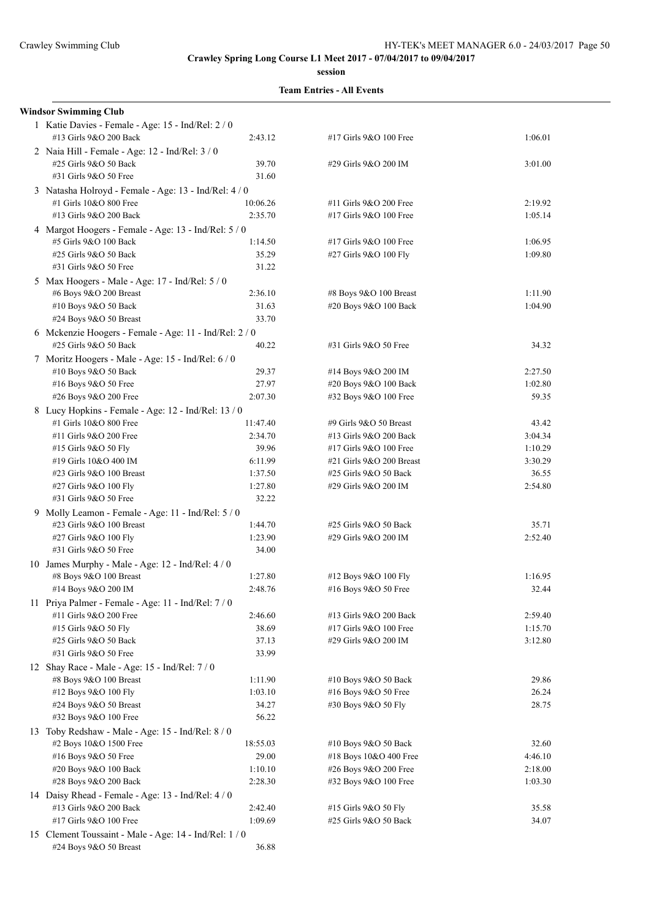**Crawley Spring Long Course L1 Meet 2017 - 07/04/2017 to 09/04/2017**

**session**

**Team Entries - All Events**

**Windsor Swimming Club**

1 Katie Davies - Female - Age: 15 - Ind/Rel: 2 / 0

| | | | |
|---|---|---|---|
| #13 Girls 9&O 200 Back | 2:43.12 | #17 Girls 9&O 100 Free | 1:06.01 |

2 Naia Hill - Female - Age: 12 - Ind/Rel: 3 / 0

| | | | |
|---|---|---|---|
| #25 Girls 9&O 50 Back | 39.70 | #29 Girls 9&O 200 IM | 3:01.00 |
| #31 Girls 9&O 50 Free | 31.60 | | |

3 Natasha Holroyd - Female - Age: 13 - Ind/Rel: 4 / 0

| | | | |
|---|---|---|---|
| #1 Girls 10&O 800 Free | 10:06.26 | #11 Girls 9&O 200 Free | 2:19.92 |
| #13 Girls 9&O 200 Back | 2:35.70 | #17 Girls 9&O 100 Free | 1:05.14 |

4 Margot Hoogers - Female - Age: 13 - Ind/Rel: 5 / 0

| | | | |
|---|---|---|---|
| #5 Girls 9&O 100 Back | 1:14.50 | #17 Girls 9&O 100 Free | 1:06.95 |
| #25 Girls 9&O 50 Back | 35.29 | #27 Girls 9&O 100 Fly | 1:09.80 |
| #31 Girls 9&O 50 Free | 31.22 | | |

5 Max Hoogers - Male - Age: 17 - Ind/Rel: 5 / 0

| | | | |
|---|---|---|---|
| #6 Boys 9&O 200 Breast | 2:36.10 | #8 Boys 9&O 100 Breast | 1:11.90 |
| #10 Boys 9&O 50 Back | 31.63 | #20 Boys 9&O 100 Back | 1:04.90 |
| #24 Boys 9&O 50 Breast | 33.70 | | |

6 Mckenzie Hoogers - Female - Age: 11 - Ind/Rel: 2 / 0

| | | | |
|---|---|---|---|
| #25 Girls 9&O 50 Back | 40.22 | #31 Girls 9&O 50 Free | 34.32 |

7 Moritz Hoogers - Male - Age: 15 - Ind/Rel: 6 / 0

| | | | |
|---|---|---|---|
| #10 Boys 9&O 50 Back | 29.37 | #14 Boys 9&O 200 IM | 2:27.50 |
| #16 Boys 9&O 50 Free | 27.97 | #20 Boys 9&O 100 Back | 1:02.80 |
| #26 Boys 9&O 200 Free | 2:07.30 | #32 Boys 9&O 100 Free | 59.35 |

8 Lucy Hopkins - Female - Age: 12 - Ind/Rel: 13 / 0

| | | | |
|---|---|---|---|
| #1 Girls 10&O 800 Free | 11:47.40 | #9 Girls 9&O 50 Breast | 43.42 |
| #11 Girls 9&O 200 Free | 2:34.70 | #13 Girls 9&O 200 Back | 3:04.34 |
| #15 Girls 9&O 50 Fly | 39.96 | #17 Girls 9&O 100 Free | 1:10.29 |
| #19 Girls 10&O 400 IM | 6:11.99 | #21 Girls 9&O 200 Breast | 3:30.29 |
| #23 Girls 9&O 100 Breast | 1:37.50 | #25 Girls 9&O 50 Back | 36.55 |
| #27 Girls 9&O 100 Fly | 1:27.80 | #29 Girls 9&O 200 IM | 2:54.80 |
| #31 Girls 9&O 50 Free | 32.22 | | |

9 Molly Leamon - Female - Age: 11 - Ind/Rel: 5 / 0

| | | | |
|---|---|---|---|
| #23 Girls 9&O 100 Breast | 1:44.70 | #25 Girls 9&O 50 Back | 35.71 |
| #27 Girls 9&O 100 Fly | 1:23.90 | #29 Girls 9&O 200 IM | 2:52.40 |
| #31 Girls 9&O 50 Free | 34.00 | | |

10 James Murphy - Male - Age: 12 - Ind/Rel: 4 / 0

| | | | |
|---|---|---|---|
| #8 Boys 9&O 100 Breast | 1:27.80 | #12 Boys 9&O 100 Fly | 1:16.95 |
| #14 Boys 9&O 200 IM | 2:48.76 | #16 Boys 9&O 50 Free | 32.44 |

11 Priya Palmer - Female - Age: 11 - Ind/Rel: 7 / 0

| | | | |
|---|---|---|---|
| #11 Girls 9&O 200 Free | 2:46.60 | #13 Girls 9&O 200 Back | 2:59.40 |
| #15 Girls 9&O 50 Fly | 38.69 | #17 Girls 9&O 100 Free | 1:15.70 |
| #25 Girls 9&O 50 Back | 37.13 | #29 Girls 9&O 200 IM | 3:12.80 |
| #31 Girls 9&O 50 Free | 33.99 | | |

12 Shay Race - Male - Age: 15 - Ind/Rel: 7 / 0

| | | | |
|---|---|---|---|
| #8 Boys 9&O 100 Breast | 1:11.90 | #10 Boys 9&O 50 Back | 29.86 |
| #12 Boys 9&O 100 Fly | 1:03.10 | #16 Boys 9&O 50 Free | 26.24 |
| #24 Boys 9&O 50 Breast | 34.27 | #30 Boys 9&O 50 Fly | 28.75 |
| #32 Boys 9&O 100 Free | 56.22 | | |

13 Toby Redshaw - Male - Age: 15 - Ind/Rel: 8 / 0

| | | | |
|---|---|---|---|
| #2 Boys 10&O 1500 Free | 18:55.03 | #10 Boys 9&O 50 Back | 32.60 |
| #16 Boys 9&O 50 Free | 29.00 | #18 Boys 10&O 400 Free | 4:46.10 |
| #20 Boys 9&O 100 Back | 1:10.10 | #26 Boys 9&O 200 Free | 2:18.00 |
| #28 Boys 9&O 200 Back | 2:28.30 | #32 Boys 9&O 100 Free | 1:03.30 |

14 Daisy Rhead - Female - Age: 13 - Ind/Rel: 4 / 0

| | | | |
|---|---|---|---|
| #13 Girls 9&O 200 Back | 2:42.40 | #15 Girls 9&O 50 Fly | 35.58 |
| #17 Girls 9&O 100 Free | 1:09.69 | #25 Girls 9&O 50 Back | 34.07 |

15 Clement Toussaint - Male - Age: 14 - Ind/Rel: 1 / 0

| | |
|---|---|
| #24 Boys 9&O 50 Breast | 36.88 |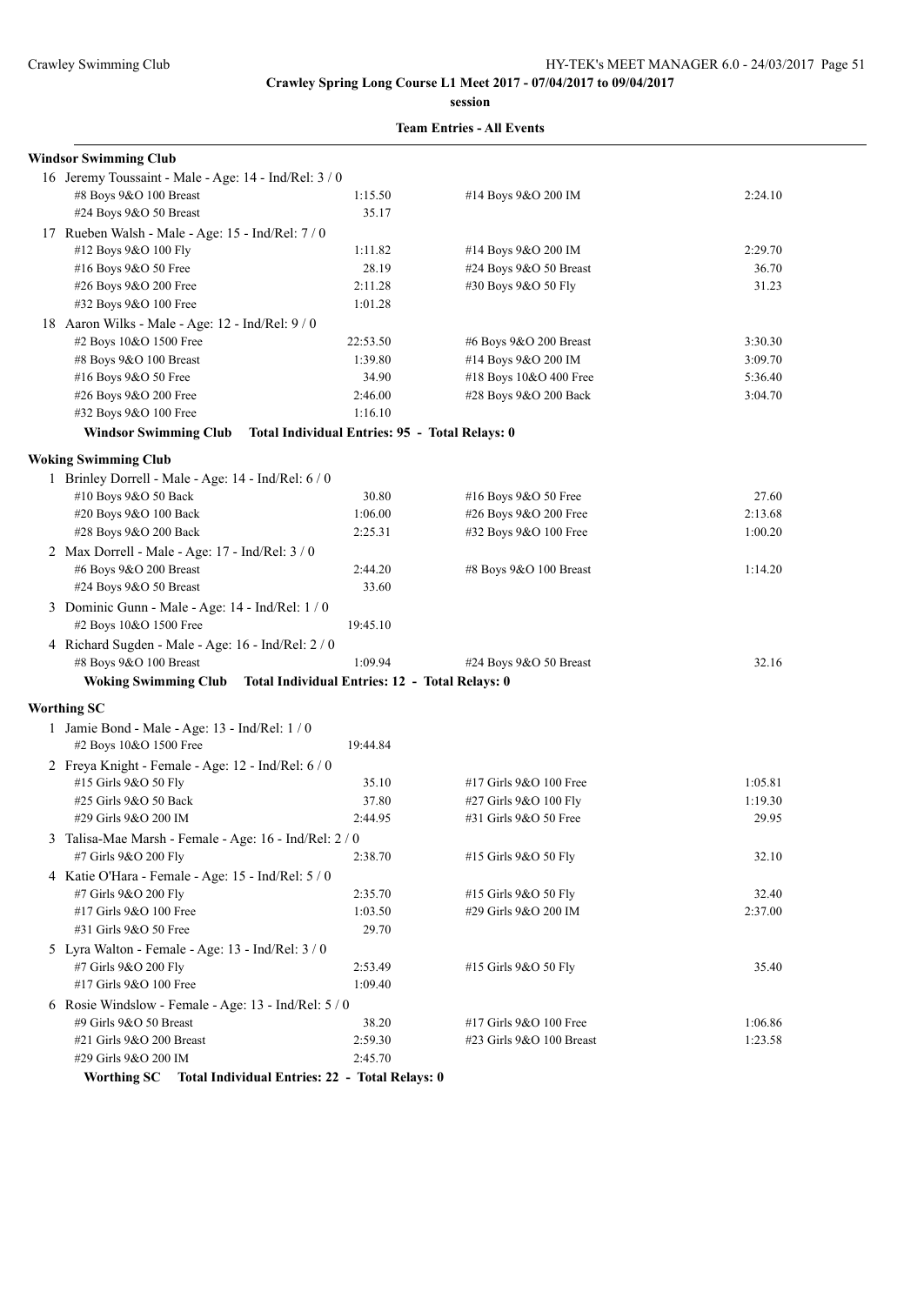**Crawley Spring Long Course L1 Meet 2017 - 07/04/2017 to 09/04/2017**

**session**

**Team Entries - All Events**

**Windsor Swimming Club**

16 Jeremy Toussaint - Male - Age: 14 - Ind/Rel: 3 / 0

| | | | |
|---|---|---|---|
| #8 Boys 9&O 100 Breast | 1:15.50 | #14 Boys 9&O 200 IM | 2:24.10 |
| #24 Boys 9&O 50 Breast | 35.17 | | |

17 Rueben Walsh - Male - Age: 15 - Ind/Rel: 7 / 0

| | | | |
|---|---|---|---|
| #12 Boys 9&O 100 Fly | 1:11.82 | #14 Boys 9&O 200 IM | 2:29.70 |
| #16 Boys 9&O 50 Free | 28.19 | #24 Boys 9&O 50 Breast | 36.70 |
| #26 Boys 9&O 200 Free | 2:11.28 | #30 Boys 9&O 50 Fly | 31.23 |
| #32 Boys 9&O 100 Free | 1:01.28 | | |

18 Aaron Wilks - Male - Age: 12 - Ind/Rel: 9 / 0

| | | | |
|---|---|---|---|
| #2 Boys 10&O 1500 Free | 22:53.50 | #6 Boys 9&O 200 Breast | 3:30.30 |
| #8 Boys 9&O 100 Breast | 1:39.80 | #14 Boys 9&O 200 IM | 3:09.70 |
| #16 Boys 9&O 50 Free | 34.90 | #18 Boys 10&O 400 Free | 5:36.40 |
| #26 Boys 9&O 200 Free | 2:46.00 | #28 Boys 9&O 200 Back | 3:04.70 |
| #32 Boys 9&O 100 Free | 1:16.10 | | |

**Windsor Swimming Club Total Individual Entries: 95 - Total Relays: 0**

**Woking Swimming Club**

1 Brinley Dorrell - Male - Age: 14 - Ind/Rel: 6 / 0

| | | | |
|---|---|---|---|
| #10 Boys 9&O 50 Back | 30.80 | #16 Boys 9&O 50 Free | 27.60 |
| #20 Boys 9&O 100 Back | 1:06.00 | #26 Boys 9&O 200 Free | 2:13.68 |
| #28 Boys 9&O 200 Back | 2:25.31 | #32 Boys 9&O 100 Free | 1:00.20 |

2 Max Dorrell - Male - Age: 17 - Ind/Rel: 3 / 0

| | | | |
|---|---|---|---|
| #6 Boys 9&O 200 Breast | 2:44.20 | #8 Boys 9&O 100 Breast | 1:14.20 |
| #24 Boys 9&O 50 Breast | 33.60 | | |

3 Dominic Gunn - Male - Age: 14 - Ind/Rel: 1 / 0

| | | | |
|---|---|---|---|
| #2 Boys 10&O 1500 Free | 19:45.10 | | |

4 Richard Sugden - Male - Age: 16 - Ind/Rel: 2 / 0

| | | | |
|---|---|---|---|
| #8 Boys 9&O 100 Breast | 1:09.94 | #24 Boys 9&O 50 Breast | 32.16 |

**Woking Swimming Club Total Individual Entries: 12 - Total Relays: 0**

**Worthing SC**

1 Jamie Bond - Male - Age: 13 - Ind/Rel: 1 / 0

| | | | |
|---|---|---|---|
| #2 Boys 10&O 1500 Free | 19:44.84 | | |

2 Freya Knight - Female - Age: 12 - Ind/Rel: 6 / 0

| | | | |
|---|---|---|---|
| #15 Girls 9&O 50 Fly | 35.10 | #17 Girls 9&O 100 Free | 1:05.81 |
| #25 Girls 9&O 50 Back | 37.80 | #27 Girls 9&O 100 Fly | 1:19.30 |
| #29 Girls 9&O 200 IM | 2:44.95 | #31 Girls 9&O 50 Free | 29.95 |

3 Talisa-Mae Marsh - Female - Age: 16 - Ind/Rel: 2 / 0

| | | | |
|---|---|---|---|
| #7 Girls 9&O 200 Fly | 2:38.70 | #15 Girls 9&O 50 Fly | 32.10 |

4 Katie O'Hara - Female - Age: 15 - Ind/Rel: 5 / 0

| | | | |
|---|---|---|---|
| #7 Girls 9&O 200 Fly | 2:35.70 | #15 Girls 9&O 50 Fly | 32.40 |
| #17 Girls 9&O 100 Free | 1:03.50 | #29 Girls 9&O 200 IM | 2:37.00 |
| #31 Girls 9&O 50 Free | 29.70 | | |

5 Lyra Walton - Female - Age: 13 - Ind/Rel: 3 / 0

| | | | |
|---|---|---|---|
| #7 Girls 9&O 200 Fly | 2:53.49 | #15 Girls 9&O 50 Fly | 35.40 |
| #17 Girls 9&O 100 Free | 1:09.40 | | |

6 Rosie Windslow - Female - Age: 13 - Ind/Rel: 5 / 0

| | | | |
|---|---|---|---|
| #9 Girls 9&O 50 Breast | 38.20 | #17 Girls 9&O 100 Free | 1:06.86 |
| #21 Girls 9&O 200 Breast | 2:59.30 | #23 Girls 9&O 100 Breast | 1:23.58 |
| #29 Girls 9&O 200 IM | 2:45.70 | | |

**Worthing SC Total Individual Entries: 22 - Total Relays: 0**